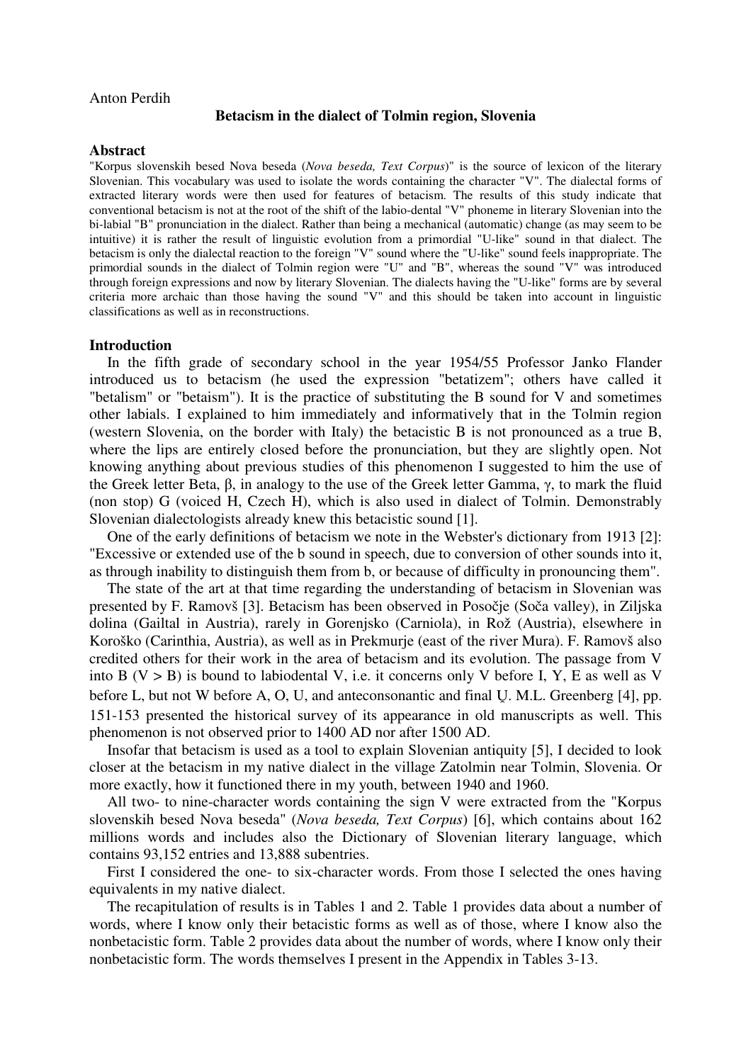Anton Perdih

**Betacism in the dialect of Tolmin region, Slovenia**

## Abstract

"Korpus slovenskih besed Nova beseda (*Nova beseda, Text Corpus*)" is the source of lexicon of the literary Slovenian. This vocabulary was used to isolate the words containing the character "V". The dialectal forms of extracted literary words were then used for features of betacism. The results of this study indicate that conventional betacism is not at the root of the shift of the labio-dental "V" phoneme in literary Slovenian into the bi-labial "B" pronunciation in the dialect. Rather than being a mechanical (automatic) change (as may seem to be intuitive) it is rather the result of linguistic evolution from a primordial "U-like" sound in that dialect. The betacism is only the dialectal reaction to the foreign "V" sound where the "U-like" sound feels inappropriate. The primordial sounds in the dialect of Tolmin region were "U" and "B", whereas the sound "V" was introduced through foreign expressions and now by literary Slovenian. The dialects having the "U-like" forms are by several criteria more archaic than those having the sound "V" and this should be taken into account in linguistic classifications as well as in reconstructions.

## Introduction

In the fifth grade of secondary school in the year 1954/55 Professor Janko Flander introduced us to betacism (he used the expression "betatizem"; others have called it "betalism" or "betaism"). It is the practice of substituting the B sound for V and sometimes other labials. I explained to him immediately and informatively that in the Tolmin region (western Slovenia, on the border with Italy) the betacistic B is not pronounced as a true B, where the lips are entirely closed before the pronunciation, but they are slightly open. Not knowing anything about previous studies of this phenomenon I suggested to him the use of the Greek letter Beta, β, in analogy to the use of the Greek letter Gamma, γ, to mark the fluid (non stop) G (voiced H, Czech H), which is also used in dialect of Tolmin. Demonstrably Slovenian dialectologists already knew this betacistic sound [1].

One of the early definitions of betacism we note in the Webster's dictionary from 1913 [2]: "Excessive or extended use of the b sound in speech, due to conversion of other sounds into it, as through inability to distinguish them from b, or because of difficulty in pronouncing them".

The state of the art at that time regarding the understanding of betacism in Slovenian was presented by F. Ramovš [3]. Betacism has been observed in Posočje (Soča valley), in Ziljska dolina (Gailtal in Austria), rarely in Gorenjsko (Carniola), in Rož (Austria), elsewhere in Koroško (Carinthia, Austria), as well as in Prekmurje (east of the river Mura). F. Ramovš also credited others for their work in the area of betacism and its evolution. The passage from V into B (V > B) is bound to labiodental V, i.e. it concerns only V before I, Y, E as well as V before L, but not W before A, O, U, and anteconsonantic and final U̯. M.L. Greenberg [4], pp. 151-153 presented the historical survey of its appearance in old manuscripts as well. This phenomenon is not observed prior to 1400 AD nor after 1500 AD.

Insofar that betacism is used as a tool to explain Slovenian antiquity [5], I decided to look closer at the betacism in my native dialect in the village Zatolmin near Tolmin, Slovenia. Or more exactly, how it functioned there in my youth, between 1940 and 1960.

All two- to nine-character words containing the sign V were extracted from the "Korpus slovenskih besed Nova beseda" (*Nova beseda, Text Corpus*) [6], which contains about 162 millions words and includes also the Dictionary of Slovenian literary language, which contains 93,152 entries and 13,888 subentries.

First I considered the one- to six-character words. From those I selected the ones having equivalents in my native dialect.

The recapitulation of results is in Tables 1 and 2. Table 1 provides data about a number of words, where I know only their betacistic forms as well as of those, where I know also the nonbetacistic form. Table 2 provides data about the number of words, where I know only their nonbetacistic form. The words themselves I present in the Appendix in Tables 3-13.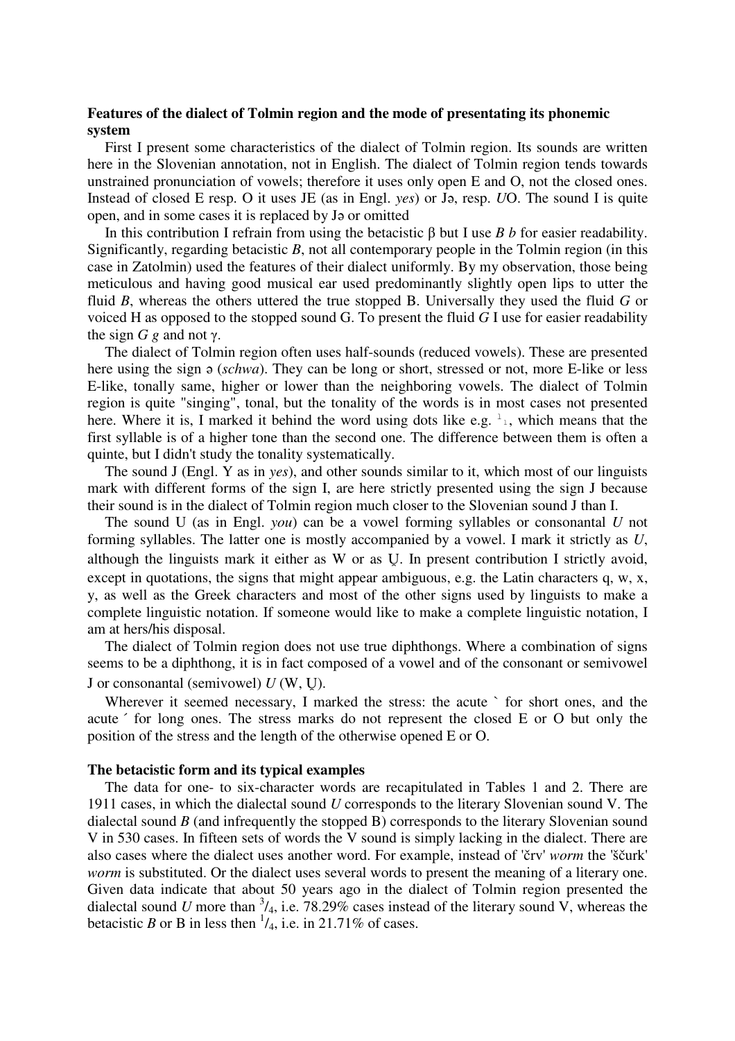**Features of the dialect of Tolmin region and the mode of presentating its phonemic system**

First I present some characteristics of the dialect of Tolmin region. Its sounds are written here in the Slovenian annotation, not in English. The dialect of Tolmin region tends towards unstrained pronunciation of vowels; therefore it uses only open E and O, not the closed ones. Instead of closed E resp. O it uses JE (as in Engl. *yes*) or Jə, resp. *U*O. The sound I is quite open, and in some cases it is replaced by Jə or omitted

In this contribution I refrain from using the betacistic β but I use *B b* for easier readability. Significantly, regarding betacistic *B*, not all contemporary people in the Tolmin region (in this case in Zatolmin) used the features of their dialect uniformly. By my observation, those being meticulous and having good musical ear used predominantly slightly open lips to utter the fluid *B*, whereas the others uttered the true stopped B. Universally they used the fluid *G* or voiced H as opposed to the stopped sound G. To present the fluid *G* I use for easier readability the sign *G g* and not γ.

The dialect of Tolmin region often uses half-sounds (reduced vowels). These are presented here using the sign ə (*schwa*). They can be long or short, stressed or not, more E-like or less E-like, tonally same, higher or lower than the neighboring vowels. The dialect of Tolmin region is quite "singing", tonal, but the tonality of the words is in most cases not presented here. Where it is, I marked it behind the word using dots like e.g. ˙., which means that the first syllable is of a higher tone than the second one. The difference between them is often a quinte, but I didn't study the tonality systematically.

The sound J (Engl. Y as in *yes*), and other sounds similar to it, which most of our linguists mark with different forms of the sign I, are here strictly presented using the sign J because their sound is in the dialect of Tolmin region much closer to the Slovenian sound J than I.

The sound U (as in Engl. *you*) can be a vowel forming syllables or consonantal *U* not forming syllables. The latter one is mostly accompanied by a vowel. I mark it strictly as *U*, although the linguists mark it either as W or as U̯. In present contribution I strictly avoid, except in quotations, the signs that might appear ambiguous, e.g. the Latin characters q, w, x, y, as well as the Greek characters and most of the other signs used by linguists to make a complete linguistic notation. If someone would like to make a complete linguistic notation, I am at hers/his disposal.

The dialect of Tolmin region does not use true diphthongs. Where a combination of signs seems to be a diphthong, it is in fact composed of a vowel and of the consonant or semivowel J or consonantal (semivowel) *U* (W, U̯).

Wherever it seemed necessary, I marked the stress: the acute ` for short ones, and the acute ´ for long ones. The stress marks do not represent the closed E or O but only the position of the stress and the length of the otherwise opened E or O.

**The betacistic form and its typical examples**

The data for one- to six-character words are recapitulated in Tables 1 and 2. There are 1911 cases, in which the dialectal sound *U* corresponds to the literary Slovenian sound V. The dialectal sound *B* (and infrequently the stopped B) corresponds to the literary Slovenian sound V in 530 cases. In fifteen sets of words the V sound is simply lacking in the dialect. There are also cases where the dialect uses another word. For example, instead of 'črv' *worm* the 'ščurk' *worm* is substituted. Or the dialect uses several words to present the meaning of a literary one. Given data indicate that about 50 years ago in the dialect of Tolmin region presented the dialectal sound *U* more than $^3/_4$, i.e. 78.29% cases instead of the literary sound V, whereas the betacistic *B* or B in less then $^1/_4$, i.e. in 21.71% of cases.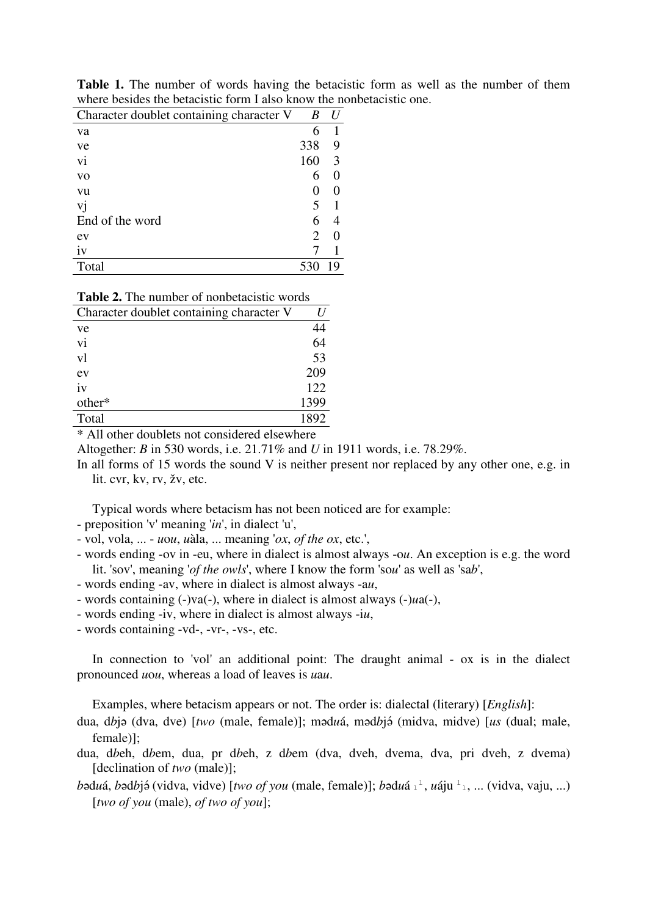**Table 1.** The number of words having the betacistic form as well as the number of them where besides the betacistic form I also know the nonbetacistic one.

| Character doublet containing character V | *B* | *U* |
|---|---|---|
| va | 6 | 1 |
| ve | 338 | 9 |
| vi | 160 | 3 |
| vo | 6 | 0 |
| vu | 0 | 0 |
| vj | 5 | 1 |
| End of the word | 6 | 4 |
| ev | 2 | 0 |
| iv | 7 | 1 |
| Total | 530 | 19 |

**Table 2.** The number of nonbetacistic words

| Character doublet containing character V | *U* |
|---|---|
| ve | 44 |
| vi | 64 |
| vl | 53 |
| ev | 209 |
| iv | 122 |
| other* | 1399 |
| Total | 1892 |

* All other doublets not considered elsewhere

Altogether: *B* in 530 words, i.e. 21.71% and *U* in 1911 words, i.e. 78.29%.

In all forms of 15 words the sound V is neither present nor replaced by any other one, e.g. in lit. cvr, kv, rv, žv, etc.

Typical words where betacism has not been noticed are for example:

- preposition 'v' meaning '*in*', in dialect 'u',
- vol, vola, ... - *u*o*u*, *u*àla, ... meaning '*ox*, *of the ox*, etc.',
- words ending -ov in -eu, where in dialect is almost always -o*u*. An exception is e.g. the word lit. 'sov', meaning '*of the owls*', where I know the form 'so*u*' as well as 'sa*b*',
- words ending -av, where in dialect is almost always -a*u*,
- words containing (-)va(-), where in dialect is almost always (-)*u*a(-),
- words ending -iv, where in dialect is almost always -i*u*,
- words containing -vd-, -vr-, -vs-, etc.

In connection to 'vol' an additional point: The draught animal - ox is in the dialect pronounced *u*o*u*, whereas a load of leaves is *u*a*u*.

Examples, where betacism appears or not. The order is: dialectal (literary) [*English*]:

dua, d*b*jə (dva, dve) [*two* (male, female)]; məd*u*á, məd*b*jə́ (midva, midve) [*us* (dual; male, female)];

dua, d*b*eh, d*b*em, dua, pr d*b*eh, z d*b*em (dva, dveh, dvema, dva, pri dveh, z dvema) [declination of *two* (male)];

*b*əd*u*á, *b*əd*b*jə́ (vidva, vidve) [*two of you* (male, female)]; *b*əd*u*á $_{1}{}^{1}$, *u*áju $^{1}{}_{1}$, ... (vidva, vaju, ...) [*two of you* (male), *of two of you*];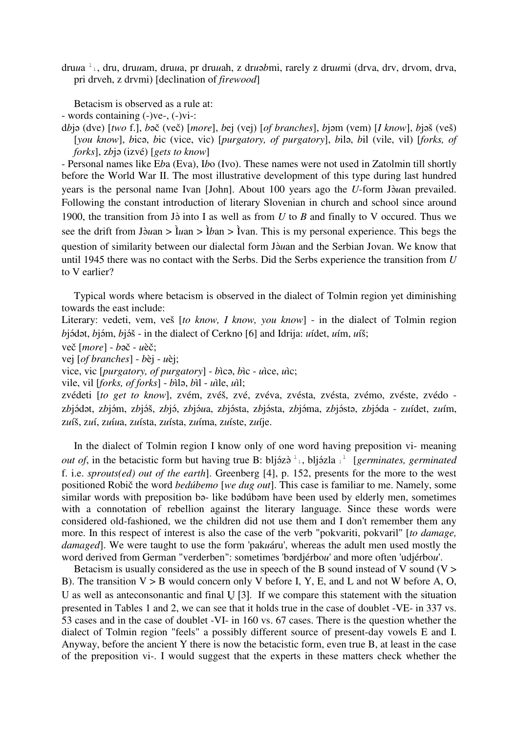dru*u*a [1]1, dru, dru*u*am, dru*u*a, pr dru*u*ah, z dr*uəb*mi, rarely z dru*u*mi (drva, drv, drvom, drva, pri drveh, z drvmi) [declination of *firewood*]

Betacism is observed as a rule at:

- words containing (-)ve-, (-)vi-:

d*b*jə (dve) [*two* f.], *b*əč (več) [*more*], *b*ej (vej) [*of branches*], *b*jəm (vem) [*I know*], *b*jəš (veš) [*you know*], *b*icə, *b*ic (vice, vic) [*purgatory, of purgatory*], *b*ilə, *b*il (vile, vil) [*forks, of forks*], z*b*jə (izvé) [*gets to know*]

- Personal names like E*b*a (Eva), I*b*o (Ivo). These names were not used in Zatolmin till shortly before the World War II. The most illustrative development of this type during last hundred years is the personal name Ivan [John]. About 100 years ago the *U*-form Jə̀*u*an prevailed. Following the constant introduction of literary Slovenian in church and school since around 1900, the transition from Jə into I as well as from *U* to *B* and finally to V occured. Thus we see the drift from Jə̀*u*an > Ì*u*an > Ì*b*an > Ìvan. This is my personal experience. This begs the question of similarity between our dialectal form Jə̀*u*an and the Serbian Jovan. We know that until 1945 there was no contact with the Serbs. Did the Serbs experience the transition from *U* to V earlier?

Typical words where betacism is observed in the dialect of Tolmin region yet diminishing towards the east include:

Literary: vedeti, vem, veš [*to know, I know, you know*] - in the dialect of Tolmin region *b*jə́dət, *b*jə́m, *b*jə́š - in the dialect of Cerkno [6] and Idrija: *u*ídet, *u*ím, *u*íš;

več [*more*] - *b*əč - *u*èč;

vej [*of branches*] - *b*èj - *u*èj;

vice, vic [*purgatory, of purgatory*] - *b*ìcə, *b*ìc - *u*ìce, *u*ìc;

vile, vil [*forks, of forks*] - *b*ìlə, *b*ìl - *u*ìle, *u*ìl;

zvédeti [*to get to know*], zvém, zvéš, zvé, zvéva, zvésta, zvésta, zvémo, zvéste, zvédo - z*b*jə́dət, z*b*jə́m, z*b*jə́š, z*b*jə́, z*b*jə́*u*a, z*b*jə́sta, z*b*jə́sta, z*b*jə́ma, z*b*jə́stə, z*b*jə́da - z*u*ídet, z*u*ím, z*u*íš, z*u*í, z*u*í*u*a, z*u*ísta, z*u*ísta, z*u*íma, z*u*íste, z*u*íje.

In the dialect of Tolmin region I know only of one word having preposition vi- meaning *out of*, in the betacistic form but having true B: bljə́zə̀ [1]1, bljə́zla [1]1 [*germinates, germinated* f. i.e. *sprouts(ed) out of the earth*]. Greenberg [4], p. 152, presents for the more to the west positioned Robič the word *bedúbemo* [*we dug out*]. This case is familiar to me. Namely, some similar words with preposition bə- like bədúbəm have been used by elderly men, sometimes with a connotation of rebellion against the literary language. Since these words were considered old-fashioned, we the children did not use them and I don't remember them any more. In this respect of interest is also the case of the verb "pokvariti, pokvaril" [*to damage, damaged*]. We were taught to use the form 'pak*u*áru', whereas the adult men used mostly the word derived from German "verderben": sometimes 'bərdjérbo*u*' and more often 'udjérbo*u*'.

Betacism is usually considered as the use in speech of the B sound instead of V sound (V > B). The transition V > B would concern only V before I, Y, E, and L and not W before A, O, U as well as anteconsonantic and final U̯ [3]. If we compare this statement with the situation presented in Tables 1 and 2, we can see that it holds true in the case of doublet -VE- in 337 vs. 53 cases and in the case of doublet -VI- in 160 vs. 67 cases. There is the question whether the dialect of Tolmin region "feels" a possibly different source of present-day vowels E and I. Anyway, before the ancient Y there is now the betacistic form, even true B, at least in the case of the preposition vi-. I would suggest that the experts in these matters check whether the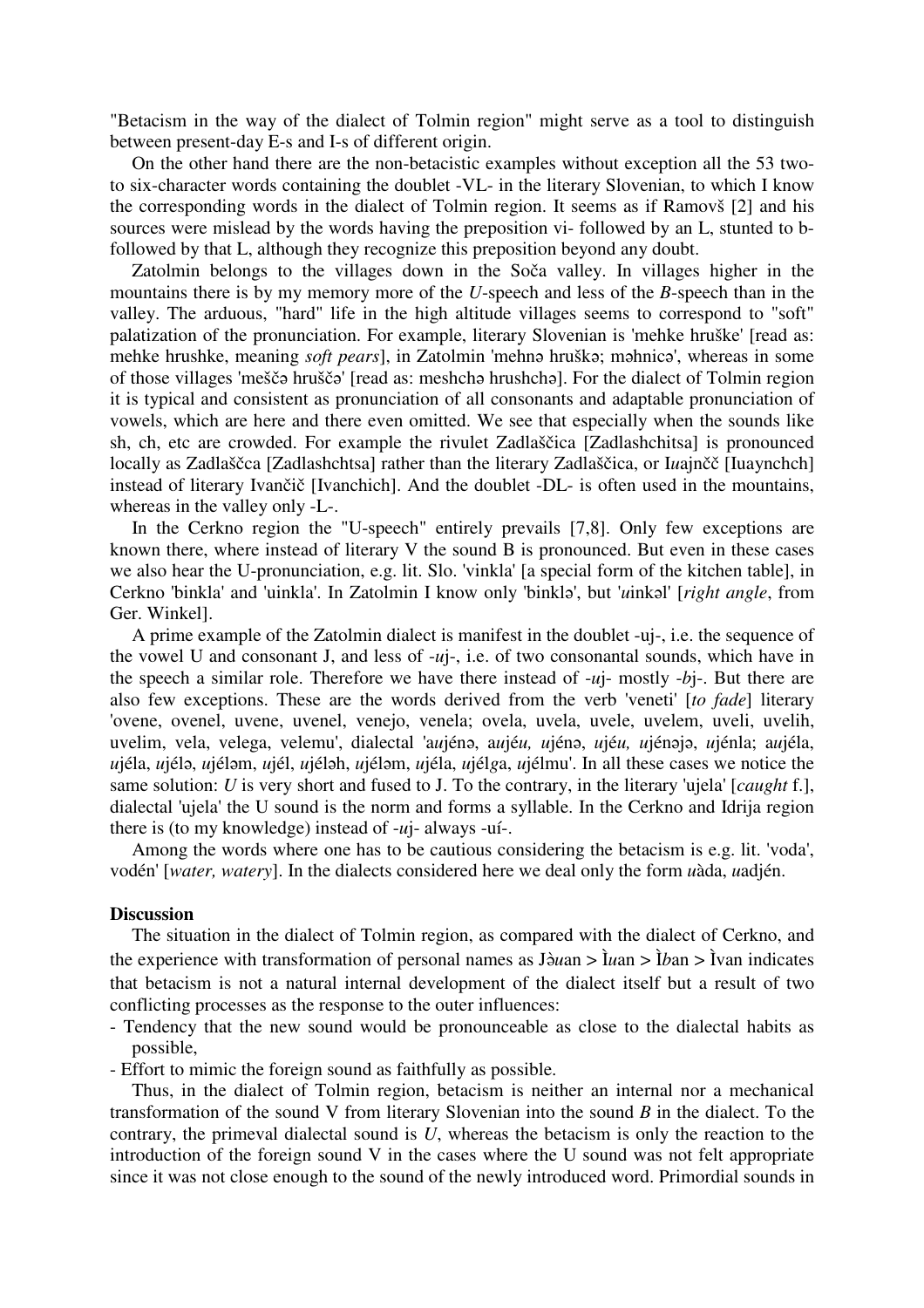"Betacism in the way of the dialect of Tolmin region" might serve as a tool to distinguish between present-day E-s and I-s of different origin.

On the other hand there are the non-betacistic examples without exception all the 53 two- to six-character words containing the doublet -VL- in the literary Slovenian, to which I know the corresponding words in the dialect of Tolmin region. It seems as if Ramovš [2] and his sources were mislead by the words having the preposition vi- followed by an L, stunted to b- followed by that L, although they recognize this preposition beyond any doubt.

Zatolmin belongs to the villages down in the Soča valley. In villages higher in the mountains there is by my memory more of the *U*-speech and less of the *B*-speech than in the valley. The arduous, "hard" life in the high altitude villages seems to correspond to "soft" palatization of the pronunciation. For example, literary Slovenian is 'mehke hruške' [read as: mehke hrushke, meaning *soft pears*], in Zatolmin 'mehnə hruškə; məhnicə', whereas in some of those villages 'meščə hruščə' [read as: meshchə hrushchə]. For the dialect of Tolmin region it is typical and consistent as pronunciation of all consonants and adaptable pronunciation of vowels, which are here and there even omitted. We see that especially when the sounds like sh, ch, etc are crowded. For example the rivulet Zadlaščica [Zadlashchitsa] is pronounced locally as Zadlaščca [Zadlashchtsa] rather than the literary Zadlaščica, or I*u*ajnčč [Iuaynchch] instead of literary Ivančič [Ivanchich]. And the doublet -DL- is often used in the mountains, whereas in the valley only -L-.

In the Cerkno region the "U-speech" entirely prevails [7,8]. Only few exceptions are known there, where instead of literary V the sound B is pronounced. But even in these cases we also hear the U-pronunciation, e.g. lit. Slo. 'vinkla' [a special form of the kitchen table], in Cerkno 'binkla' and 'uinkla'. In Zatolmin I know only 'binklə', but '*u*inkəl' [*right angle*, from Ger. Winkel].

A prime example of the Zatolmin dialect is manifest in the doublet -uj-, i.e. the sequence of the vowel U and consonant J, and less of -*u*j-, i.e. of two consonantal sounds, which have in the speech a similar role. Therefore we have there instead of -*u*j- mostly -*b*j-. But there are also few exceptions. These are the words derived from the verb 'veneti' [*to fade*] literary 'ovene, ovenel, uvene, uvenel, venejo, venela; ovela, uvela, uvele, uvelem, uveli, uvelih, uvelim, vela, velega, velemu', dialectal 'a*u*jénə, a*u*jé*u, u*jénə, *u*jé*u, u*jénəjə, *u*jénla; a*u*jéla, *u*jéla, *u*jélə, *u*jéləm, *u*jél, *u*jéləh, *u*jéləm, *u*jéla, *u*jél*g*a, *u*jélmu'. In all these cases we notice the same solution: *U* is very short and fused to J. To the contrary, in the literary 'ujela' [*caught* f.], dialectal 'ujela' the U sound is the norm and forms a syllable. In the Cerkno and Idrija region there is (to my knowledge) instead of -*u*j- always -uí-.

Among the words where one has to be cautious considering the betacism is e.g. lit. 'voda', vodén' [*water, watery*]. In the dialects considered here we deal only the form *u*àda, *u*adjén.

**Discussion**

The situation in the dialect of Tolmin region, as compared with the dialect of Cerkno, and the experience with transformation of personal names as Jə*u*an > Ì*u*an > Ì*b*an > Ìvan indicates that betacism is not a natural internal development of the dialect itself but a result of two conflicting processes as the response to the outer influences:

- Tendency that the new sound would be pronounceable as close to the dialectal habits as possible,
- Effort to mimic the foreign sound as faithfully as possible.

Thus, in the dialect of Tolmin region, betacism is neither an internal nor a mechanical transformation of the sound V from literary Slovenian into the sound *B* in the dialect. To the contrary, the primeval dialectal sound is *U*, whereas the betacism is only the reaction to the introduction of the foreign sound V in the cases where the U sound was not felt appropriate since it was not close enough to the sound of the newly introduced word. Primordial sounds in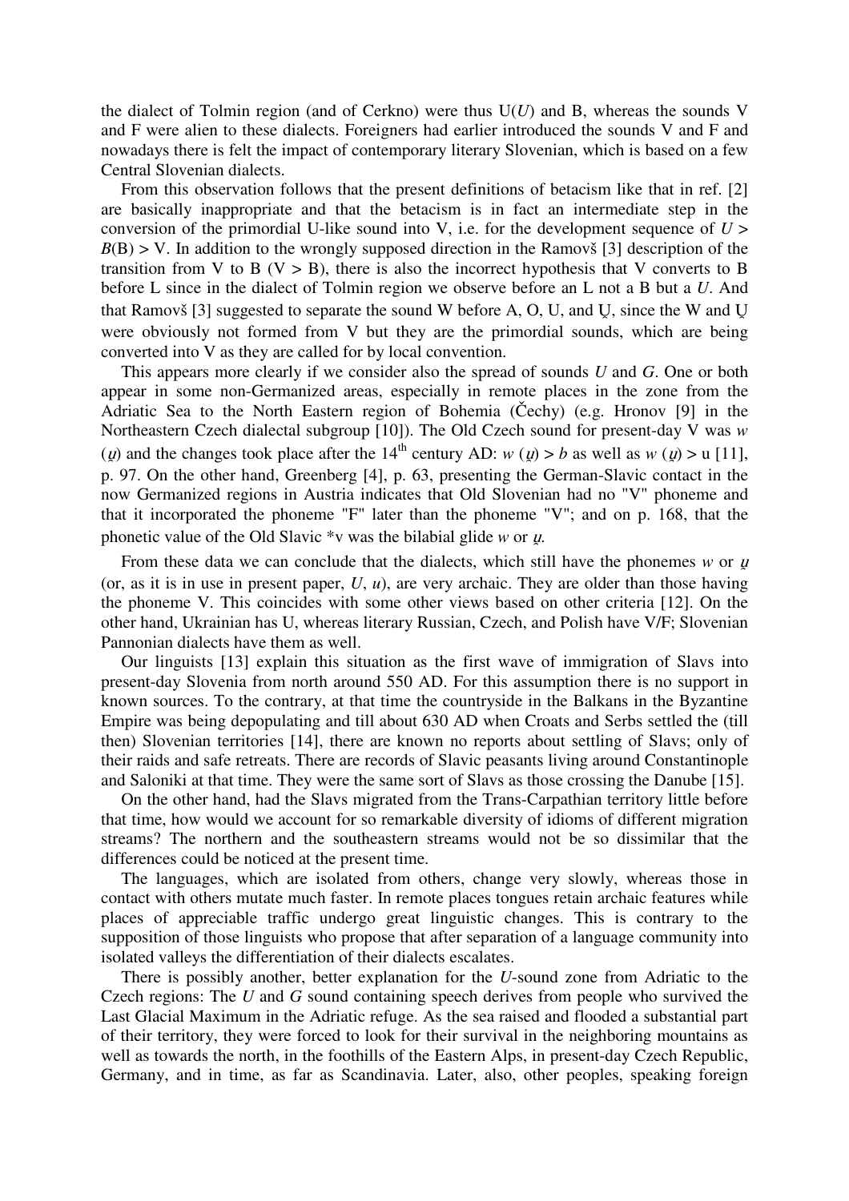the dialect of Tolmin region (and of Cerkno) were thus U(*U*) and B, whereas the sounds V and F were alien to these dialects. Foreigners had earlier introduced the sounds V and F and nowadays there is felt the impact of contemporary literary Slovenian, which is based on a few Central Slovenian dialects.

From this observation follows that the present definitions of betacism like that in ref. [2] are basically inappropriate and that the betacism is in fact an intermediate step in the conversion of the primordial U-like sound into V, i.e. for the development sequence of *U* > *B*(B) > V. In addition to the wrongly supposed direction in the Ramovš [3] description of the transition from V to B (V > B), there is also the incorrect hypothesis that V converts to B before L since in the dialect of Tolmin region we observe before an L not a B but a *U*. And that Ramovš [3] suggested to separate the sound W before A, O, U, and Ų, since the W and Ų were obviously not formed from V but they are the primordial sounds, which are being converted into V as they are called for by local convention.

This appears more clearly if we consider also the spread of sounds *U* and *G*. One or both appear in some non-Germanized areas, especially in remote places in the zone from the Adriatic Sea to the North Eastern region of Bohemia (Čechy) (e.g. Hronov [9] in the Northeastern Czech dialectal subgroup [10]). The Old Czech sound for present-day V was *w* (*u̯*) and the changes took place after the 14th century AD: *w* (*u̯*) > *b* as well as *w* (*u̯*) > u [11], p. 97. On the other hand, Greenberg [4], p. 63, presenting the German-Slavic contact in the now Germanized regions in Austria indicates that Old Slovenian had no "V" phoneme and that it incorporated the phoneme "F" later than the phoneme "V"; and on p. 168, that the phonetic value of the Old Slavic *v was the bilabial glide *w* or *u̯*.

From these data we can conclude that the dialects, which still have the phonemes *w* or *u̯* (or, as it is in use in present paper, *U*, *u*), are very archaic. They are older than those having the phoneme V. This coincides with some other views based on other criteria [12]. On the other hand, Ukrainian has U, whereas literary Russian, Czech, and Polish have V/F; Slovenian Pannonian dialects have them as well.

Our linguists [13] explain this situation as the first wave of immigration of Slavs into present-day Slovenia from north around 550 AD. For this assumption there is no support in known sources. To the contrary, at that time the countryside in the Balkans in the Byzantine Empire was being depopulating and till about 630 AD when Croats and Serbs settled the (till then) Slovenian territories [14], there are known no reports about settling of Slavs; only of their raids and safe retreats. There are records of Slavic peasants living around Constantinople and Saloniki at that time. They were the same sort of Slavs as those crossing the Danube [15].

On the other hand, had the Slavs migrated from the Trans-Carpathian territory little before that time, how would we account for so remarkable diversity of idioms of different migration streams? The northern and the southeastern streams would not be so dissimilar that the differences could be noticed at the present time.

The languages, which are isolated from others, change very slowly, whereas those in contact with others mutate much faster. In remote places tongues retain archaic features while places of appreciable traffic undergo great linguistic changes. This is contrary to the supposition of those linguists who propose that after separation of a language community into isolated valleys the differentiation of their dialects escalates.

There is possibly another, better explanation for the *U*-sound zone from Adriatic to the Czech regions: The *U* and *G* sound containing speech derives from people who survived the Last Glacial Maximum in the Adriatic refuge. As the sea raised and flooded a substantial part of their territory, they were forced to look for their survival in the neighboring mountains as well as towards the north, in the foothills of the Eastern Alps, in present-day Czech Republic, Germany, and in time, as far as Scandinavia. Later, also, other peoples, speaking foreign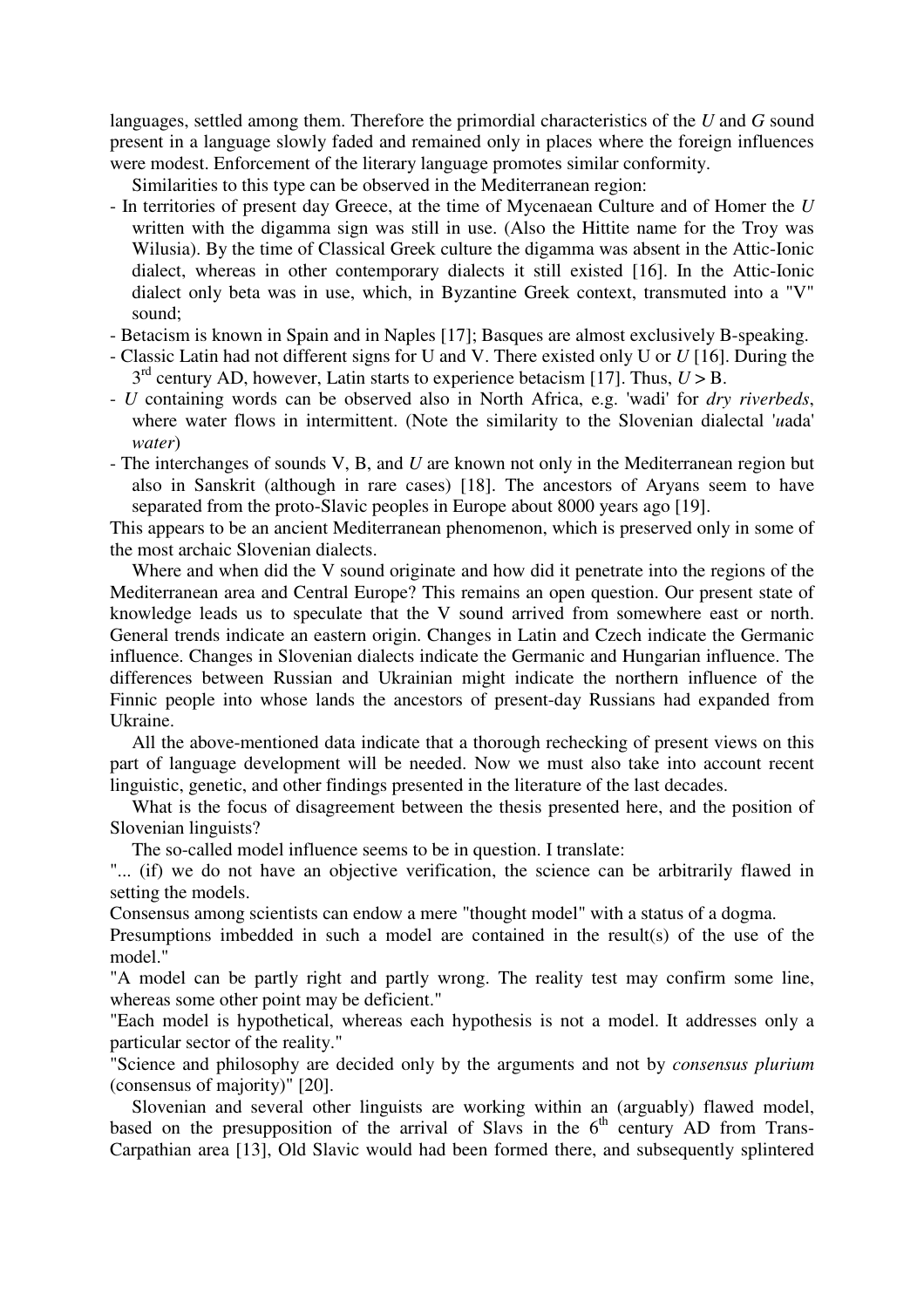languages, settled among them. Therefore the primordial characteristics of the *U* and *G* sound present in a language slowly faded and remained only in places where the foreign influences were modest. Enforcement of the literary language promotes similar conformity.

Similarities to this type can be observed in the Mediterranean region:

- In territories of present day Greece, at the time of Mycenaean Culture and of Homer the *U* written with the digamma sign was still in use. (Also the Hittite name for the Troy was Wilusia). By the time of Classical Greek culture the digamma was absent in the Attic-Ionic dialect, whereas in other contemporary dialects it still existed [16]. In the Attic-Ionic dialect only beta was in use, which, in Byzantine Greek context, transmuted into a "V" sound;
- Betacism is known in Spain and in Naples [17]; Basques are almost exclusively B-speaking.
- Classic Latin had not different signs for U and V. There existed only U or *U* [16]. During the 3rd century AD, however, Latin starts to experience betacism [17]. Thus, *U* > B.
- *U* containing words can be observed also in North Africa, e.g. 'wadi' for *dry riverbeds*, where water flows in intermittent. (Note the similarity to the Slovenian dialectal '*u*ada' *water*)
- The interchanges of sounds V, B, and *U* are known not only in the Mediterranean region but also in Sanskrit (although in rare cases) [18]. The ancestors of Aryans seem to have separated from the proto-Slavic peoples in Europe about 8000 years ago [19].

This appears to be an ancient Mediterranean phenomenon, which is preserved only in some of the most archaic Slovenian dialects.

Where and when did the V sound originate and how did it penetrate into the regions of the Mediterranean area and Central Europe? This remains an open question. Our present state of knowledge leads us to speculate that the V sound arrived from somewhere east or north. General trends indicate an eastern origin. Changes in Latin and Czech indicate the Germanic influence. Changes in Slovenian dialects indicate the Germanic and Hungarian influence. The differences between Russian and Ukrainian might indicate the northern influence of the Finnic people into whose lands the ancestors of present-day Russians had expanded from Ukraine.

All the above-mentioned data indicate that a thorough rechecking of present views on this part of language development will be needed. Now we must also take into account recent linguistic, genetic, and other findings presented in the literature of the last decades.

What is the focus of disagreement between the thesis presented here, and the position of Slovenian linguists?

The so-called model influence seems to be in question. I translate:

"... (if) we do not have an objective verification, the science can be arbitrarily flawed in setting the models.

Consensus among scientists can endow a mere "thought model" with a status of a dogma.

Presumptions imbedded in such a model are contained in the result(s) of the use of the model."

"A model can be partly right and partly wrong. The reality test may confirm some line, whereas some other point may be deficient."

"Each model is hypothetical, whereas each hypothesis is not a model. It addresses only a particular sector of the reality."

"Science and philosophy are decided only by the arguments and not by *consensus plurium* (consensus of majority)" [20].

Slovenian and several other linguists are working within an (arguably) flawed model, based on the presupposition of the arrival of Slavs in the 6th century AD from Trans-Carpathian area [13], Old Slavic would had been formed there, and subsequently splintered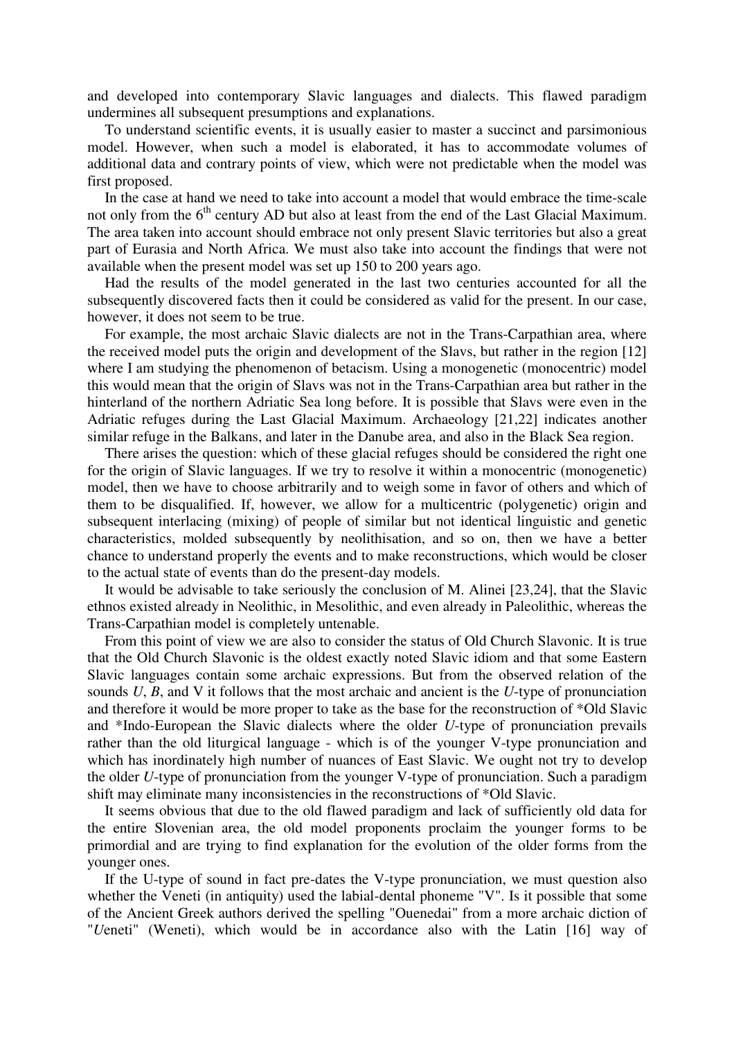and developed into contemporary Slavic languages and dialects. This flawed paradigm undermines all subsequent presumptions and explanations.

To understand scientific events, it is usually easier to master a succinct and parsimonious model. However, when such a model is elaborated, it has to accommodate volumes of additional data and contrary points of view, which were not predictable when the model was first proposed.

In the case at hand we need to take into account a model that would embrace the time-scale not only from the 6th century AD but also at least from the end of the Last Glacial Maximum. The area taken into account should embrace not only present Slavic territories but also a great part of Eurasia and North Africa. We must also take into account the findings that were not available when the present model was set up 150 to 200 years ago.

Had the results of the model generated in the last two centuries accounted for all the subsequently discovered facts then it could be considered as valid for the present. In our case, however, it does not seem to be true.

For example, the most archaic Slavic dialects are not in the Trans-Carpathian area, where the received model puts the origin and development of the Slavs, but rather in the region [12] where I am studying the phenomenon of betacism. Using a monogenetic (monocentric) model this would mean that the origin of Slavs was not in the Trans-Carpathian area but rather in the hinterland of the northern Adriatic Sea long before. It is possible that Slavs were even in the Adriatic refuges during the Last Glacial Maximum. Archaeology [21,22] indicates another similar refuge in the Balkans, and later in the Danube area, and also in the Black Sea region.

There arises the question: which of these glacial refuges should be considered the right one for the origin of Slavic languages. If we try to resolve it within a monocentric (monogenetic) model, then we have to choose arbitrarily and to weigh some in favor of others and which of them to be disqualified. If, however, we allow for a multicentric (polygenetic) origin and subsequent interlacing (mixing) of people of similar but not identical linguistic and genetic characteristics, molded subsequently by neolithisation, and so on, then we have a better chance to understand properly the events and to make reconstructions, which would be closer to the actual state of events than do the present-day models.

It would be advisable to take seriously the conclusion of M. Alinei [23,24], that the Slavic ethnos existed already in Neolithic, in Mesolithic, and even already in Paleolithic, whereas the Trans-Carpathian model is completely untenable.

From this point of view we are also to consider the status of Old Church Slavonic. It is true that the Old Church Slavonic is the oldest exactly noted Slavic idiom and that some Eastern Slavic languages contain some archaic expressions. But from the observed relation of the sounds *U*, *B*, and V it follows that the most archaic and ancient is the *U*-type of pronunciation and therefore it would be more proper to take as the base for the reconstruction of *Old Slavic and *Indo-European the Slavic dialects where the older *U*-type of pronunciation prevails rather than the old liturgical language - which is of the younger V-type pronunciation and which has inordinately high number of nuances of East Slavic. We ought not try to develop the older *U*-type of pronunciation from the younger V-type of pronunciation. Such a paradigm shift may eliminate many inconsistencies in the reconstructions of *Old Slavic.

It seems obvious that due to the old flawed paradigm and lack of sufficiently old data for the entire Slovenian area, the old model proponents proclaim the younger forms to be primordial and are trying to find explanation for the evolution of the older forms from the younger ones.

If the U-type of sound in fact pre-dates the V-type pronunciation, we must question also whether the Veneti (in antiquity) used the labial-dental phoneme "V". Is it possible that some of the Ancient Greek authors derived the spelling "Ouenedai" from a more archaic diction of "*U*eneti" (Weneti), which would be in accordance also with the Latin [16] way of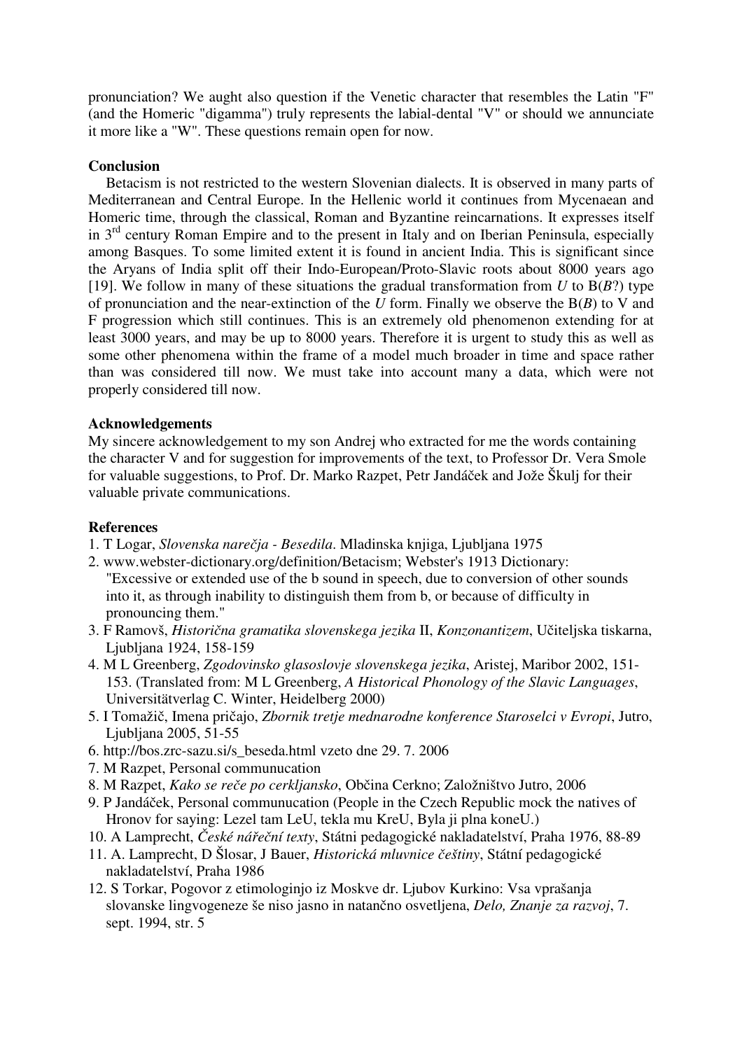pronunciation? We aught also question if the Venetic character that resembles the Latin "F" (and the Homeric "digamma") truly represents the labial-dental "V" or should we annunciate it more like a "W". These questions remain open for now.

**Conclusion**

Betacism is not restricted to the western Slovenian dialects. It is observed in many parts of Mediterranean and Central Europe. In the Hellenic world it continues from Mycenaean and Homeric time, through the classical, Roman and Byzantine reincarnations. It expresses itself in 3rd century Roman Empire and to the present in Italy and on Iberian Peninsula, especially among Basques. To some limited extent it is found in ancient India. This is significant since the Aryans of India split off their Indo-European/Proto-Slavic roots about 8000 years ago [19]. We follow in many of these situations the gradual transformation from *U* to B(*B*?) type of pronunciation and the near-extinction of the *U* form. Finally we observe the B(*B*) to V and F progression which still continues. This is an extremely old phenomenon extending for at least 3000 years, and may be up to 8000 years. Therefore it is urgent to study this as well as some other phenomena within the frame of a model much broader in time and space rather than was considered till now. We must take into account many a data, which were not properly considered till now.

**Acknowledgements**

My sincere acknowledgement to my son Andrej who extracted for me the words containing the character V and for suggestion for improvements of the text, to Professor Dr. Vera Smole for valuable suggestions, to Prof. Dr. Marko Razpet, Petr Jandáček and Jože Škulj for their valuable private communications.

**References**

1. T Logar, *Slovenska narečja - Besedila*. Mladinska knjiga, Ljubljana 1975
2. www.webster-dictionary.org/definition/Betacism; Webster's 1913 Dictionary: "Excessive or extended use of the b sound in speech, due to conversion of other sounds into it, as through inability to distinguish them from b, or because of difficulty in pronouncing them."
3. F Ramovš, *Historična gramatika slovenskega jezika* II, *Konzonantizem*, Učiteljska tiskarna, Ljubljana 1924, 158-159
4. M L Greenberg, *Zgodovinsko glasoslovje slovenskega jezika*, Aristej, Maribor 2002, 151-153. (Translated from: M L Greenberg, *A Historical Phonology of the Slavic Languages*, Universitätverlag C. Winter, Heidelberg 2000)
5. I Tomažič, Imena pričajo, *Zbornik tretje mednarodne konference Staroselci v Evropi*, Jutro, Ljubljana 2005, 51-55
6. http://bos.zrc-sazu.si/s_beseda.html vzeto dne 29. 7. 2006
7. M Razpet, Personal communucation
8. M Razpet, *Kako se reče po cerkljansko*, Občina Cerkno; Založništvo Jutro, 2006
9. P Jandáček, Personal communucation (People in the Czech Republic mock the natives of Hronov for saying: Lezel tam LeU, tekla mu KreU, Byla ji plna koneU.)
10. A Lamprecht, *České nářeční texty*, Státni pedagogické nakladatelství, Praha 1976, 88-89
11. A. Lamprecht, D Šlosar, J Bauer, *Historická mluvnice češtiny*, Státní pedagogické nakladatelství, Praha 1986
12. S Torkar, Pogovor z etimologinjo iz Moskve dr. Ljubov Kurkino: Vsa vprašanja slovanske lingvogeneze še niso jasno in natančno osvetljena, *Delo, Znanje za razvoj*, 7. sept. 1994, str. 5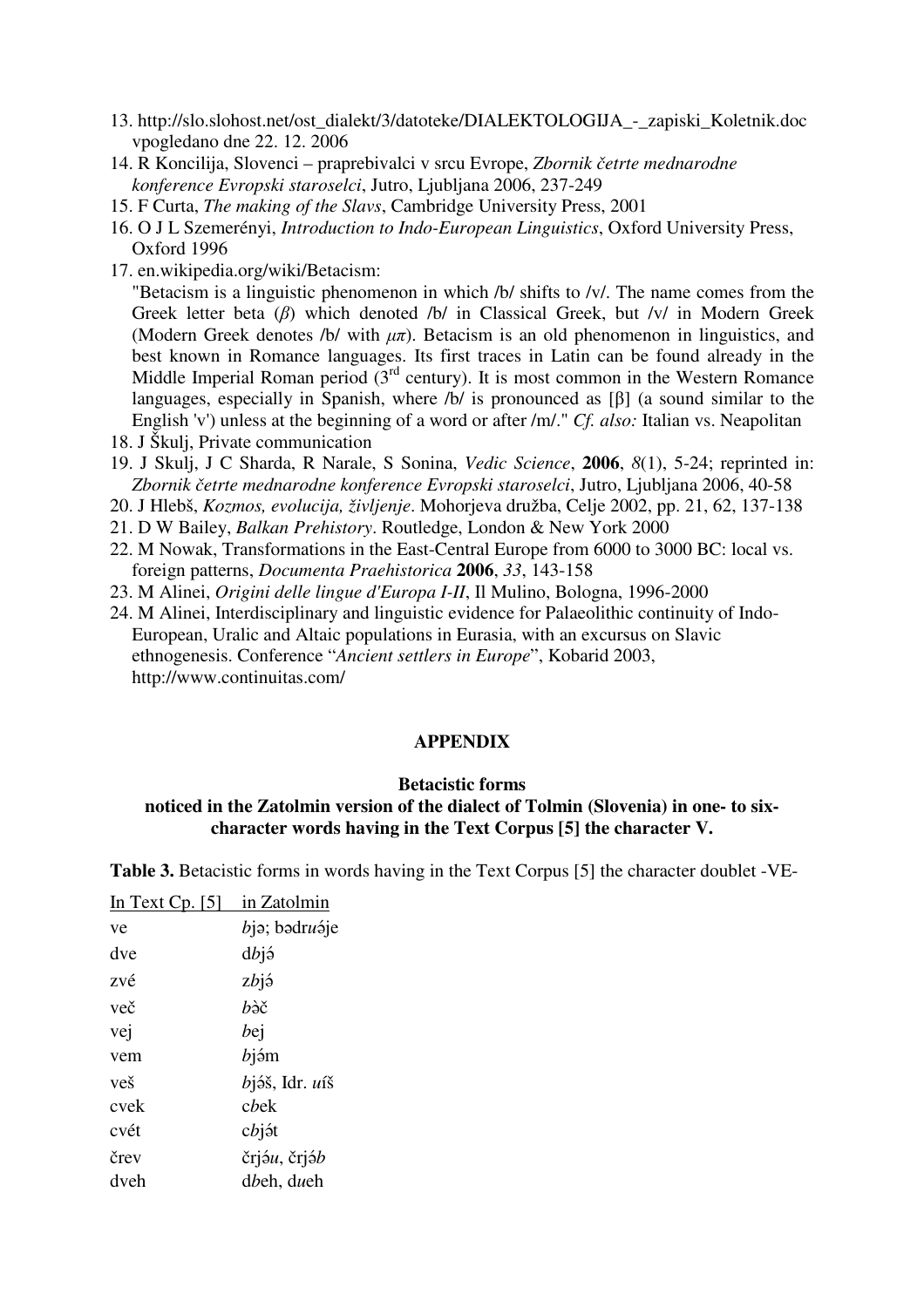13. http://slo.slohost.net/ost_dialekt/3/datoteke/DIALEKTOLOGIJA_-_zapiski_Koletnik.doc vpogledano dne 22. 12. 2006
14. R Koncilija, Slovenci – praprebivalci v srcu Evrope, *Zbornik četrte mednarodne konference Evropski staroselci*, Jutro, Ljubljana 2006, 237-249
15. F Curta, *The making of the Slavs*, Cambridge University Press, 2001
16. O J L Szemerényi, *Introduction to Indo-European Linguistics*, Oxford University Press, Oxford 1996
17. en.wikipedia.org/wiki/Betacism:
    "Betacism is a linguistic phenomenon in which /b/ shifts to /v/. The name comes from the Greek letter beta (*β*) which denoted /b/ in Classical Greek, but /v/ in Modern Greek (Modern Greek denotes /b/ with *μπ*). Betacism is an old phenomenon in linguistics, and best known in Romance languages. Its first traces in Latin can be found already in the Middle Imperial Roman period (3rd century). It is most common in the Western Romance languages, especially in Spanish, where /b/ is pronounced as [β] (a sound similar to the English 'v') unless at the beginning of a word or after /m/." *Cf. also:* Italian vs. Neapolitan
18. J Škulj, Private communication
19. J Skulj, J C Sharda, R Narale, S Sonina, *Vedic Science*, **2006**, *8*(1), 5-24; reprinted in: *Zbornik četrte mednarodne konference Evropski staroselci*, Jutro, Ljubljana 2006, 40-58
20. J Hlebš, *Kozmos, evolucija, življenje*. Mohorjeva družba, Celje 2002, pp. 21, 62, 137-138
21. D W Bailey, *Balkan Prehistory*. Routledge, London & New York 2000
22. M Nowak, Transformations in the East-Central Europe from 6000 to 3000 BC: local vs. foreign patterns, *Documenta Praehistorica* **2006**, *33*, 143-158
23. M Alinei, *Origini delle lingue d'Europa I-II*, Il Mulino, Bologna, 1996-2000
24. M Alinei, Interdisciplinary and linguistic evidence for Palaeolithic continuity of Indo-European, Uralic and Altaic populations in Eurasia, with an excursus on Slavic ethnogenesis. Conference "*Ancient settlers in Europe*", Kobarid 2003, http://www.continuitas.com/

## APPENDIX

### Betacistic forms noticed in the Zatolmin version of the dialect of Tolmin (Slovenia) in one- to six-character words having in the Text Corpus [5] the character V.

**Table 3.** Betacistic forms in words having in the Text Corpus [5] the character doublet -VE-

| In Text Cp. [5] | in Zatolmin |
|---|---|
| ve | *b*jə; bədr*u*əje |
| dve | d*b*jə́ |
| zvé | z*b*jə́ |
| več | *b*əč |
| vej | *b*ej |
| vem | *b*jə́m |
| veš | *b*jə́š, Idr. *u*íš |
| cvek | c*b*ek |
| cvét | c*b*jə́t |
| črev | črjə́*u*, črjə́*b* |
| dveh | d*b*eh, d*u*eh |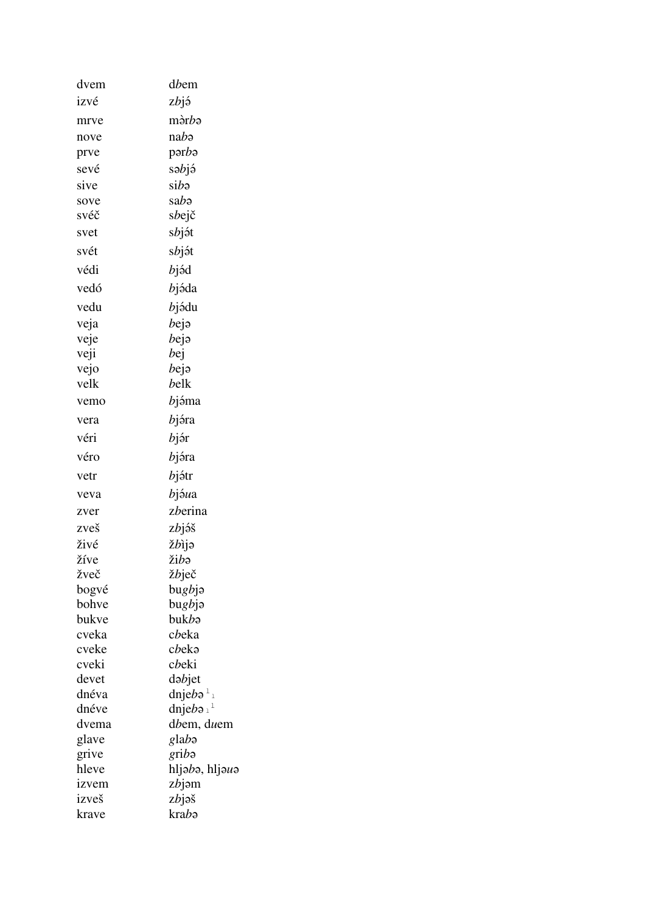| | |
|---|---|
| dvem | d*b*em |
| izvé | z*b*jə́ |
| mrve | mə̀r*b*ə |
| nove | na*b*ə |
| prve | pər*b*ə |
| sevé | sə*b*jə́ |
| sive | si*b*ə |
| sove | sa*b*ə |
| svéč | s*b*ejč |
| svet | s*b*jə́t |
| svét | s*b*jə́t |
| védi | *b*jə́d |
| vedó | *b*jə́da |
| vedu | *b*jə́du |
| veja | *b*ejə |
| veje | *b*ejə |
| veji | *b*ej |
| vejo | *b*ejə |
| velk | *b*elk |
| vemo | *b*jə́ma |
| vera | *b*jə́ra |
| véri | *b*jə́r |
| véro | *b*jə́ra |
| vetr | *b*jə́tr |
| veva | *b*jə́*u*a |
| zver | z*b*erina |
| zveš | z*b*jə́š |
| živé | ž*b*ìjə |
| žíve | ži*b*ə |
| žveč | ž*b*ječ |
| bogvé | bu*gb*jə |
| bohve | bu*gb*jə |
| bukve | buk*b*ə |
| cveka | c*b*eka |
| cveke | c*b*ekə |
| cveki | c*b*eki |
| devet | də*b*jet |
| dnéva | dnje*b*ə ˥˩ |
| dnéve | dnje*b*ə ˩˥ |
| dvema | d*b*em, d*u*em |
| glave | *g*la*b*ə |
| grive | *g*ri*b*ə |
| hleve | hljə*b*ə, hljə*u*ə |
| izvem | z*b*jəm |
| izveš | z*b*jəš |
| krave | kra*b*ə |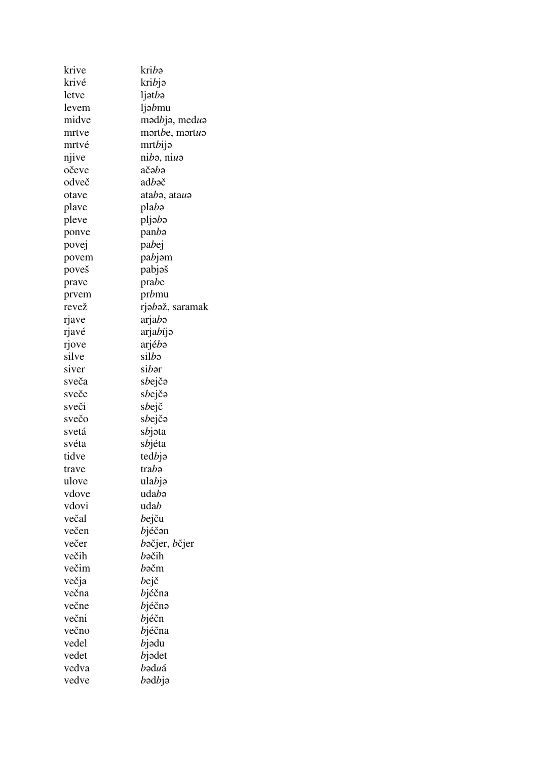| | |
|---|---|
| krive | kri*b*ə |
| krivé | kri*b*jə |
| letve | ljət*b*ə |
| levem | ljə*b*mu |
| midve | məd*b*jə, med*u*ə |
| mrtve | mərt*b*e, mərt*u*ə |
| mrtvé | mrt*b*ijə |
| njive | ni*b*ə, ni*u*ə |
| očeve | ačə*b*ə |
| odveč | ad*b*əč |
| otave | ata*b*ə, ata*u*ə |
| plave | pla*b*ə |
| pleve | pljə*b*ə |
| ponve | pan*b*ə |
| povej | pa*b*ej |
| povem | pa*b*jəm |
| poveš | pabjəš |
| prave | pra*b*e |
| prvem | pr*b*mu |
| revež | rjə*b*əž, saramak |
| rjave | arja*b*ə |
| rjavé | arja*b*íjə |
| rjove | arjé*b*ə |
| silve | sil*b*ə |
| siver | si*b*ər |
| sveča | s*b*ejčə |
| sveče | s*b*ejčə |
| sveči | s*b*ejč |
| svečo | s*b*ejčə |
| svetá | s*b*jəta |
| svéta | s*b*jéta |
| tidve | ted*b*jə |
| trave | tra*b*ə |
| ulove | ula*b*jə |
| vdove | uda*b*ə |
| vdovi | uda*b* |
| večal | *b*ejču |
| večen | *b*jéčən |
| večer | *b*əčjer, *b*čjer |
| večih | *b*əčih |
| večim | *b*əčm |
| večja | *b*ejč |
| večna | *b*jéčna |
| večne | *b*jéčnə |
| večni | *b*jéčn |
| večno | *b*jéčna |
| vedel | *b*jədu |
| vedet | *b*jədet |
| vedva | *b*əd*u*á |
| vedve | *b*əd*b*jə |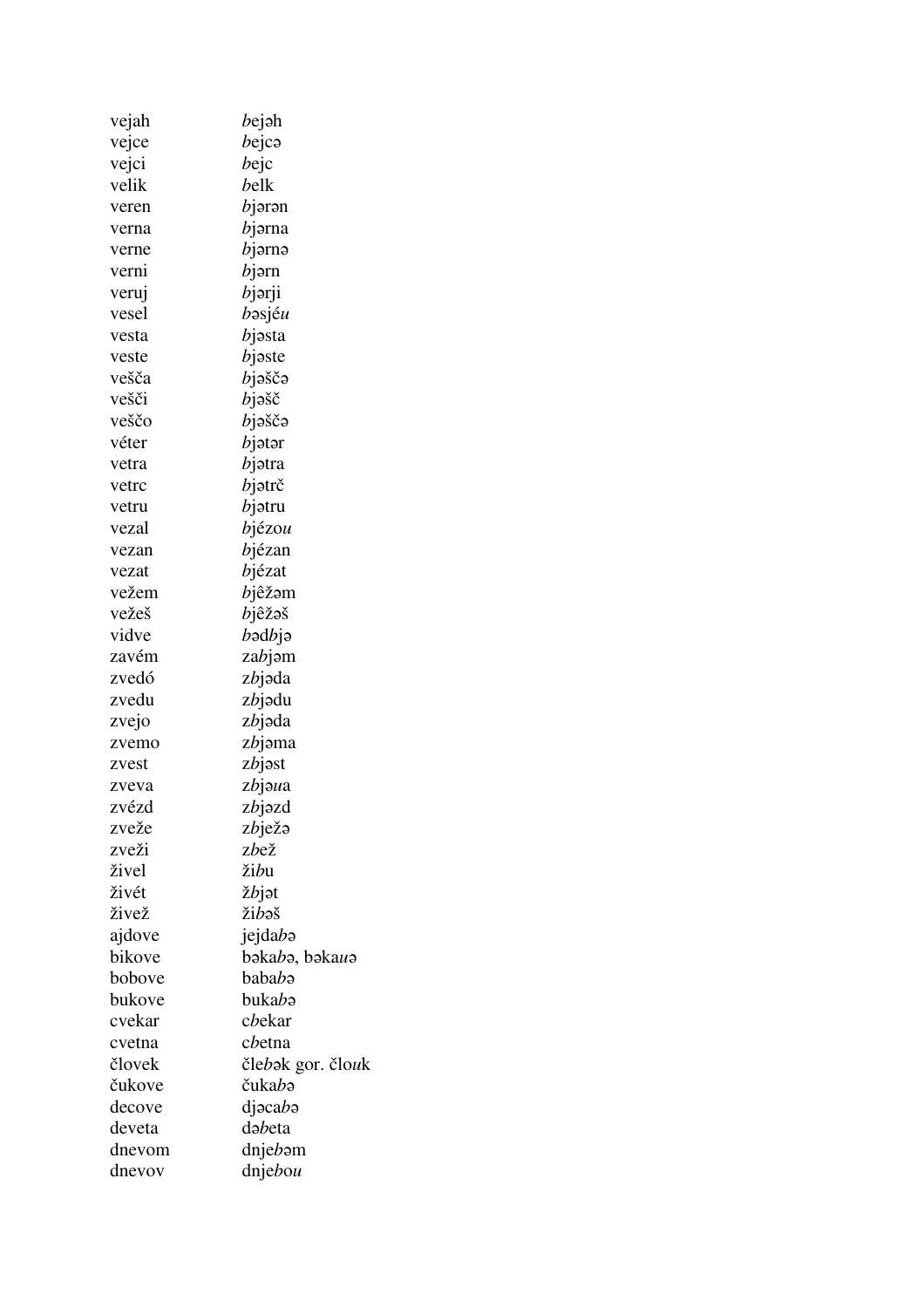| | |
|---|---|
| vejah | *b*ejəh |
| vejce | *b*ejcə |
| vejci | *b*ejc |
| velik | *b*elk |
| veren | *b*jərən |
| verna | *b*jərna |
| verne | *b*jərnə |
| verni | *b*jərn |
| veruj | *b*jərji |
| vesel | *b*əsjé*u* |
| vesta | *b*jəsta |
| veste | *b*jəste |
| vešča | *b*jəščə |
| vešči | *b*jəšč |
| veščo | *b*jəščə |
| véter | *b*jətər |
| vetra | *b*jətra |
| vetrc | *b*jətrč |
| vetru | *b*jətru |
| vezal | *b*jézo*u* |
| vezan | *b*jézan |
| vezat | *b*jézat |
| vežem | *b*jêžəm |
| vežeš | *b*jêžəš |
| vidve | *b*əd*b*jə |
| zavém | za*b*jəm |
| zvedó | z*b*jəda |
| zvedu | z*b*jədu |
| zvejo | z*b*jəda |
| zvemo | z*b*jəma |
| zvest | z*b*jəst |
| zveva | z*b*jə*u*a |
| zvézd | z*b*jəzd |
| zveže | z*b*ježə |
| zveži | z*b*ež |
| živel | ži*b*u |
| živét | ž*b*jət |
| živež | ži*b*əš |
| ajdove | jejda*b*ə |
| bikove | bəka*b*ə, bəka*u*ə |
| bobove | baba*b*ə |
| bukove | buka*b*ə |
| cvekar | c*b*ekar |
| cvetna | c*b*etna |
| človek | čle*b*ək gor. člo*u*k |
| čukove | čuka*b*ə |
| decove | djəca*b*ə |
| deveta | də*b*eta |
| dnevom | dnje*b*əm |
| dnevov | dnje*bou* |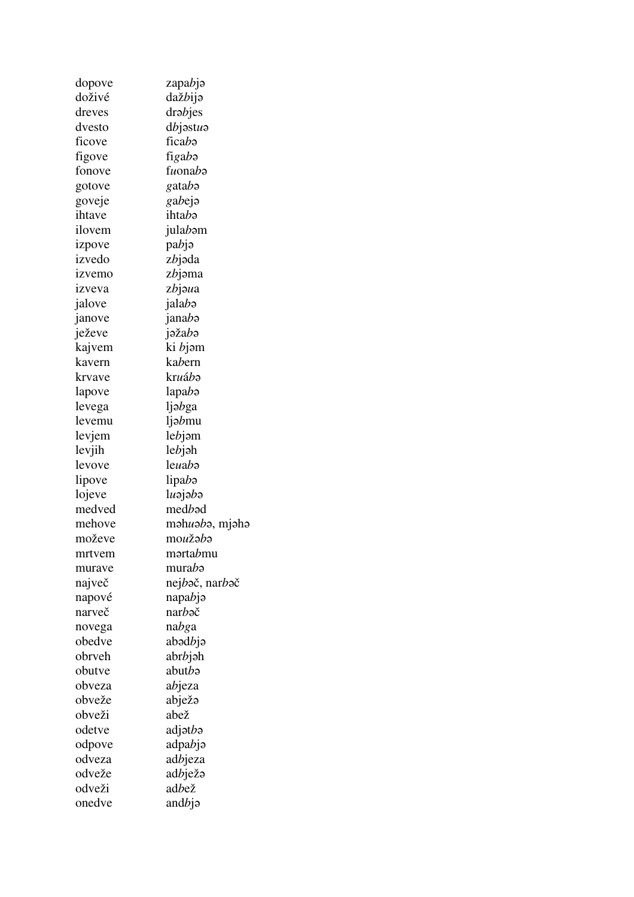| | |
|---|---|
| dopove | zapa*b*jə |
| doživé | dаž*b*ijə |
| dreves | drə*b*jes |
| dvesto | d*b*jəst*u*ə |
| ficove | fica*b*ə |
| figove | fi*g*a*b*ə |
| fonove | f*u*ona*b*ə |
| gotove | *g*ata*b*ə |
| goveje | *g*a*b*ejə |
| ihtave | ihta*b*ə |
| ilovem | jula*b*əm |
| izpove | pa*b*jə |
| izvedo | z*b*jəda |
| izvemo | z*b*jəma |
| izveva | z*b*jə*u*a |
| jalove | jala*b*ə |
| janove | jana*b*ə |
| ježeve | jəža*b*ə |
| kajvem | ki *b*jəm |
| kavern | ka*b*ern |
| krvave | kr*u*á*b*ə |
| lapove | lapa*b*ə |
| levega | ljə*b*ga |
| levemu | ljə*b*mu |
| levjem | le*b*jəm |
| levjih | le*b*jəh |
| levove | le*u*a*b*ə |
| lipove | lipa*b*ə |
| lojeve | l*u*əjə*b*ə |
| medved | med*b*əd |
| mehove | məh*u*ə*b*ə, mjəhə |
| moževe | mo*u*žə*b*ə |
| mrtvem | mərta*b*mu |
| murave | mura*b*ə |
| največ | nej*b*əč, nar*b*əč |
| napové | napa*b*jə |
| narveč | nar*b*əč |
| novega | na*b*ga |
| obedve | abəd*b*jə |
| obrveh | abr*b*jəh |
| obutve | abut*b*ə |
| obveza | a*b*jeza |
| obveže | abježə |
| obveži | abež |
| odetve | adjət*b*ə |
| odpove | adpa*b*jə |
| odveza | ad*b*jeza |
| odveže | ad*b*ježə |
| odveži | ad*b*ež |
| onedve | and*b*jə |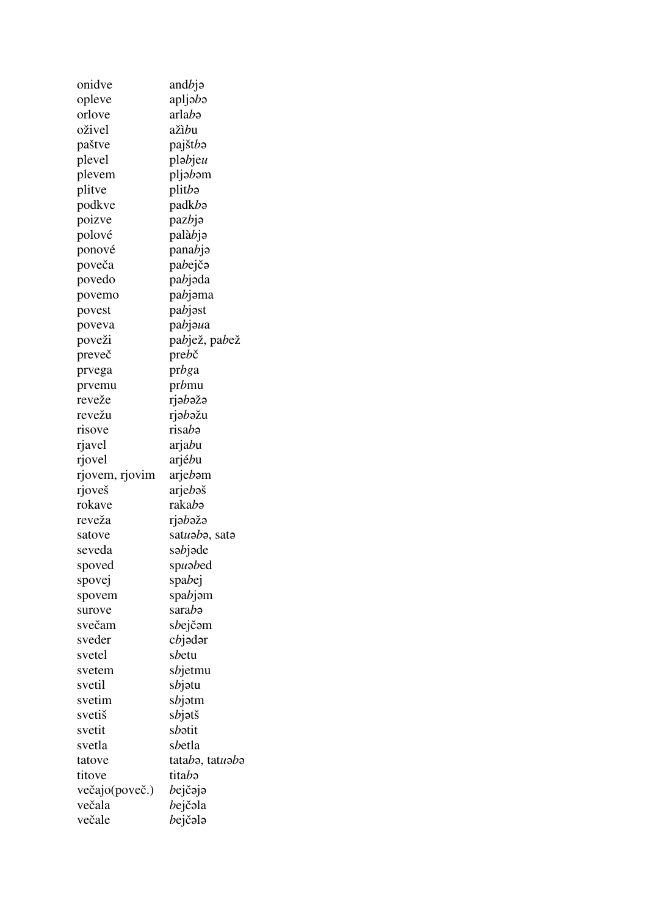| | |
|---|---|
| onidve | and*b*jə |
| opleve | apljə*b*ə |
| orlove | arla*b*ə |
| oživel | ažì*b*u |
| paštve | pajšt*b*ə |
| plevel | plə*b*je*u* |
| plevem | pljə*b*əm |
| plitve | plit*b*ə |
| podkve | padk*b*ə |
| poizve | paz*b*jə |
| polové | palà*b*jə |
| ponové | pana*b*jə |
| poveča | pa*b*ejčə |
| povedo | pa*b*jəda |
| povemo | pa*b*jəma |
| povest | pa*b*jəst |
| poveva | pa*b*jə*u*a |
| poveži | pa*b*jež, pa*b*ež |
| preveč | pre*b*č |
| prvega | pr*bg*a |
| prvemu | pr*b*mu |
| reveže | rjə*b*əžə |
| revežu | rjə*b*əžu |
| risove | risa*b*ə |
| rjavel | arja*b*u |
| rjovel | arjé*b*u |
| rjovem, rjovim | arje*b*əm |
| rjoveš | arje*b*əš |
| rokave | raka*b*ə |
| reveža | rjə*b*əžə |
| satove | sat*u*ə*b*ə, satə |
| seveda | sə*b*jəde |
| spoved | sp*u*ə*b*ed |
| spovej | spa*b*ej |
| spovem | spa*b*jəm |
| surove | sara*b*ə |
| svečam | s*b*ejčəm |
| sveder | c*b*jədər |
| svetel | s*b*etu |
| svetem | s*b*jetmu |
| svetil | s*b*jətu |
| svetim | s*b*jətm |
| svetiš | s*b*jətš |
| svetit | s*b*ətit |
| svetla | s*b*etla |
| tatove | tata*b*ə, tat*u*ə*b*ə |
| titove | tita*b*ə |
| večajo(poveč.) | *b*ejčəjə |
| večala | *b*ejčəla |
| večale | *b*ejčələ |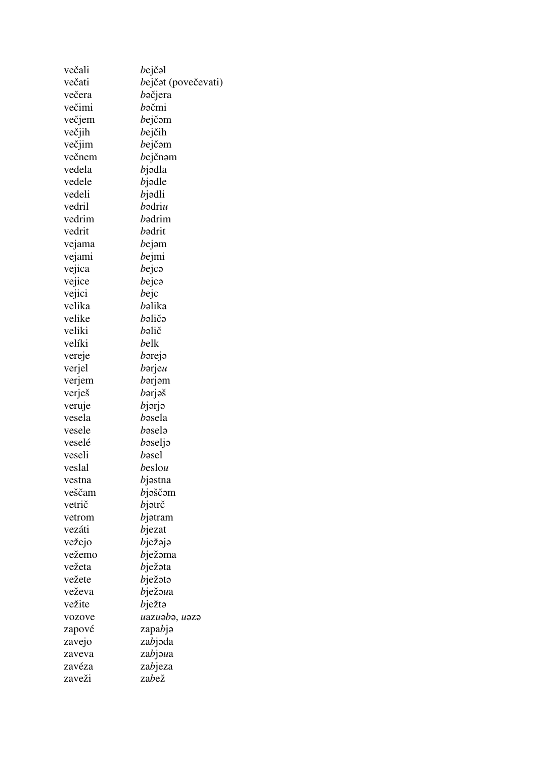| | |
|---|---|
| večali | *b*ejčəl |
| večati | *b*ejčət (povečevati) |
| večera | *b*əčjera |
| večimi | *b*əčmi |
| večjem | *b*ejčəm |
| večjih | *b*ejčih |
| večjim | *b*ejčəm |
| večnem | *b*ejčnəm |
| vedela | *b*jədla |
| vedele | *b*jədle |
| vedeli | *b*jədli |
| vedril | *b*ədri*u* |
| vedrim | *b*ədrim |
| vedrit | *b*ədrit |
| vejama | *b*ejəm |
| vejami | *b*ejmi |
| vejica | *b*ejcə |
| vejice | *b*ejcə |
| vejici | *b*ejc |
| velika | *b*əlika |
| velike | *b*əličə |
| veliki | *b*əlič |
| velíki | *b*elk |
| vereje | *b*ərejə |
| verjel | *b*ərje*u* |
| verjem | *b*ərjəm |
| verješ | *b*ərjəš |
| veruje | *b*jərjə |
| vesela | *b*əsela |
| vesele | *b*əselə |
| veselé | *b*əseljə |
| veseli | *b*əsel |
| veslal | *b*eslo*u* |
| vestna | *b*jəstna |
| veščam | *b*jəščəm |
| vetrič | *b*jətrč |
| vetrom | *b*jətram |
| vezáti | *b*jezat |
| vežejo | *b*ježəjə |
| vežemo | *b*ježəma |
| vežeta | *b*ježəta |
| vežete | *b*ježətə |
| veževa | *b*ježə*u*a |
| vežite | *b*ježtə |
| vozove | *u*azu*ə*bə, *u*əzə |
| zapové | zapa*b*jə |
| zavejo | za*b*jəda |
| zaveva | za*b*jə*u*a |
| zavéza | za*b*jeza |
| zaveži | za*b*ež |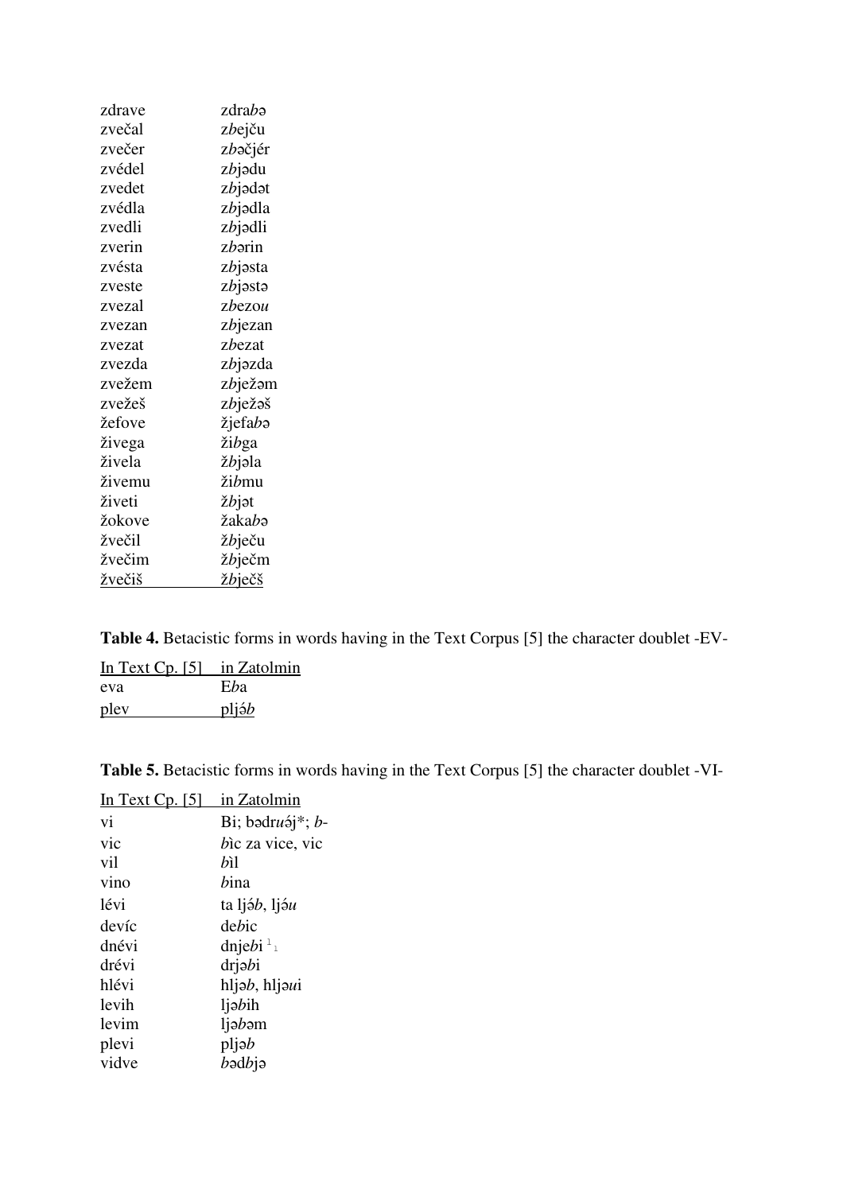| | |
|---|---|
| zdrave | zdra*b*ə |
| zvečal | z*b*ejču |
| zvečer | z*b*əčjér |
| zvédel | z*b*jədu |
| zvedet | z*b*jədət |
| zvédla | z*b*jədla |
| zvedli | z*b*jədli |
| zverin | z*b*ərin |
| zvésta | z*b*jəsta |
| zveste | z*b*jəstə |
| zvezal | z*b*ezo*u* |
| zvezan | z*b*jezan |
| zvezat | z*b*ezat |
| zvezda | z*b*jəzda |
| zvežem | z*b*ježəm |
| zvežeš | z*b*ježəš |
| žefove | žjefa*b*ə |
| živega | ži*b*ga |
| živela | ž*b*jəla |
| živemu | ži*b*mu |
| živeti | ž*b*jət |
| žokove | žaka*b*ə |
| žvečil | ž*b*ječu |
| žvečim | ž*b*ječm |
| žvečiš | ž*b*ječš |

**Table 4.** Betacistic forms in words having in the Text Corpus [5] the character doublet -EV-

| In Text Cp. [5] | in Zatolmin |
|---|---|
| eva | E*b*a |
| plev | pljə́*b* |

**Table 5.** Betacistic forms in words having in the Text Corpus [5] the character doublet -VI-

| In Text Cp. [5] | in Zatolmin |
|---|---|
| vi | Bi; bədr*u*ə́j*; *b*- |
| vic | *b*ìc za vice, vic |
| vil | *b*ìl |
| vino | *b*ina |
| lévi | ta ljə́*b*, ljə́*u* |
| devíc | de*b*ic |
| dnévi | dnje*b*i [1] |
| drévi | drjə*b*i |
| hlévi | hljə*b*, hljə*u*i |
| levih | ljə*b*ih |
| levim | ljə*b*əm |
| plevi | pljə*b* |
| vidve | *b*əd*b*jə |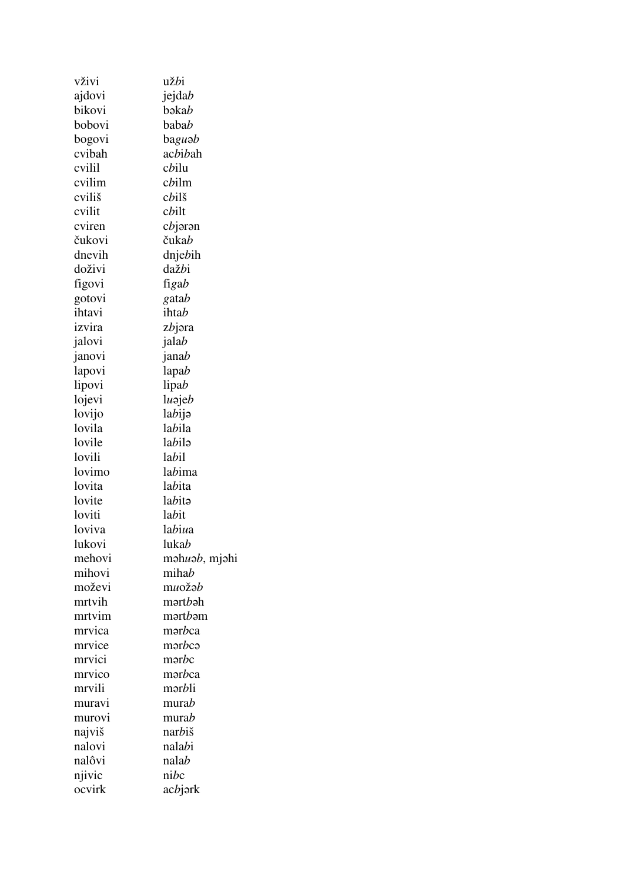| | |
|---|---|
| vživi | už*b*i |
| ajdovi | jejda*b* |
| bikovi | bəka*b* |
| bobovi | baba*b* |
| bogovi | ba*guəb* |
| cvibah | ac*bib*ah |
| cvilil | c*b*ilu |
| cvilim | c*b*ilm |
| cviliš | c*b*ilš |
| cvilit | c*b*ilt |
| cviren | c*b*jərən |
| čukovi | čuka*b* |
| dnevih | dnje*b*ih |
| doživi | daž*b*i |
| figovi | fi*g*a*b* |
| gotovi | *g*ata*b* |
| ihtavi | ihta*b* |
| izvira | z*b*jəra |
| jalovi | jala*b* |
| janovi | jana*b* |
| lapovi | lapa*b* |
| lipovi | lipa*b* |
| lojevi | l*u*əje*b* |
| lovijo | la*b*ijə |
| lovila | la*b*ila |
| lovile | la*b*ilə |
| lovili | la*b*il |
| lovimo | la*b*ima |
| lovita | la*b*ita |
| lovite | la*b*itə |
| loviti | la*b*it |
| loviva | la*b*i*u*a |
| lukovi | luka*b* |
| mehovi | məh*uəb*, mjəhi |
| mihovi | miha*b* |
| moževi | m*u*ožə*b* |
| mrtvih | mərt*b*əh |
| mrtvim | mərt*b*əm |
| mrvica | mər*b*ca |
| mrvice | mər*b*cə |
| mrvici | mər*b*c |
| mrvico | mər*b*ca |
| mrvili | mər*b*li |
| muravi | mura*b* |
| murovi | mura*b* |
| najviš | nar*b*iš |
| nalovi | nala*b*i |
| nalôvi | nala*b* |
| njivic | ni*b*c |
| ocvirk | ac*b*jərk |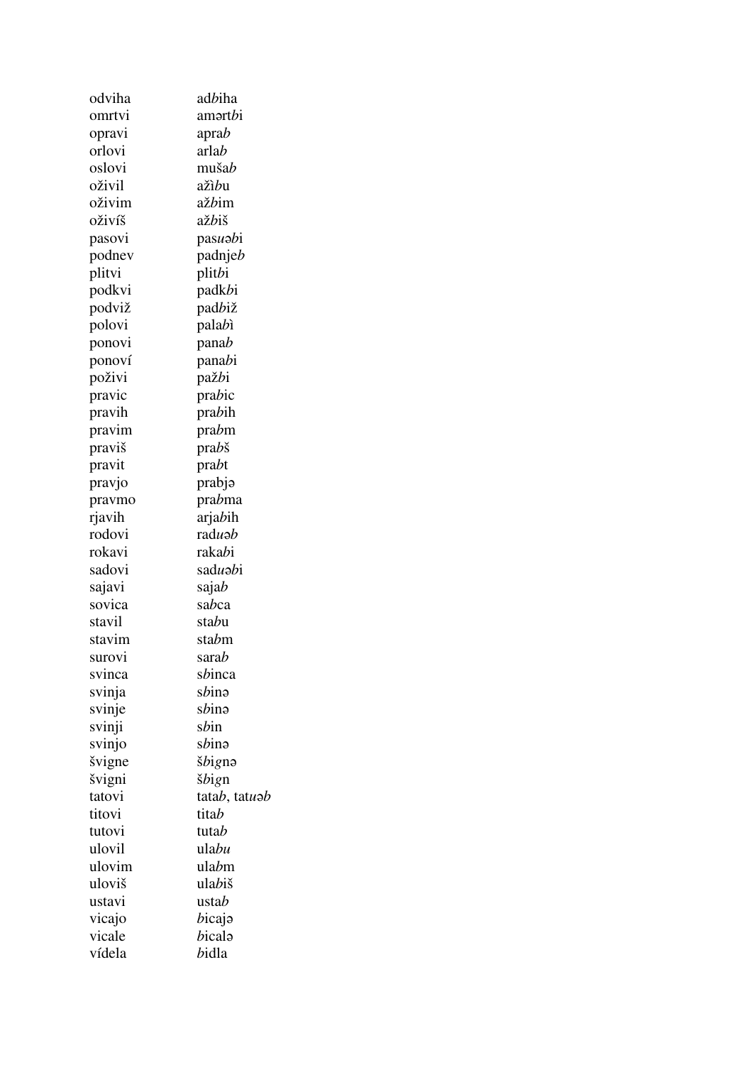| | |
|---|---|
| odviha | ad*b*iha |
| omrtvi | amərt*b*i |
| opravi | apra*b* |
| orlovi | arla*b* |
| oslovi | muša*b* |
| oživil | ažì*b*u |
| oživim | až*b*im |
| oživíš | až*b*iš |
| pasovi | pas*u*ə*b*i |
| podnev | padnje*b* |
| plitvi | plit*b*i |
| podkvi | padk*b*i |
| podviž | pad*b*iž |
| polovi | pala*b*ì |
| ponovi | pana*b* |
| ponoví | pana*b*i |
| poživi | paž*b*i |
| pravic | pra*b*ic |
| pravih | pra*b*ih |
| pravim | pra*b*m |
| praviš | pra*b*š |
| pravit | pra*b*t |
| pravjo | prabjə |
| pravmo | pra*b*ma |
| rjavih | arja*b*ih |
| rodovi | rad*u*ə*b* |
| rokavi | raka*b*i |
| sadovi | sad*u*ə*b*i |
| sajavi | saja*b* |
| sovica | sa*b*ca |
| stavil | sta*b*u |
| stavim | sta*b*m |
| surovi | sara*b* |
| svinca | s*b*inca |
| svinja | s*b*inə |
| svinje | s*b*inə |
| svinji | s*b*in |
| svinjo | s*b*inə |
| švigne | š*b*ignə |
| švigni | š*b*ign |
| tatovi | tata*b*, tat*u*ə*b* |
| titovi | tita*b* |
| tutovi | tuta*b* |
| ulovil | ula*bu* |
| ulovim | ula*b*m |
| uloviš | ula*b*iš |
| ustavi | usta*b* |
| vicajo | *b*icajə |
| vicale | *b*icalə |
| vídela | *b*idla |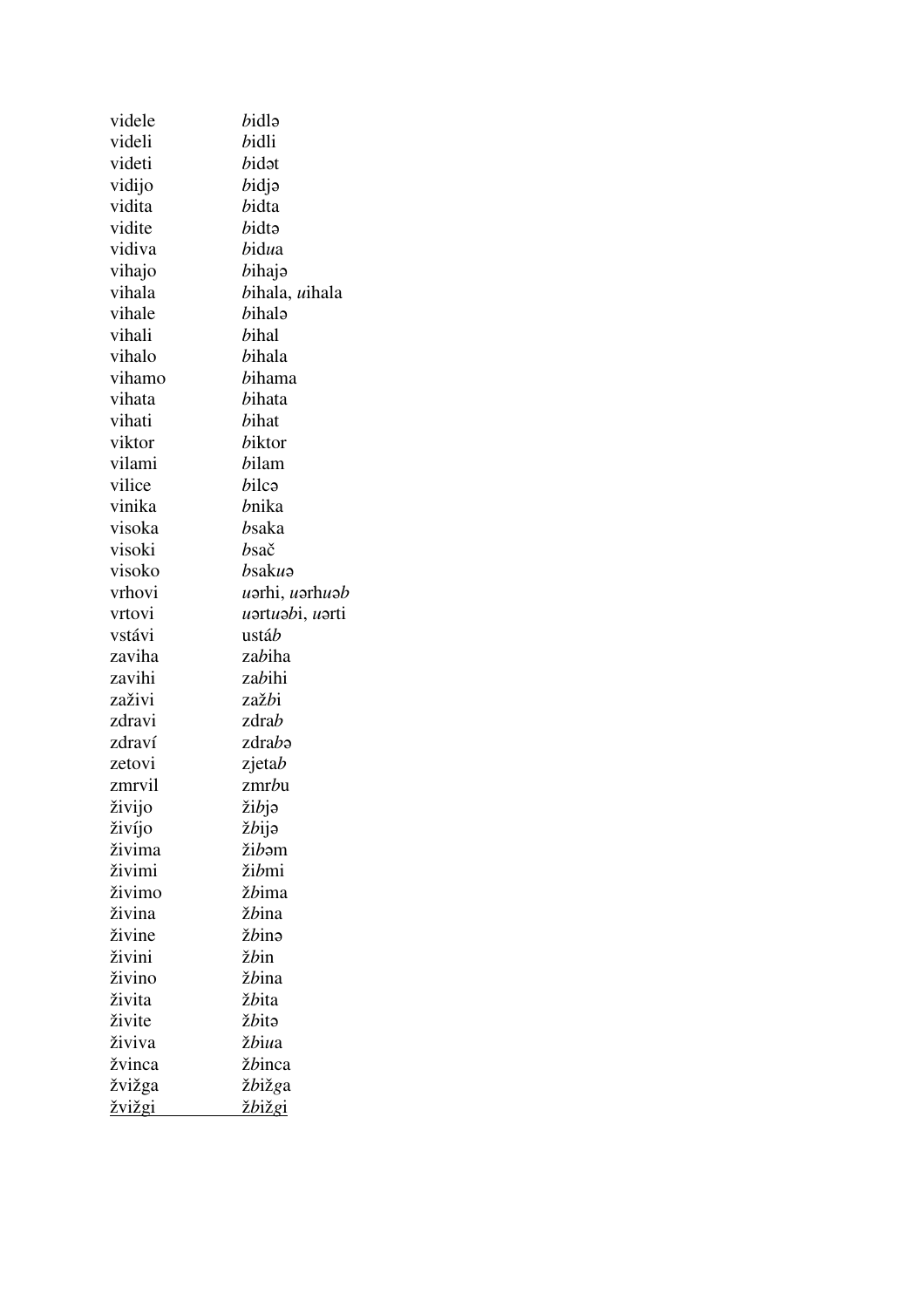| | |
|---|---|
| videle | *b*idlə |
| videli | *b*idli |
| videti | *b*idət |
| vidijo | *b*idjə |
| vidita | *b*idta |
| vidite | *b*idtə |
| vidiva | *b*id*u*a |
| vihajo | *b*ihajə |
| vihala | *b*ihala, *u*ihala |
| vihale | *b*ihalə |
| vihali | *b*ihal |
| vihalo | *b*ihala |
| vihamo | *b*ihama |
| vihata | *b*ihata |
| vihati | *b*ihat |
| viktor | *b*iktor |
| vilami | *b*ilam |
| vilice | *b*ilcə |
| vinika | *b*nika |
| visoka | *b*saka |
| visoki | *b*sač |
| visoko | *b*sak*u*ə |
| vrhovi | *u*ərhi, *u*ərh*u*ə*b* |
| vrtovi | *u*ərt*u*ə*b*i, *u*ərti |
| vstávi | ustá*b* |
| zaviha | za*b*iha |
| zavihi | za*b*ihi |
| zaživi | zaž*b*i |
| zdravi | zdra*b* |
| zdraví | zdra*b*ə |
| zetovi | zjeta*b* |
| zmrvil | zmr*b*u |
| živijo | ži*b*jə |
| živíjo | ž*b*ijə |
| živima | ži*b*əm |
| živimi | ži*b*mi |
| živimo | ž*b*ima |
| živina | ž*b*ina |
| živine | ž*b*inə |
| živini | ž*b*in |
| živino | ž*b*ina |
| živita | ž*b*ita |
| živite | ž*b*itə |
| živiva | ž*b*i*u*a |
| žvinca | ž*b*inca |
| žvižga | ž*b*iž*g*a |
| žvižgi | ž*b*iž*g*i |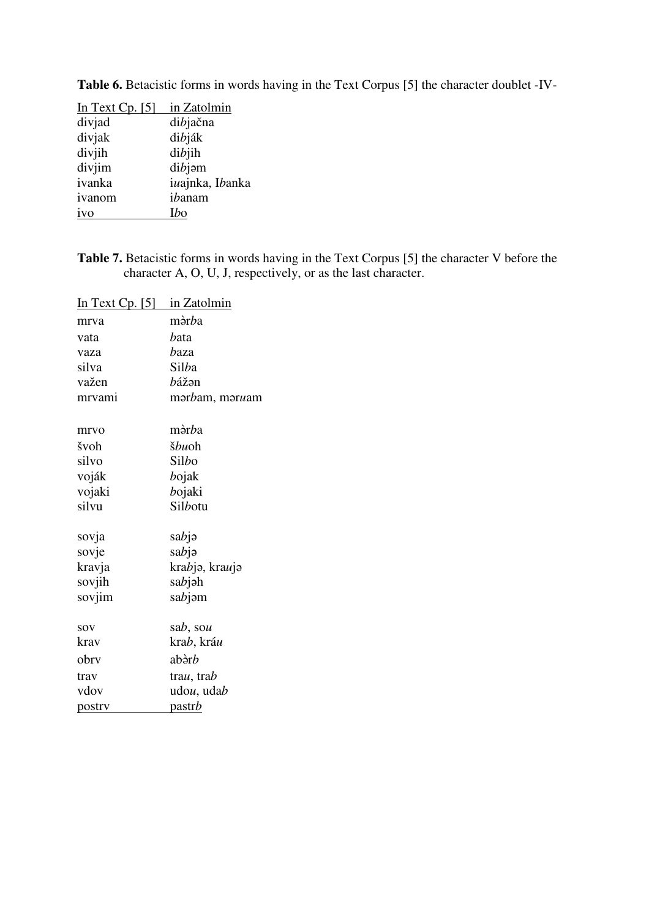**Table 6.** Betacistic forms in words having in the Text Corpus [5] the character doublet -IV-

| In Text Cp. [5] | in Zatolmin |
|---|---|
| divjad | di*b*jačna |
| divjak | di*b*ják |
| divjih | di*b*jih |
| divjim | di*b*jəm |
| ivanka | i*u*ajnka, I*b*anka |
| ivanom | i*b*anam |
| ivo | I*b*o |

**Table 7.** Betacistic forms in words having in the Text Corpus [5] the character V before the character A, O, U, J, respectively, or as the last character.

| In Text Cp. [5] | in Zatolmin |
|---|---|
| mrva | mə̀r*b*a |
| vata | *b*ata |
| vaza | *b*aza |
| silva | Sil*b*a |
| važen | *b*ážən |
| mrvami | mər*b*am, mər*u*am |
| | |
| mrvo | mə̀r*b*a |
| švoh | š*bu*oh |
| silvo | Sil*b*o |
| voják | *b*ojak |
| vojaki | *b*ojaki |
| silvu | Sil*b*otu |
| | |
| sovja | sa*b*jə |
| sovje | sa*b*jə |
| kravja | kra*b*jə, kra*u*jə |
| sovjih | sa*b*jəh |
| sovjim | sa*b*jəm |
| | |
| sov | sa*b*, so*u* |
| krav | kra*b*, krá*u* |
| obrv | abə̀r*b* |
| trav | tra*u*, tra*b* |
| vdov | udo*u*, uda*b* |
| postrv | pastr*b* |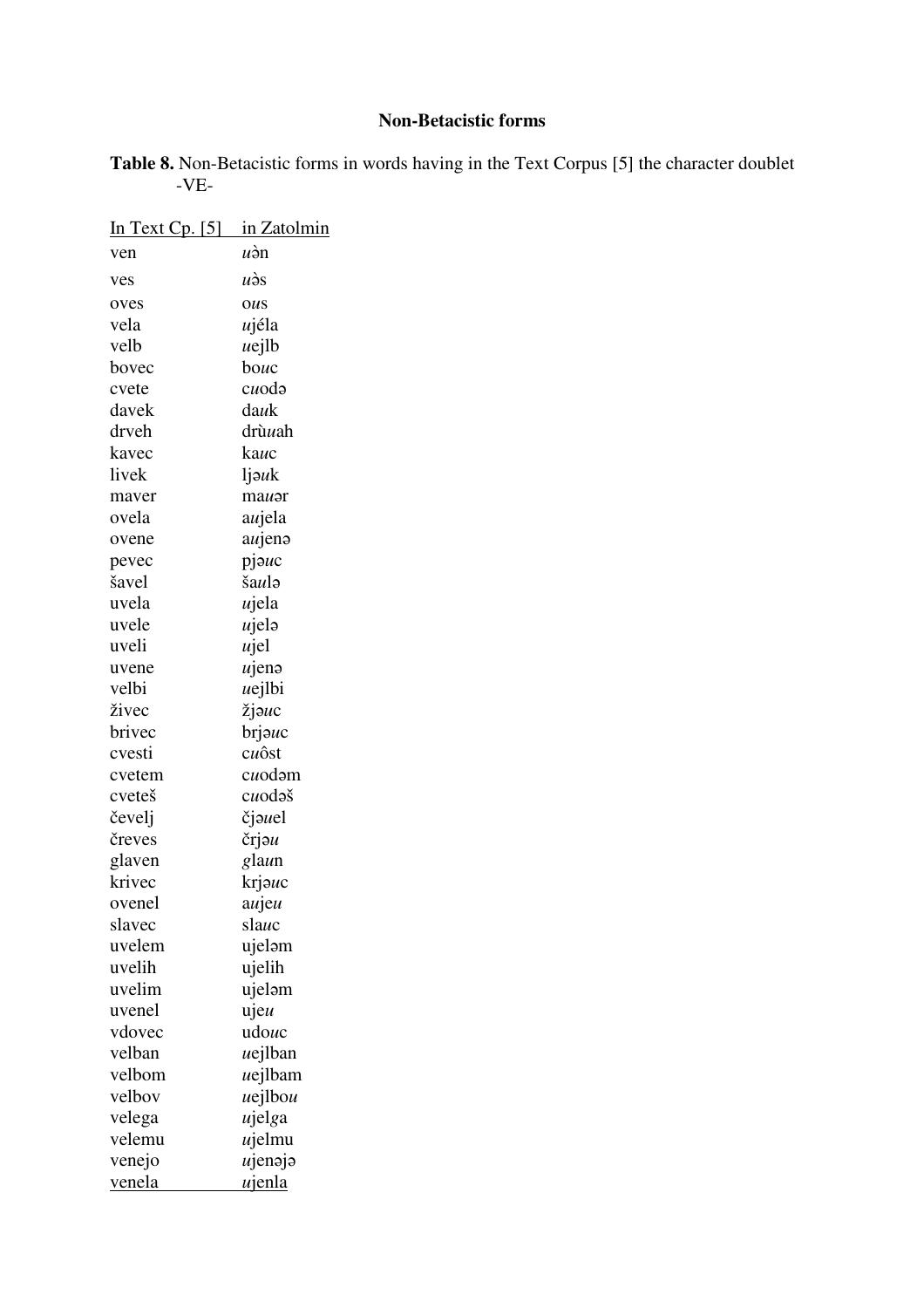**Non-Betacistic forms**

**Table 8.** Non-Betacistic forms in words having in the Text Corpus [5] the character doublet -VE-

| In Text Cp. [5] | in Zatolmin |
|---|---|
| ven | *u*ə̀n |
| ves | *u*ə̀s |
| oves | o*u*s |
| vela | *u*jéla |
| velb | *u*ejlb |
| bovec | bo*u*c |
| cvete | c*u*odə |
| davek | da*u*k |
| drveh | drù*u*ah |
| kavec | ka*u*c |
| livek | ljə*u*k |
| maver | ma*u*ər |
| ovela | a*u*jela |
| ovene | a*u*jenə |
| pevec | pjə*u*c |
| šavel | ša*u*lə |
| uvela | *u*jela |
| uvele | *u*jelə |
| uveli | *u*jel |
| uvene | *u*jenə |
| velbi | *u*ejlbi |
| živec | žjə*u*c |
| brivec | brjə*u*c |
| cvesti | c*u*ôst |
| cvetem | c*u*odəm |
| cveteš | c*u*odəš |
| čevelj | čjə*u*el |
| čreves | črjə*u* |
| glaven | *g*la*u*n |
| krivec | krjə*u*c |
| ovenel | a*u*je*u* |
| slavec | sla*u*c |
| uvelem | ujeləm |
| uvelih | ujelih |
| uvelim | ujeləm |
| uvenel | uje*u* |
| vdovec | udo*u*c |
| velban | *u*ejlban |
| velbom | *u*ejlbam |
| velbov | *u*ejlbo*u* |
| velega | *u*jel*g*a |
| velemu | *u*jelmu |
| venejo | *u*jenəjə |
| venela | *u*jenla |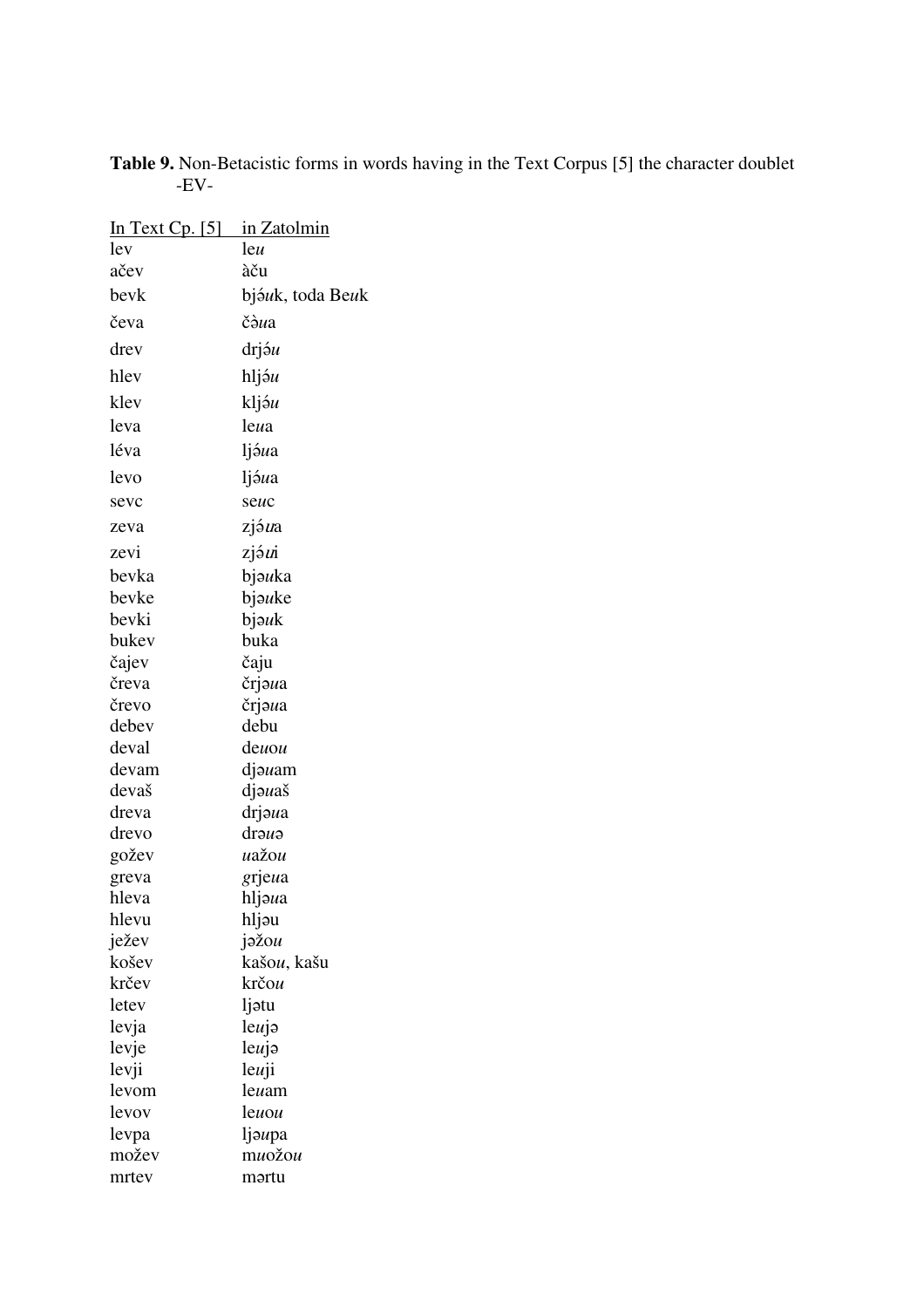**Table 9.** Non-Betacistic forms in words having in the Text Corpus [5] the character doublet -EV-

| In Text Cp. [5] | in Zatolmin |
| --- | --- |
| lev | le*u* |
| ačev | àču |
| bevk | bjə́*u*k, toda Be*u*k |
| čeva | čə̀*u*a |
| drev | drjə́*u* |
| hlev | hljə́*u* |
| klev | kljə́*u* |
| leva | le*u*a |
| léva | ljə́*u*a |
| levo | ljə́*u*a |
| sevc | se*u*c |
| zeva | zjə́*u*a |
| zevi | zjə́*u*i |
| bevka | bjə*u*ka |
| bevke | bjə*u*ke |
| bevki | bjə*u*k |
| bukev | buka |
| čajev | čaju |
| čreva | črjə*u*a |
| črevo | črjə*u*a |
| debev | debu |
| deval | de*u*o*u* |
| devam | djə*u*am |
| devaš | djə*u*aš |
| dreva | drjə*u*a |
| drevo | drə*u*ə |
| gožev | *u*ažo*u* |
| greva | *g*rje*u*a |
| hleva | hljə*u*a |
| hlevu | hljəu |
| ježev | jəžo*u* |
| košev | kašo*u*, kašu |
| krčev | krčo*u* |
| letev | ljətu |
| levja | le*u*jə |
| levje | le*u*jə |
| levji | le*u*ji |
| levom | le*u*am |
| levov | le*u*o*u* |
| levpa | ljə*u*pa |
| možev | m*u*ožo*u* |
| mrtev | mərtu |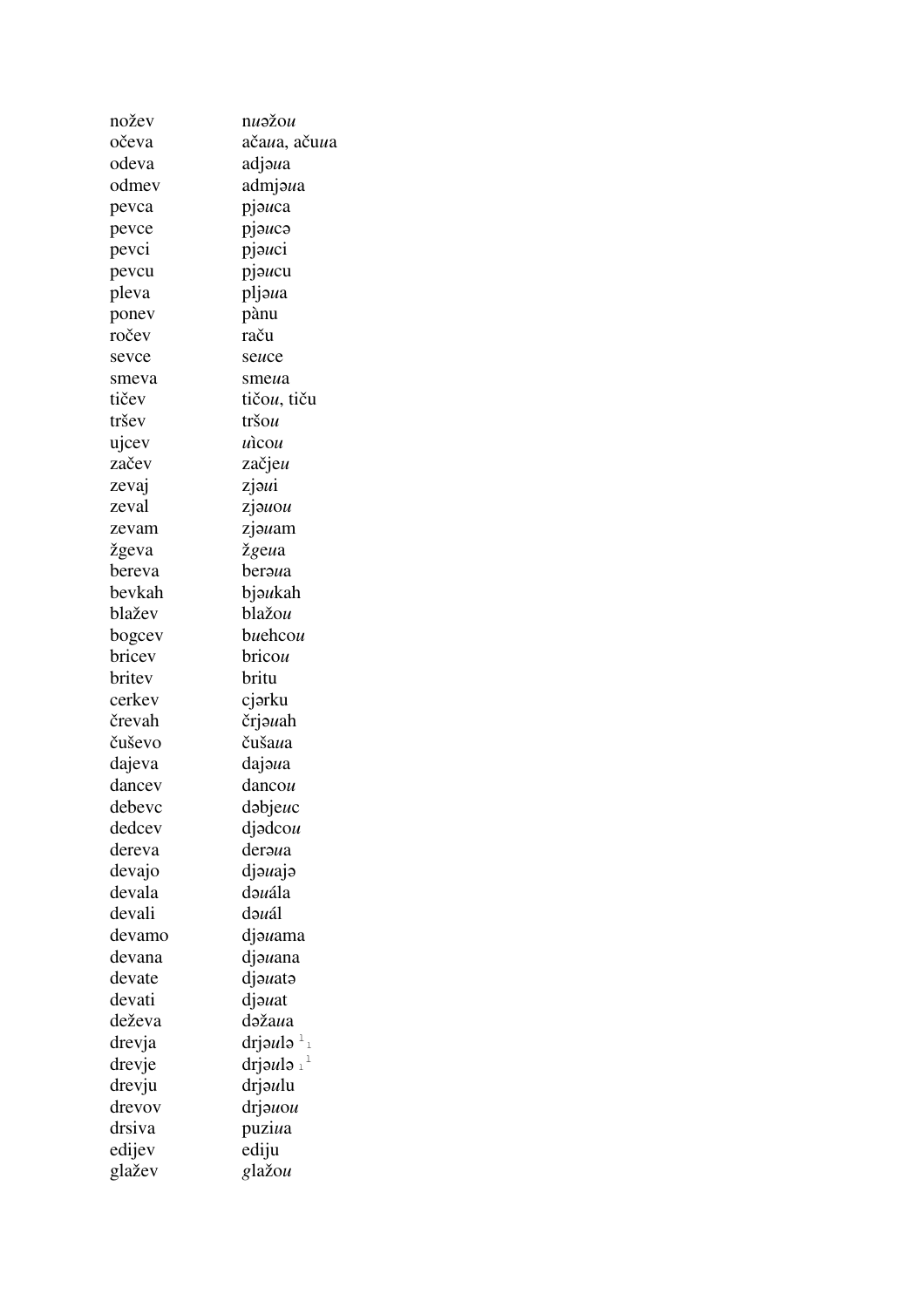| | |
|---|---|
| nožev | n*u*əžo*u* |
| očeva | ača*u*a, aču*u*a |
| odeva | adjə*u*a |
| odmev | admjə*u*a |
| pevca | pjə*u*ca |
| pevce | pjə*u*cə |
| pevci | pjə*u*ci |
| pevcu | pjə*u*cu |
| pleva | pljə*u*a |
| ponev | pànu |
| ročev | raču |
| sevce | se*u*ce |
| smeva | sme*u*a |
| tičev | tičo*u*, tiču |
| tršev | tršo*u* |
| ujcev | *u*ìco*u* |
| začev | začje*u* |
| zevaj | zjə*u*i |
| zeval | zjə*u*o*u* |
| zevam | zjə*u*am |
| žgeva | žge*u*a |
| bereva | berə*u*a |
| bevkah | bjə*u*kah |
| blažev | blažo*u* |
| bogcev | b*u*ehco*u* |
| bricev | brico*u* |
| britev | britu |
| cerkev | cjərku |
| črevah | črjə*u*ah |
| čuševo | čuša*u*a |
| dajeva | dajə*u*a |
| dancev | danco*u* |
| debevc | dəbje*u*c |
| dedcev | djədco*u* |
| dereva | derə*u*a |
| devajo | djə*u*ajə |
| devala | də*u*ála |
| devali | də*u*ál |
| devamo | djə*u*ama |
| devana | djə*u*ana |
| devate | djə*u*atə |
| devati | djə*u*at |
| deževa | dəža*u*a |
| drevja | drjə*u*lə |
| drevje | drjə*u*lə |
| drevju | drjə*u*lu |
| drevov | drjə*u*o*u* |
| drsiva | puzi*u*a |
| edijev | ediju |
| glažev | glažo*u* |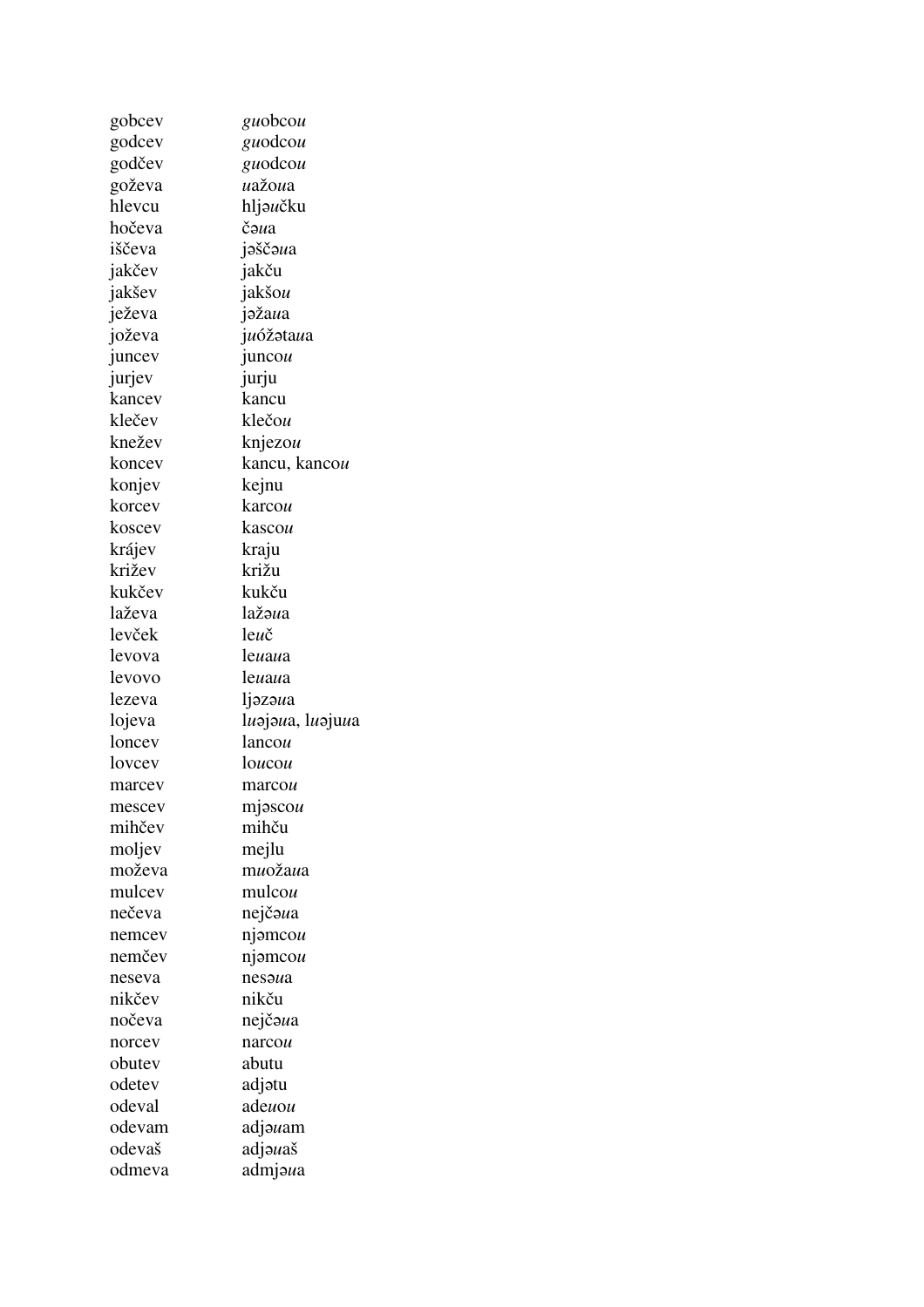| | |
|---|---|
| gobcev | *gu*obco*u* |
| godcev | *gu*odco*u* |
| godčev | *gu*odco*u* |
| goževa | *u*ažo*u*a |
| hlevcu | hljə*u*čku |
| hočeva | čə*u*a |
| iščeva | jəščə*u*a |
| jakčev | jakču |
| jakšev | jakšo*u* |
| ježeva | jəža*u*a |
| joževa | j*u*óžəta*u*a |
| juncev | junco*u* |
| jurjev | jurju |
| kancev | kancu |
| klečev | klečo*u* |
| knežev | knjezo*u* |
| koncev | kancu, kanco*u* |
| konjev | kejnu |
| korcev | karco*u* |
| koscev | kasco*u* |
| krájev | kraju |
| križev | križu |
| kukčev | kukču |
| laževa | lažə*u*a |
| levček | le*u*č |
| levova | le*u*a*u*a |
| levovo | le*u*a*u*a |
| lezeva | ljəzə*u*a |
| lojeva | l*u*əjə*u*a, l*u*əju*u*a |
| loncev | lanco*u* |
| lovcev | lo*u*co*u* |
| marcev | marco*u* |
| mescev | mjəsco*u* |
| mihčev | mihču |
| moljev | mejlu |
| moževa | m*u*oža*u*a |
| mulcev | mulco*u* |
| nečeva | nejčə*u*a |
| nemcev | njəmco*u* |
| nemčev | njəmco*u* |
| neseva | nesə*u*a |
| nikčev | nikču |
| nočeva | nejčə*u*a |
| norcev | narco*u* |
| obutev | abutu |
| odetev | adjətu |
| odeval | ade*u*o*u* |
| odevam | adjə*u*am |
| odevaš | adjə*u*aš |
| odmeva | admjə*u*a |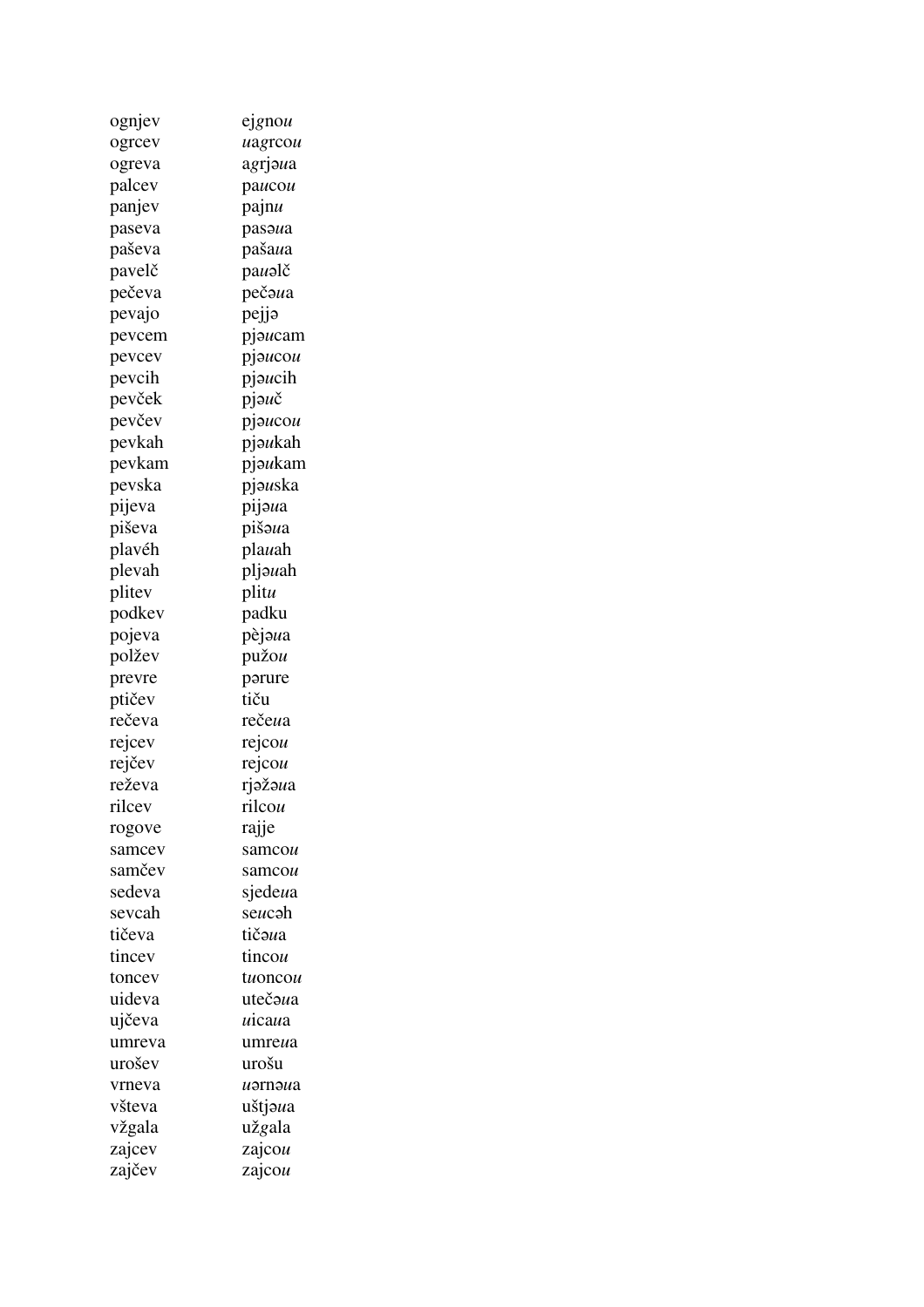| | |
|---|---|
| ognjev | ej*g*no*u* |
| ogrcev | *u*agrco*u* |
| ogreva | a*g*rjə*u*a |
| palcev | pa*u*co*u* |
| panjev | pajn*u* |
| paseva | pasə*u*a |
| paševa | paša*u*a |
| pavelč | pa*u*əlč |
| pečeva | pečə*u*a |
| pevajo | pejjə |
| pevcem | pjə*u*cam |
| pevcev | pjə*u*co*u* |
| pevcih | pjə*u*cih |
| pevček | pjə*u*č |
| pevčev | pjə*u*co*u* |
| pevkah | pjə*u*kah |
| pevkam | pjə*u*kam |
| pevska | pjə*u*ska |
| pijeva | pijə*u*a |
| piševa | pišə*u*a |
| plavéh | pla*u*ah |
| plevah | pljə*u*ah |
| plitev | plit*u* |
| podkev | padku |
| pojeva | pèjə*u*a |
| polžev | pužo*u* |
| prevre | pərure |
| ptičev | tiču |
| rečeva | reče*u*a |
| rejcev | rejco*u* |
| rejčev | rejco*u* |
| reževa | rjəžə*u*a |
| rilcev | rilco*u* |
| rogove | rajje |
| samcev | samco*u* |
| samčev | samco*u* |
| sedeva | sjede*u*a |
| sevcah | se*u*cəh |
| tičeva | tičə*u*a |
| tincev | tinco*u* |
| toncev | t*u*onco*u* |
| uideva | utečə*u*a |
| ujčeva | *u*ica*u*a |
| umreva | umre*u*a |
| uroševs | urošu |
| vrneva | *u*ərnə*u*a |
| všteva | uštjə*u*a |
| vžgala | užgala |
| zajcev | zajco*u* |
| zajčev | zajco*u* |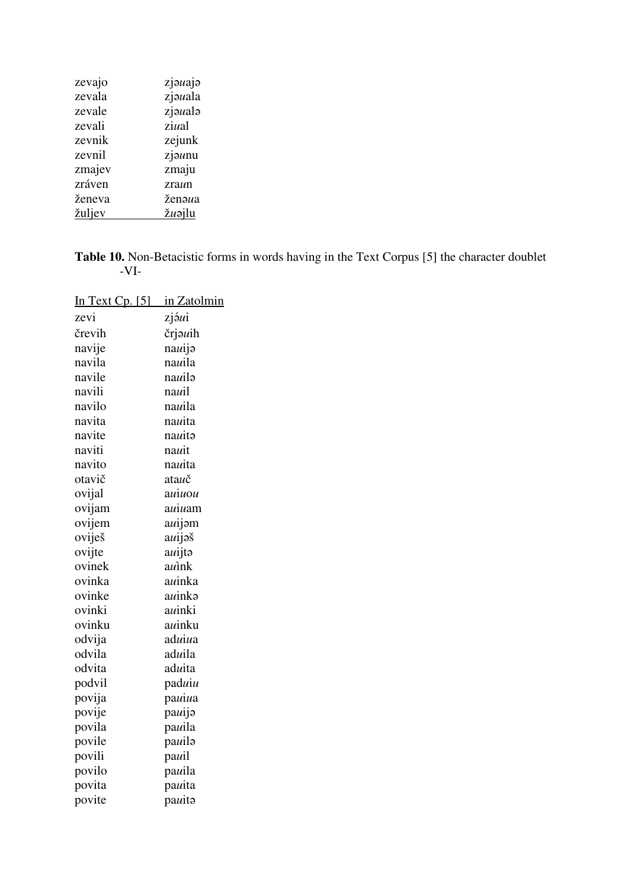| | |
|---|---|
| zevajo | zjə*u*ajə |
| zevala | zjə*u*ala |
| zevale | zjə*u*alə |
| zevali | zi*u*al |
| zevnik | zejunk |
| zevnil | zjə*u*nu |
| zmajev | zmaju |
| zráven | zra*u*n |
| ženeva | ženə*u*a |
| žuljev | ž*u*əjlu |

**Table 10.** Non-Betacistic forms in words having in the Text Corpus [5] the character doublet -VI-

| In Text Cp. [5] | in Zatolmin |
|---|---|
| zevi | zjə́*u*i |
| črevih | črjə*u*ih |
| navije | na*u*ijə |
| navila | na*u*ila |
| navile | na*u*ilə |
| navili | na*u*il |
| navilo | na*u*ila |
| navita | na*u*ita |
| navite | na*u*itə |
| naviti | na*u*it |
| navito | na*u*ita |
| otavič | ata*u*č |
| ovijal | a*u*i*u*o*u* |
| ovijam | a*u*i*u*am |
| ovijem | a*u*ijəm |
| oviješ | a*u*ijəš |
| ovijte | a*u*ijtə |
| ovinek | a*u*ìnk |
| ovinka | a*u*inka |
| ovinke | a*u*inkə |
| ovinki | a*u*inki |
| ovinku | a*u*inku |
| odvija | ad*u*i*u*a |
| odvila | ad*u*ila |
| odvita | ad*u*ita |
| podvil | pad*u*i*u* |
| povija | pa*u*i*u*a |
| povije | pa*u*ijə |
| povila | pa*u*ila |
| povile | pa*u*ilə |
| povili | pa*u*il |
| povilo | pa*u*ila |
| povita | pa*u*ita |
| povite | pa*u*itə |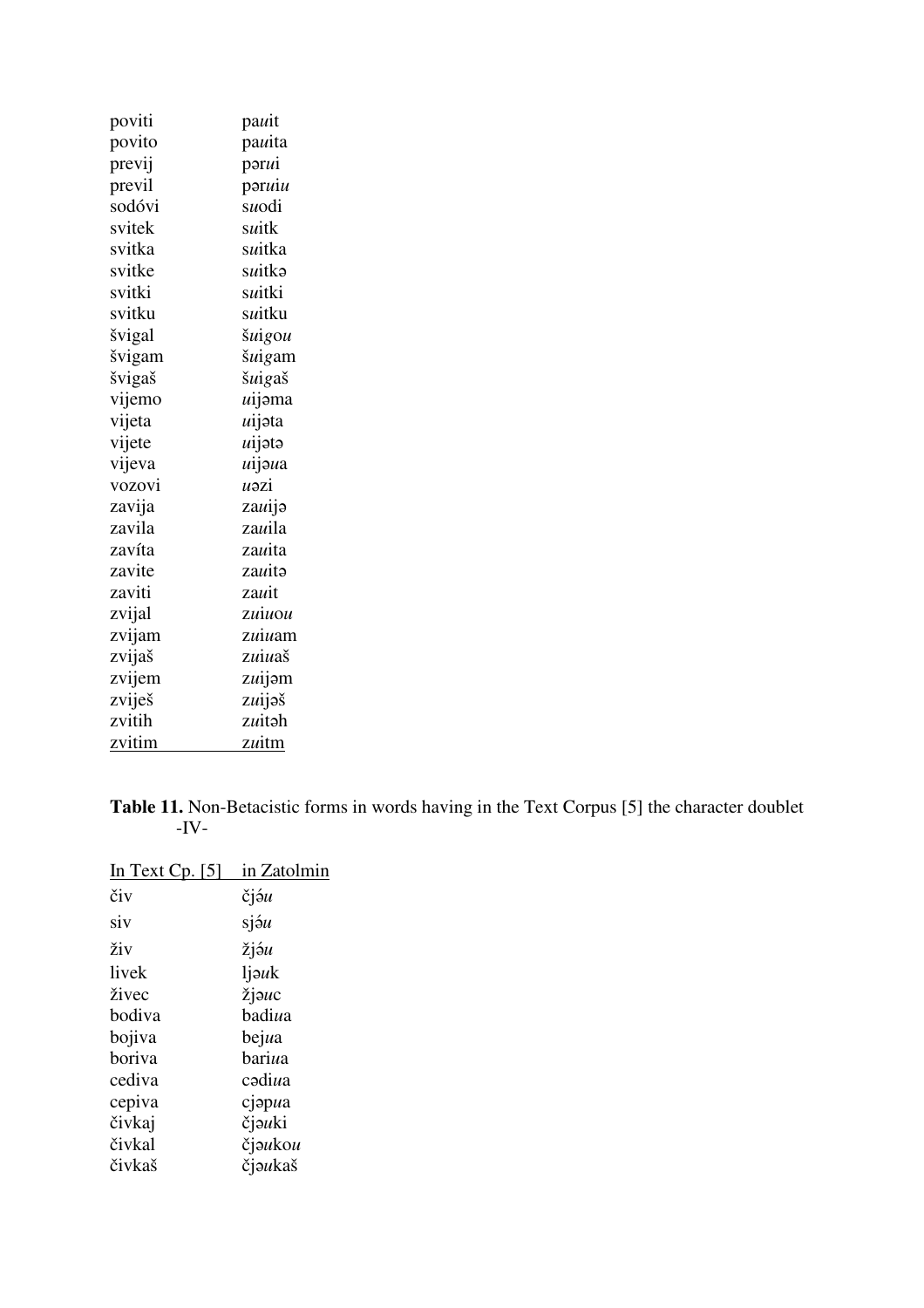| | |
|---|---|
| poviti | pa*u*it |
| povito | pa*u*ita |
| previj | pər*u*i |
| previl | pər*u*i*u* |
| sodóvi | s*u*odi |
| svitek | s*u*itk |
| svitka | s*u*itka |
| svitke | s*u*itkə |
| svitki | s*u*itki |
| svitku | s*u*itku |
| švigal | š*u*igo*u* |
| švigam | š*u*igam |
| švigaš | š*u*igaš |
| vijemo | *u*ijəma |
| vijeta | *u*ijəta |
| vijete | *u*ijətə |
| vijeva | *u*ijə*u*a |
| vozovi | *u*əzi |
| zavija | za*u*ijə |
| zavila | za*u*ila |
| zavíta | za*u*ita |
| zavite | za*u*itə |
| zaviti | za*u*it |
| zvijal | z*u*i*u*o*u* |
| zvijam | z*u*i*u*am |
| zvijaš | z*u*i*u*aš |
| zvijem | z*u*ijəm |
| zviješ | z*u*ijəš |
| zvitih | z*u*itəh |
| zvitim | z*u*itm |

**Table 11.** Non-Betacistic forms in words having in the Text Corpus [5] the character doublet -IV-

| In Text Cp. [5] | in Zatolmin |
|---|---|
| čiv | čjə́*u* |
| siv | sjə́*u* |
| živ | žjə́*u* |
| livek | ljə*u*k |
| živec | žjə*u*c |
| bodiva | badi*u*a |
| bojiva | bej*u*a |
| boriva | bari*u*a |
| cediva | cədi*u*a |
| cepiva | cjəp*u*a |
| čivkaj | čjə*u*ki |
| čivkal | čjə*u*ko*u* |
| čivkaš | čjə*u*kaš |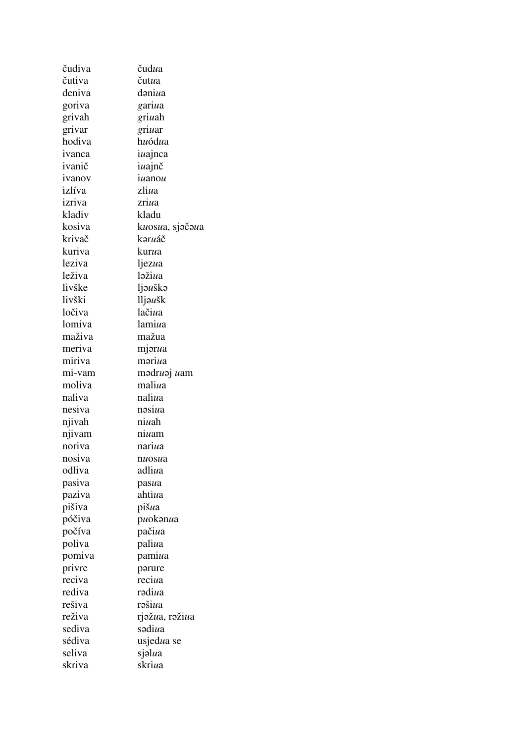| | |
|---|---|
| čudiva | čud*u*a |
| čutiva | čut*u*a |
| deniva | dəni*u*a |
| goriva | *g*ari*u*a |
| grivah | *g*ri*u*ah |
| grivar | *g*ri*u*ar |
| hodiva | h*u*ód*u*a |
| ivanca | i*u*ajnca |
| ivanič | i*u*ajnč |
| ivanov | i*u*ano*u* |
| izlíva | zli*u*a |
| izriva | zri*u*a |
| kladiv | kladu |
| kosiva | k*u*os*u*a, sjəčə*u*a |
| krivač | kər*u*áč |
| kuriva | kur*u*a |
| leziva | ljez*u*a |
| leživa | ləži*u*a |
| livške | ljə*u*škə |
| livški | lljə*u*šk |
| ločiva | lači*u*a |
| lomiva | lami*u*a |
| maživa | mažua |
| meriva | mjər*u*a |
| miriva | məri*u*a |
| mi-vam | mədr*u*əj *u*am |
| moliva | mali*u*a |
| naliva | nali*u*a |
| nesiva | nəsi*u*a |
| njivah | ni*u*ah |
| njivam | ni*u*am |
| noriva | nari*u*a |
| nosiva | n*u*os*u*a |
| odliva | adli*u*a |
| pasiva | pas*u*a |
| paziva | ahti*u*a |
| pišiva | piš*u*a |
| póčiva | p*u*okən*u*a |
| počíva | pači*u*a |
| poliva | pali*u*a |
| pomiva | pami*u*a |
| privre | pərure |
| reciva | reci*u*a |
| rediva | rədi*u*a |
| rešiva | rəši*u*a |
| reživa | rjəž*u*a, rəži*u*a |
| sediva | sədi*u*a |
| sédiva | usjed*u*a se |
| seliva | sjəl*u*a |
| skriva | skri*u*a |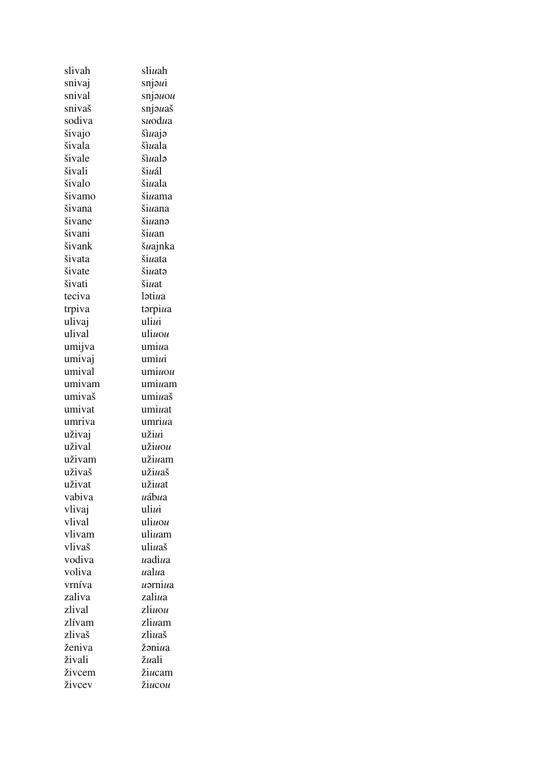| | |
|---|---|
| slivah | sli*u*ah |
| snivaj | snjə*u*i |
| snival | snjə*uou* |
| snivaš | snjə*u*aš |
| sodiva | s*u*od*u*a |
| šivajo | šì*u*ajə |
| šivala | šì*u*ala |
| šivale | šì*u*alə |
| šivali | ši*u*ál |
| šivalo | ši*u*ala |
| šivamo | ši*u*ama |
| šivana | ši*u*ana |
| šivane | ši*u*anə |
| šivani | ši*u*an |
| šivank | š*u*ajnka |
| šivata | ši*u*ata |
| šivate | ši*u*atə |
| šivati | ši*u*at |
| teciva | ləti*u*a |
| trpiva | tərpi*u*a |
| ulivaj | uli*u*i |
| ulival | uli*uou* |
| umijva | umi*u*a |
| umivaj | umi*u*i |
| umival | umi*uou* |
| umivam | umi*u*am |
| umivaš | umi*u*aš |
| umivat | umi*u*at |
| umriva | umri*u*a |
| uživaj | uži*u*i |
| užival | uži*uou* |
| uživam | uži*u*am |
| uživaš | uži*u*aš |
| uživat | uži*u*at |
| vabiva | *u*áb*u*a |
| vlivaj | uli*u*i |
| vlival | uli*uou* |
| vlivam | uli*u*am |
| vlivaš | uli*u*aš |
| vodiva | *u*adi*u*a |
| voliva | *u*al*u*a |
| vrníva | *u*ərni*u*a |
| zaliva | zali*u*a |
| zlival | zli*uou* |
| zlívam | zli*u*am |
| zlivaš | zli*u*aš |
| ženiva | žəni*u*a |
| živali | ž*u*ali |
| živcem | ži*u*cam |
| živcev | ži*u*co*u* |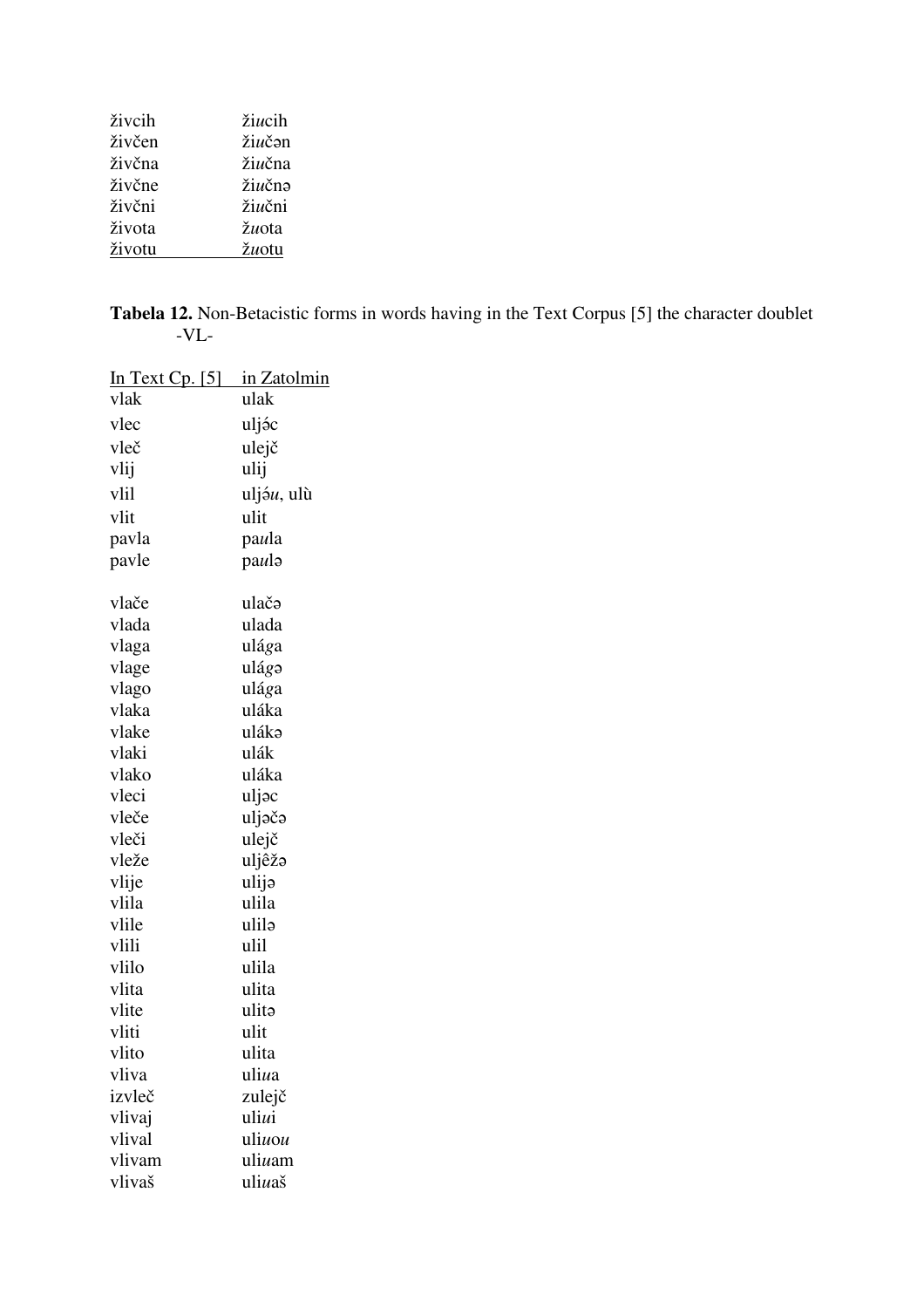| | |
|---|---|
| živcih | ži*u*cih |
| živčen | ži*u*čən |
| živčna | ži*u*čna |
| živčne | ži*u*čnə |
| živčni | ži*u*čni |
| života | ž*u*ota |
| životu | ž*u*otu |

**Tabela 12.** Non-Betacistic forms in words having in the Text Corpus [5] the character doublet -VL-

| In Text Cp. [5] | in Zatolmin |
|---|---|
| vlak | ulak |
| vlec | uljə́c |
| vleč | ulejč |
| vlij | ulij |
| vlil | uljə́*u*, ulù |
| vlit | ulit |
| pavla | pa*u*la |
| pavle | pa*u*lə |
| vlače | ulačə |
| vlada | ulada |
| vlaga | ulá*g*a |
| vlage | ulá*g*ə |
| vlago | ulá*g*a |
| vlaka | uláka |
| vlake | ulákə |
| vlaki | ulák |
| vlako | uláka |
| vleci | uljəc |
| vleče | uljəčə |
| vleči | ulejč |
| vleže | uljêžə |
| vlije | ulijə |
| vlila | ulila |
| vlile | ulilə |
| vlili | ulil |
| vlilo | ulila |
| vlita | ulita |
| vlite | ulitə |
| vliti | ulit |
| vlito | ulita |
| vliva | uli*u*a |
| izvleč | zulejč |
| vlivaj | uli*u*i |
| vlival | uli*u*o*u* |
| vlivam | uli*u*am |
| vlivaš | uli*u*aš |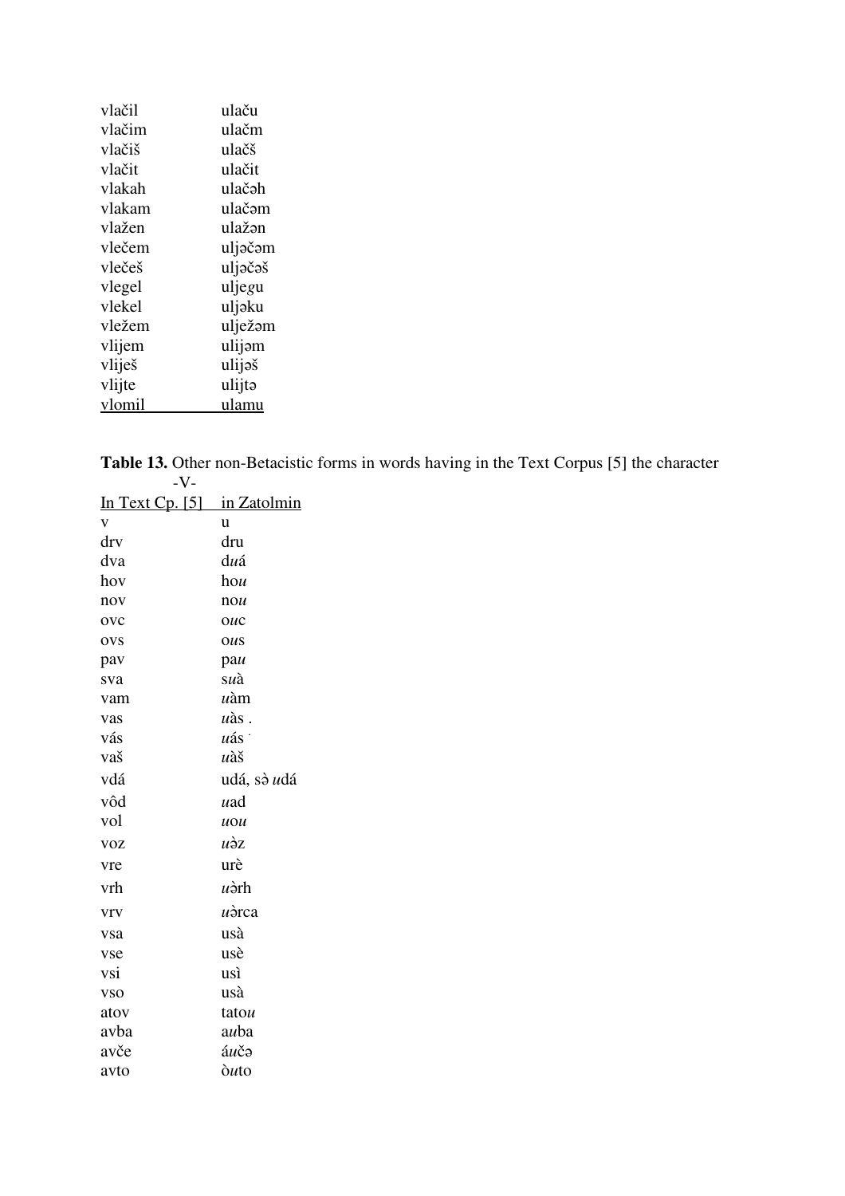| | |
|---|---|
| vlačil | ulaču |
| vlačim | ulačm |
| vlačiš | ulačš |
| vlačit | ulačit |
| vlakah | ulačəh |
| vlakam | ulačəm |
| vlažen | ulažən |
| vlečem | uljəčəm |
| vlečeš | uljəčəš |
| vlegel | ulje*g*u |
| vlekel | uljəku |
| vležem | ulježəm |
| vlijem | ulijəm |
| vliješ | ulijəš |
| vlijte | ulijtə |
| vlomil | ulamu |

**Table 13.** Other non-Betacistic forms in words having in the Text Corpus [5] the character -V-

| In Text Cp. [5] | in Zatolmin |
|---|---|
| v | u |
| drv | dru |
| dva | d*u*á |
| hov | ho*u* |
| nov | no*u* |
| ovc | o*u*c |
| ovs | o*u*s |
| pav | pa*u* |
| sva | s*u*à |
| vam | *u*àm |
| vas | *u*às . |
| vás | *u*ás |
| vaš | *u*àš |
| vdá | udá, sə̀ *u*dá |
| vôd | *u*ad |
| vol | *u*o*u* |
| voz | *u*ə̀z |
| vre | urè |
| vrh | *u*ə̀rh |
| vrv | *u*ə̀rca |
| vsa | usà |
| vse | usè |
| vsi | usì |
| vso | usà |
| atov | tato*u* |
| avba | a*u*ba |
| avče | á*u*čə |
| avto | ò*u*to |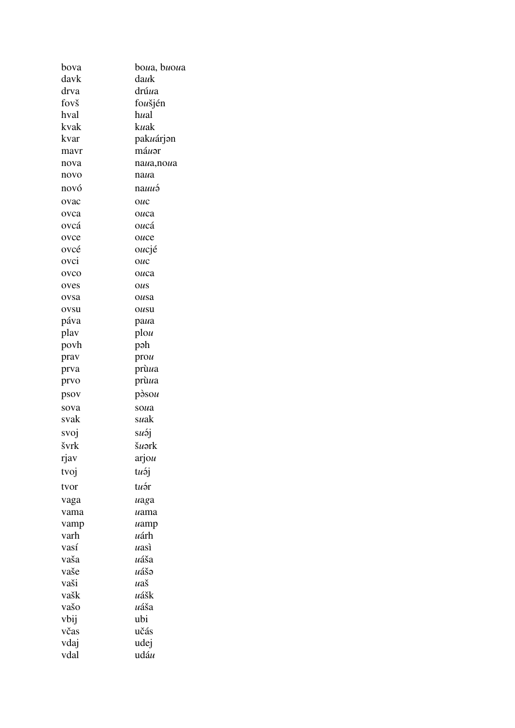| | |
|---|---|
| bova | bo*u*a, b*u*o*u*a |
| davk | da*u*k |
| drva | drú*u*a |
| fovš | fo*u*šjén |
| hval | h*u*al |
| kvak | k*u*ak |
| kvar | pak*u*árjən |
| mavr | má*u*ər |
| nova | na*u*a,no*u*a |
| novo | na*u*a |
| novó | na*uu*ə́ |
| ovac | o*u*c |
| ovca | o*u*ca |
| ovcá | o*u*cá |
| ovce | o*u*ce |
| ovcé | o*u*cjé |
| ovci | o*u*c |
| ovco | o*u*ca |
| oves | o*u*s |
| ovsa | o*u*sa |
| ovsu | o*u*su |
| páva | pa*u*a |
| plav | plo*u* |
| povh | pəh |
| prav | pro*u* |
| prva | prù*u*a |
| prvo | prù*u*a |
| psov | pə̀so*u* |
| sova | so*u*a |
| svak | s*u*ak |
| svoj | s*u*ə́j |
| švrk | š*u*ərk |
| rjav | arjo*u* |
| tvoj | t*u*ə́j |
| tvor | t*u*ə́r |
| vaga | *u*aga |
| vama | *u*ama |
| vamp | *u*amp |
| varh | *u*árh |
| vasí | *u*asì |
| vaša | *u*áša |
| vaše | *u*ášə |
| vaši | *u*aš |
| vašk | *u*ášk |
| vašo | *u*áša |
| vbij | ubi |
| včas | učás |
| vdaj | udej |
| vdal | udá*u* |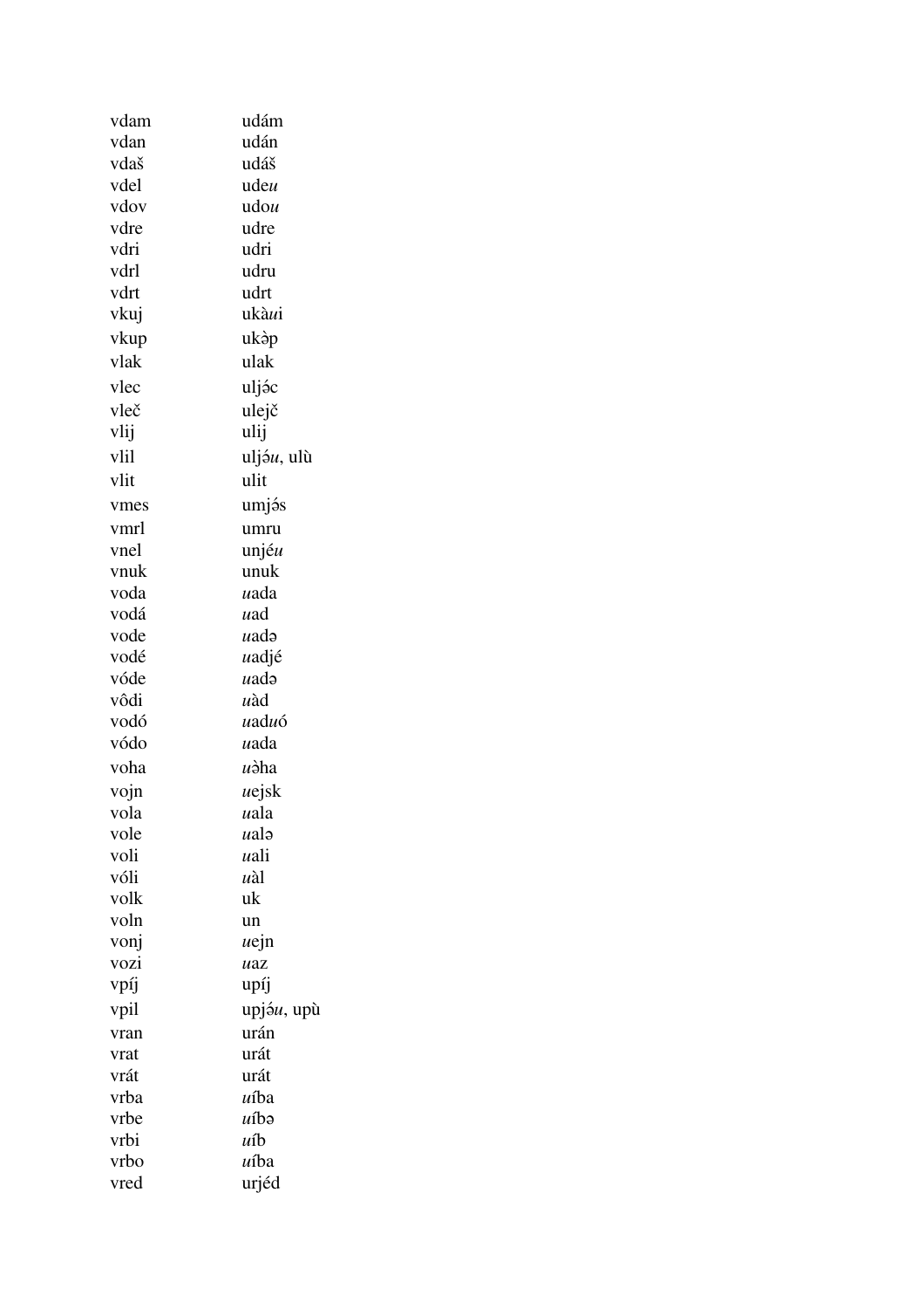| | |
|---|---|
| vdam | udám |
| vdan | udán |
| vdaš | udáš |
| vdel | ude*u* |
| vdov | udo*u* |
| vdre | udre |
| vdri | udri |
| vdrl | udru |
| vdrt | udrt |
| vkuj | ukà*u*i |
| vkup | ukə̀p |
| vlak | ulak |
| vlec | uljə́c |
| vleč | ulejč |
| vlij | ulij |
| vlil | uljə́*u*, ulù |
| vlit | ulit |
| vmes | umjə́s |
| vmrl | umru |
| vnel | unjé*u* |
| vnuk | unuk |
| voda | *u*ada |
| vodá | *u*ad |
| vode | *u*adə |
| vodé | *u*adjé |
| vóde | *u*adə |
| vôdi | *u*àd |
| vodó | *u*ad*u*ó |
| vódo | *u*ada |
| voha | *u*ə̀ha |
| vojn | *u*ejsk |
| vola | *u*ala |
| vole | *u*alə |
| voli | *u*ali |
| vóli | *u*àl |
| volk | uk |
| voln | un |
| vonj | *u*ejn |
| vozi | *u*az |
| vpíj | upíj |
| vpil | upjə́*u*, upù |
| vran | urán |
| vrat | urát |
| vrát | urát |
| vrba | *u*íba |
| vrbe | *u*íbə |
| vrbi | *u*íb |
| vrbo | *u*íba |
| vred | urjéd |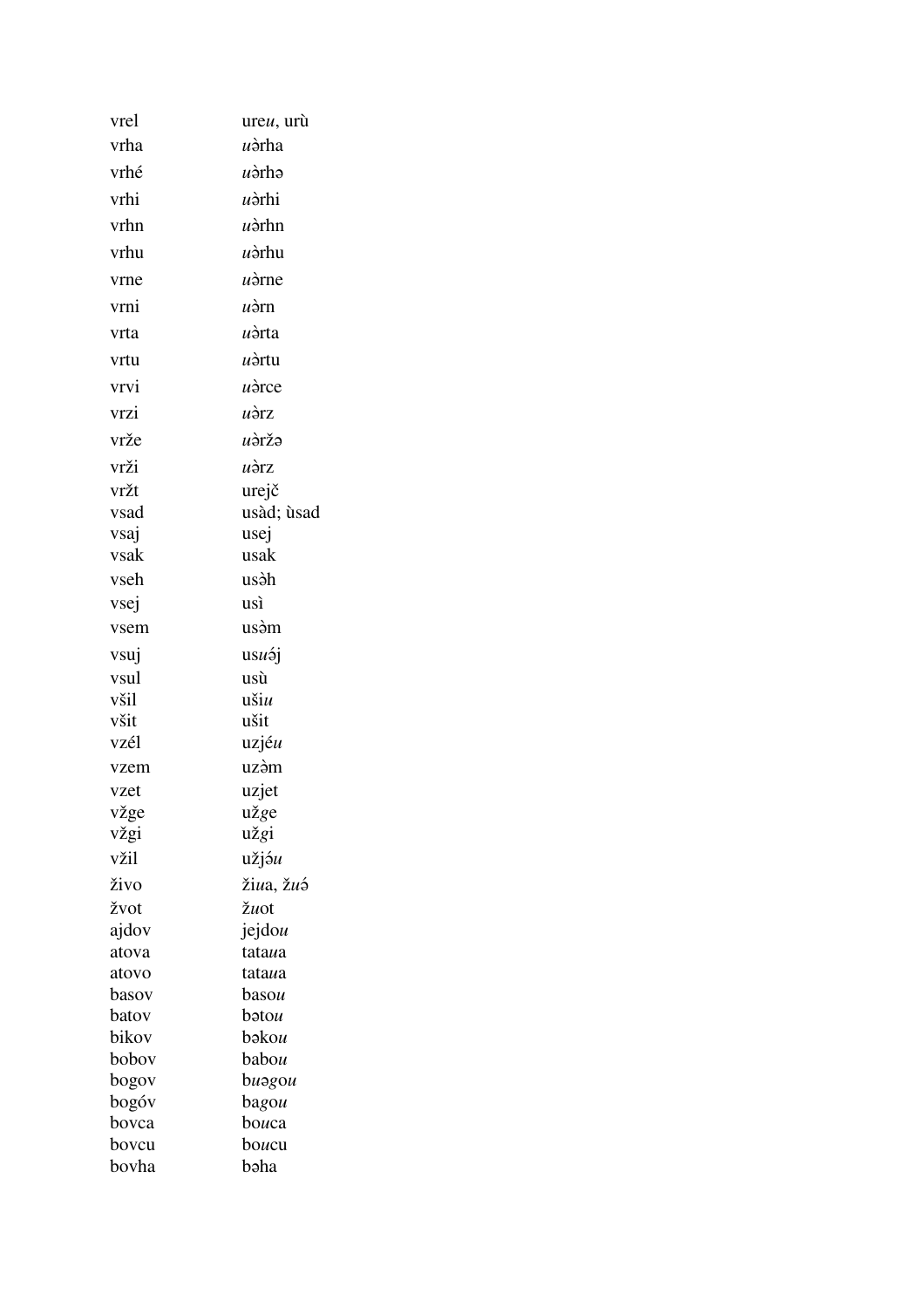| | |
|---|---|
| vrel | ure*u*, urù |
| vrha | *u*ərha |
| vrhé | *u*ərhə |
| vrhi | *u*ərhi |
| vrhn | *u*ərhn |
| vrhu | *u*ərhu |
| vrne | *u*ərne |
| vrni | *u*ərn |
| vrta | *u*ərta |
| vrtu | *u*ərtu |
| vrvi | *u*ərce |
| vrzi | *u*ərz |
| vrže | *u*əržə |
| vrži | *u*ərz |
| vržt | urejč |
| vsad | usàd; ùsad |
| vsaj | usej |
| vsak | usak |
| vseh | usəh |
| vsej | usì |
| vsem | usəm |
| vsuj | us*u*ə́j |
| vsul | usù |
| všil | uši*u* |
| všit | ušit |
| vzél | uzjé*u* |
| vzem | uzəm |
| vzet | uzjet |
| vžge | už*g*e |
| vžgi | už*g*i |
| vžil | užjə́*u* |
| živo | ži*u*a, ž*u*ə́ |
| žvot | ž*u*ot |
| ajdov | jejdo*u* |
| atova | tata*u*a |
| atovo | tata*u*a |
| basov | baso*u* |
| batov | bəto*u* |
| bikov | bəko*u* |
| bobov | babo*u* |
| bogov | b*u*ə*g*o*u* |
| bogóv | ba*g*o*u* |
| bovca | bo*u*ca |
| bovcu | bo*u*cu |
| bovha | bəha |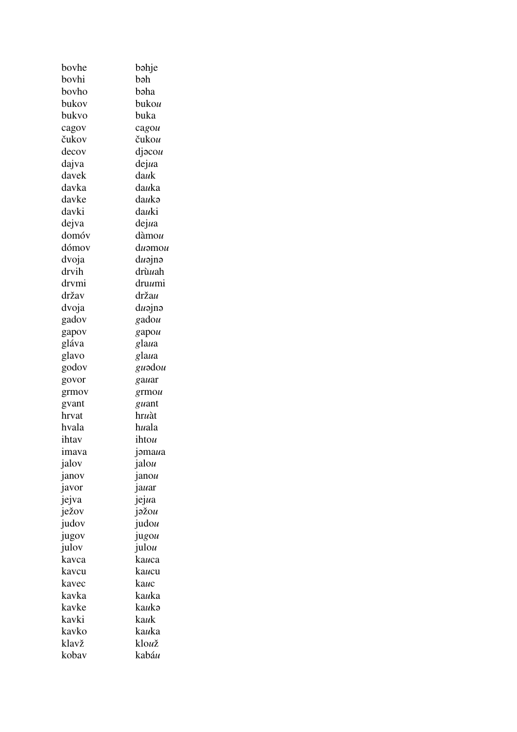| | |
|---|---|
| bovhe | bəhje |
| bovhi | bəh |
| bovho | bəha |
| bukov | buko*u* |
| bukvo | buka |
| cagov | ca*g*o*u* |
| čukov | čuko*u* |
| decov | djəco*u* |
| dajva | dej*u*a |
| davek | da*u*k |
| davka | da*u*ka |
| davke | da*u*kə |
| davki | da*u*ki |
| dejva | dej*u*a |
| domóv | dàmo*u* |
| dómov | d*u*əmo*u* |
| dvoja | d*u*əjnə |
| drvih | drù*u*ah |
| drvmi | dru*u*mi |
| držav | drža*u* |
| dvoja | d*u*əjnə |
| gadov | *g*ado*u* |
| gapov | *g*apo*u* |
| gláva | *g*la*u*a |
| glavo | *g*la*u*a |
| godov | *gu*ədo*u* |
| govor | *g*a*u*ar |
| grmov | *g*rmo*u* |
| gvant | *gu*ant |
| hrvat | hr*u*àt |
| hvala | h*u*ala |
| ihtav | ihto*u* |
| imava | jəma*u*a |
| jalov | jalo*u* |
| janov | jano*u* |
| javor | ja*u*ar |
| jejva | jej*u*a |
| ježov | jəžo*u* |
| judov | judo*u* |
| jugov | ju*g*o*u* |
| julov | julo*u* |
| kavca | ka*u*ca |
| kavcu | ka*u*cu |
| kavec | ka*u*c |
| kavka | ka*u*ka |
| kavke | ka*u*kə |
| kavki | ka*u*k |
| kavko | ka*u*ka |
| klavž | klo*u*ž |
| kobav | kabá*u* |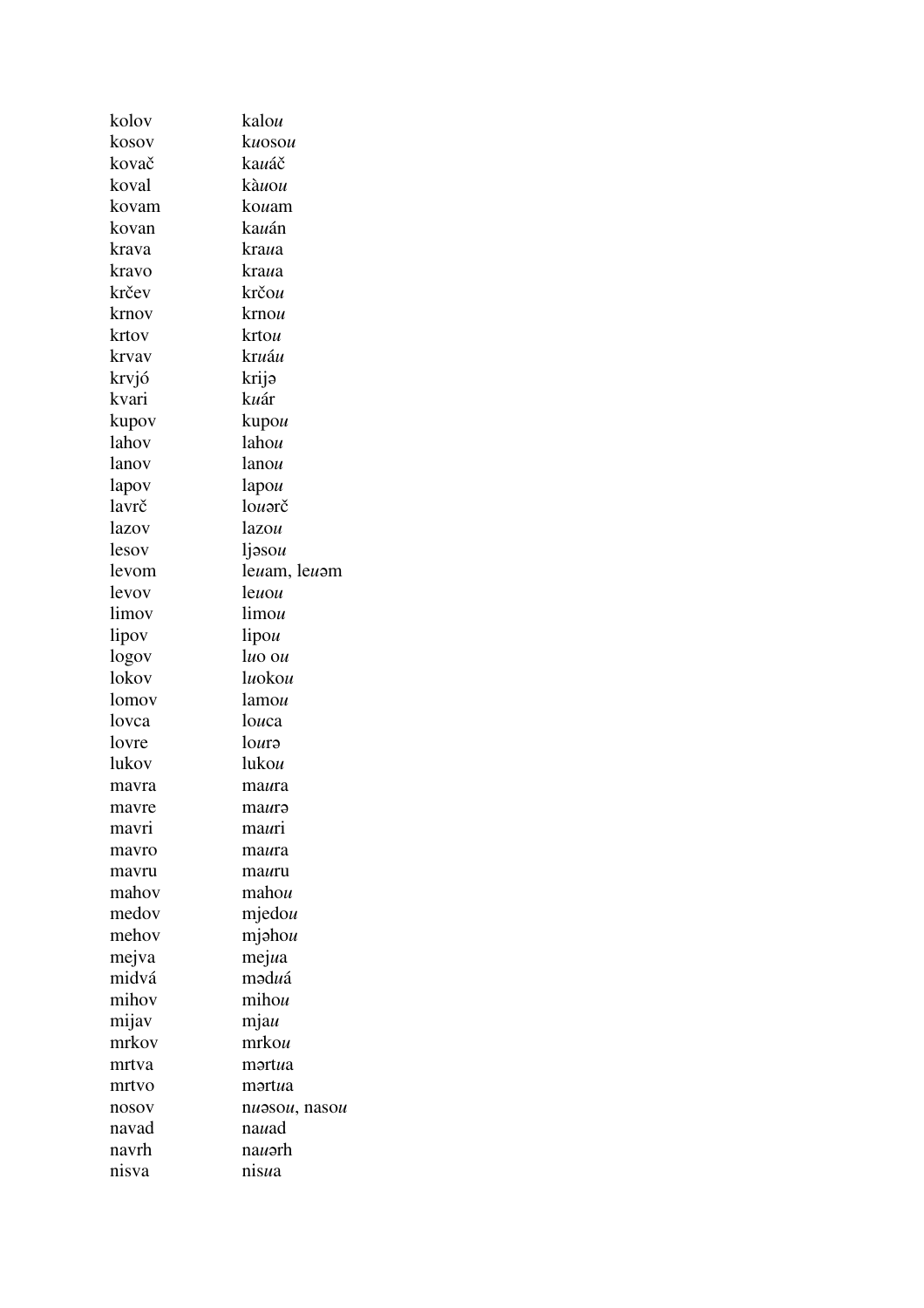| | |
|---|---|
| kolov | kalo*u* |
| kosov | k*u*oso*u* |
| kovač | ka*u*áč |
| koval | kà*u*o*u* |
| kovam | ko*u*am |
| kovan | ka*u*án |
| krava | kra*u*a |
| kravo | kra*u*a |
| krčev | krčo*u* |
| krnov | krno*u* |
| krtov | krto*u* |
| krvav | kr*u*á*u* |
| krvjó | krijə |
| kvari | k*u*ár |
| kupov | kupo*u* |
| lahov | laho*u* |
| lanov | lano*u* |
| lapov | lapo*u* |
| lavrč | lo*u*ərč |
| lazov | lazo*u* |
| lesov | ljəso*u* |
| levom | le*u*am, le*u*əm |
| levov | le*u*o*u* |
| limov | limo*u* |
| lipov | lipo*u* |
| logov | l*u*o o*u* |
| lokov | l*u*oko*u* |
| lomov | lamo*u* |
| lovca | lo*u*ca |
| lovre | lo*u*rə |
| lukov | luko*u* |
| mavra | ma*u*ra |
| mavre | ma*u*rə |
| mavri | ma*u*ri |
| mavro | ma*u*ra |
| mavru | ma*u*ru |
| mahov | maho*u* |
| medov | mjedo*u* |
| mehov | mjəho*u* |
| mejva | mej*u*a |
| midvá | məd*u*á |
| mihov | miho*u* |
| mijav | mja*u* |
| mrkov | mrko*u* |
| mrtva | mərt*u*a |
| mrtvo | mərt*u*a |
| nosov | n*u*əso*u*, naso*u* |
| navad | na*u*ad |
| navrh | na*u*ərh |
| nisva | nis*u*a |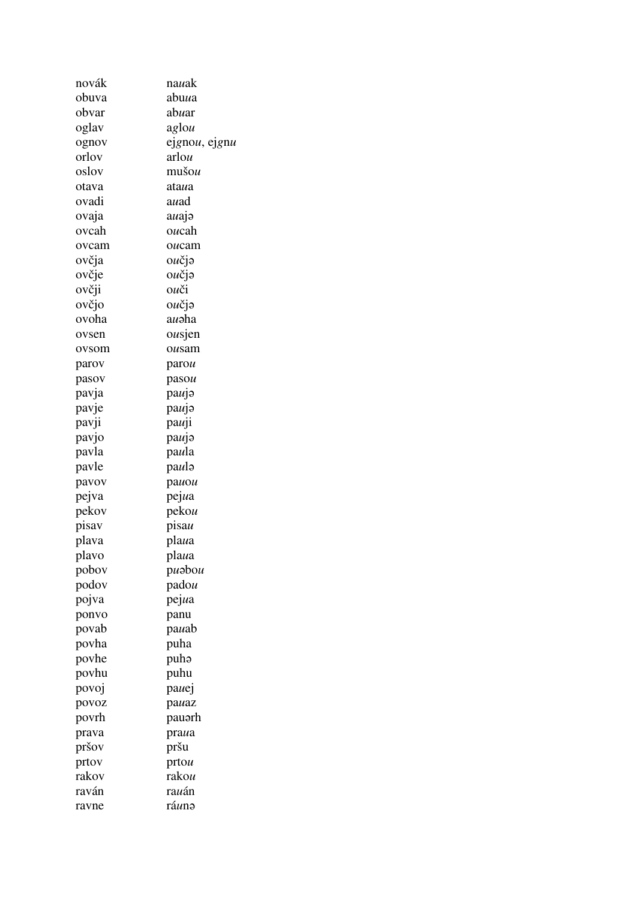| | |
|---|---|
| novák | na*u*ak |
| obuva | abu*u*a |
| obvar | ab*u*ar |
| oglav | a*g*lo*u* |
| ognov | ej*g*no*u*, ej*g*n*u* |
| orlov | arlo*u* |
| oslov | mušo*u* |
| otava | ata*u*a |
| ovadi | a*u*ad |
| ovaja | a*u*ajə |
| ovcah | o*u*cah |
| ovcam | o*u*cam |
| ovčja | o*u*čjə |
| ovčje | o*u*čjə |
| ovčji | o*u*či |
| ovčjo | o*u*čjə |
| ovoha | a*u*əha |
| ovsen | o*u*sjen |
| ovsom | o*u*sam |
| parov | paro*u* |
| pasov | paso*u* |
| pavja | pa*u*jə |
| pavje | pa*u*jə |
| pavji | pa*u*ji |
| pavjo | pa*u*jə |
| pavla | pa*u*la |
| pavle | pa*u*lə |
| pavov | pa*u*o*u* |
| pejva | pej*u*a |
| pekov | peko*u* |
| pisav | pisa*u* |
| plava | pla*u*a |
| plavo | pla*u*a |
| pobov | p*u*əbo*u* |
| podov | pado*u* |
| pojva | pej*u*a |
| ponvo | panu |
| povab | pa*u*ab |
| povha | puha |
| povhe | puhə |
| povhu | puhu |
| povoj | pa*u*ej |
| povoz | pa*u*az |
| povrh | pauərh |
| prava | pra*u*a |
| pršov | pršu |
| prtov | prto*u* |
| rakov | rako*u* |
| raván | ra*u*án |
| ravne | rá*u*nə |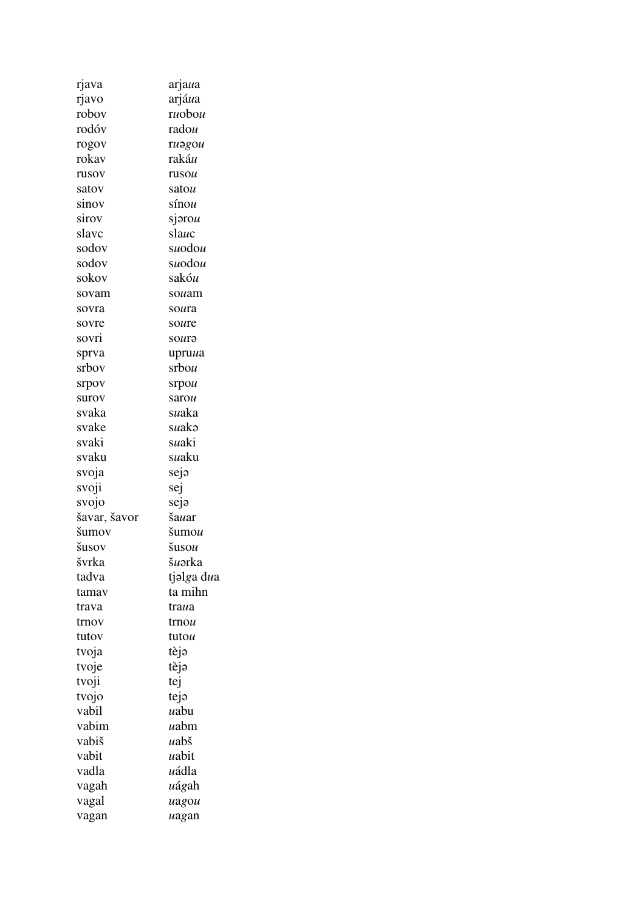| | |
|---|---|
| rjava | arja*u*a |
| rjavo | arjá*u*a |
| robov | r*u*obo*u* |
| rodóv | rado*u* |
| rogov | r*u*əgo*u* |
| rokav | raká*u* |
| rusov | ruso*u* |
| satov | sato*u* |
| sinov | síno*u* |
| sirov | sjəro*u* |
| slavc | sla*u*c |
| sodov | s*u*odo*u* |
| sodov | s*u*odo*u* |
| sokov | sakó*u* |
| sovam | so*u*am |
| sovra | so*u*ra |
| sovre | so*u*re |
| sovri | so*u*rə |
| sprva | upru*u*a |
| srbov | srbo*u* |
| srpov | srpo*u* |
| surov | saro*u* |
| svaka | s*u*aka |
| svake | s*u*akə |
| svaki | s*u*aki |
| svaku | s*u*aku |
| svoja | sejə |
| svoji | sej |
| svojo | sejə |
| šavar, šavor | ša*u*ar |
| šumov | šumo*u* |
| šusov | šuso*u* |
| švrka | š*u*ərka |
| tadva | tjəl*g*a d*u*a |
| tamav | ta mihn |
| trava | tra*u*a |
| trnov | trno*u* |
| tutov | tuto*u* |
| tvoja | tèjə |
| tvoje | tèjə |
| tvoji | tej |
| tvojo | tejə |
| vabil | *u*abu |
| vabim | *u*abm |
| vabiš | *u*abš |
| vabit | *u*abit |
| vadla | *u*ádla |
| vagah | *u*á*g*ah |
| vagal | *u*a*g*o*u* |
| vagan | *u*a*g*an |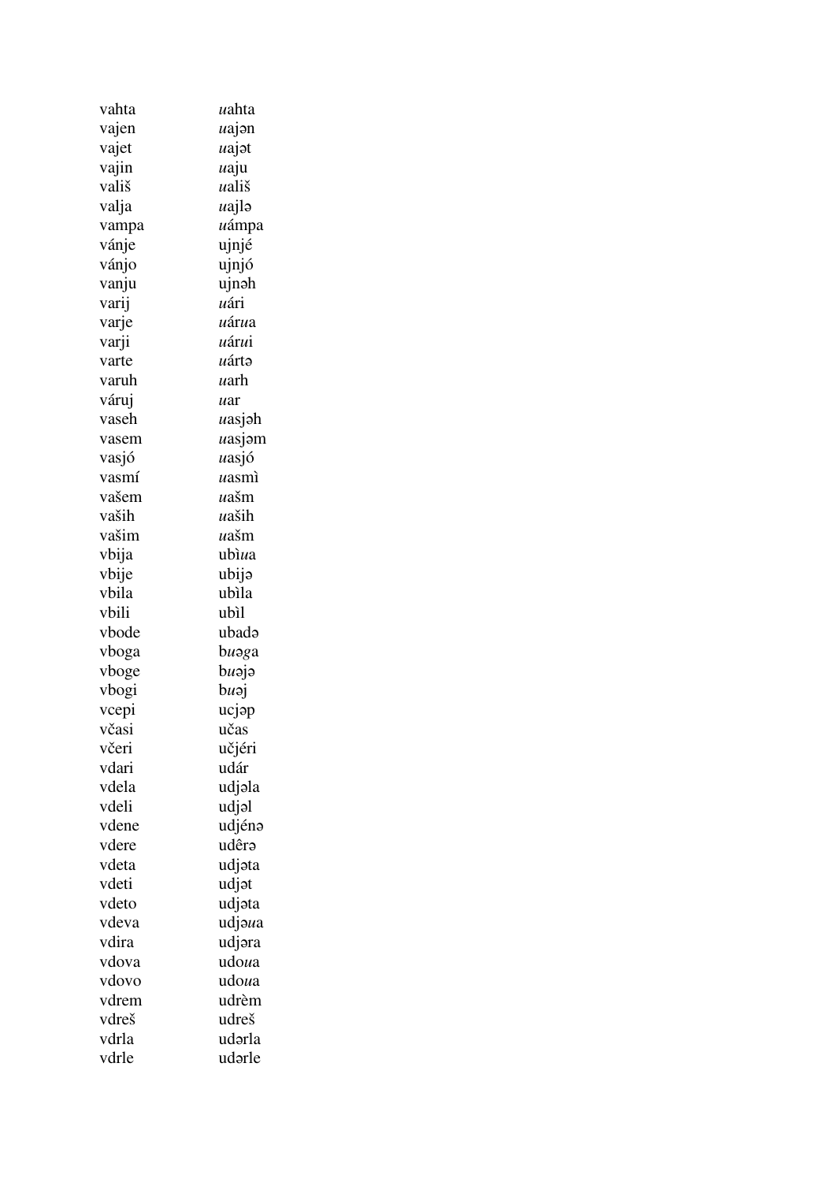| | |
|---|---|
| vahta | *u*ahta |
| vajen | *u*ajən |
| vajet | *u*ajət |
| vajin | *u*aju |
| vališ | *u*ališ |
| valja | *u*ajlə |
| vampa | *u*ámpa |
| vánje | ujnjé |
| vánjo | ujnjó |
| vanju | ujnəh |
| varij | *u*ári |
| varje | *u*ár*u*a |
| varji | *u*ár*u*i |
| varte | *u*ártə |
| varuh | *u*arh |
| város | *u*ar |
| vaseh | *u*asjəh |
| vasem | *u*asjəm |
| vasjó | *u*asjó |
| vasmí | *u*asmì |
| vašem | *u*ašm |
| vaših | *u*aših |
| vašim | *u*ašm |
| vbija | ubì*u*a |
| vbije | ubijə |
| vbila | ubìla |
| vbili | ubìl |
| vbode | ubadə |
| vboga | b*u*əga |
| vboge | b*u*əjə |
| vbogi | b*u*əj |
| vcepi | ucjəp |
| včasi | učas |
| včeri | učjéri |
| vdari | udár |
| vdela | udjəla |
| vdeli | udjəl |
| vdene | udjénə |
| vdere | udêrə |
| vdeta | udjəta |
| vdeti | udjət |
| vdeto | udjəta |
| vdeva | udjə*u*a |
| vdira | udjəra |
| vdova | udo*u*a |
| vdovo | udo*u*a |
| vdrem | udrèm |
| vdreš | udreš |
| vdrla | udərla |
| vdrle | udərle |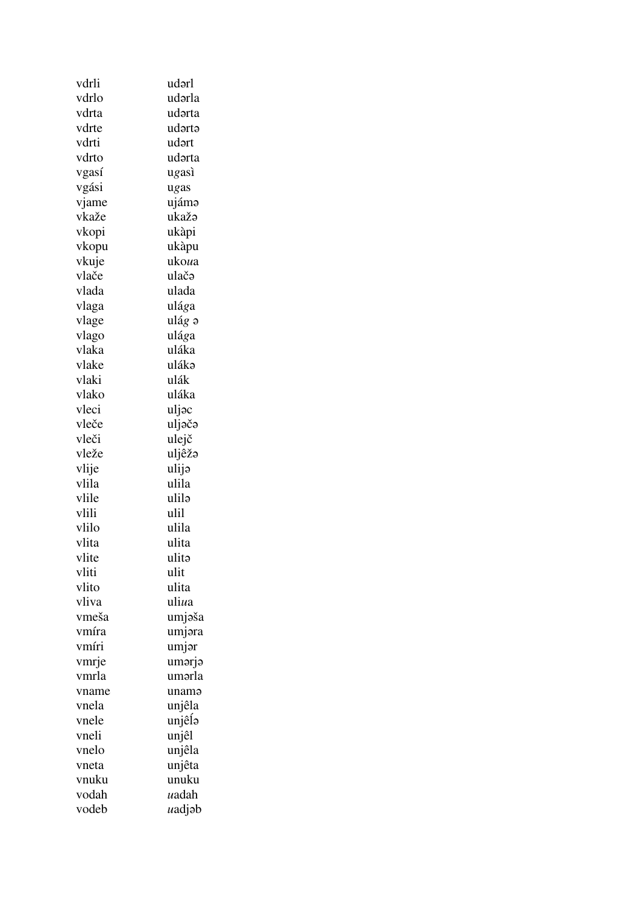| | |
|---|---|
| vdrli | udərl |
| vdrlo | udərla |
| vdrta | udərta |
| vdrte | udərtə |
| vdrti | udərt |
| vdrto | udərta |
| vgasí | u*g*asì |
| vgási | u*g*as |
| vjame | ujámə |
| vkaže | ukažə |
| vkopi | ukàpi |
| vkopu | ukàpu |
| vkuje | uko*u*a |
| vlače | ulačə |
| vlada | ulada |
| vlaga | ulá*g*a |
| vlage | ulá*g* ə |
| vlago | ulá*g*a |
| vlaka | uláka |
| vlake | ulákə |
| vlaki | ulák |
| vlako | uláka |
| vleci | uljəc |
| vleče | uljəčə |
| vleči | ulejč |
| vleže | uljêžə |
| vlije | ulijə |
| vlila | ulila |
| vlile | ulilə |
| vlili | ulil |
| vlilo | ulila |
| vlita | ulita |
| vlite | ulitə |
| vliti | ulit |
| vlito | ulita |
| vliva | uli*u*a |
| vmeša | umjəša |
| vmíra | umjəra |
| vmíri | umjər |
| vmrje | umərjə |
| vmrla | umərla |
| vname | unamə |
| vnela | unjêla |
| vnele | unjêĺə |
| vneli | unjêl |
| vnelo | unjêla |
| vneta | unjêta |
| vnuku | unuku |
| vodah | *u*adah |
| vodeb | *u*adjəb |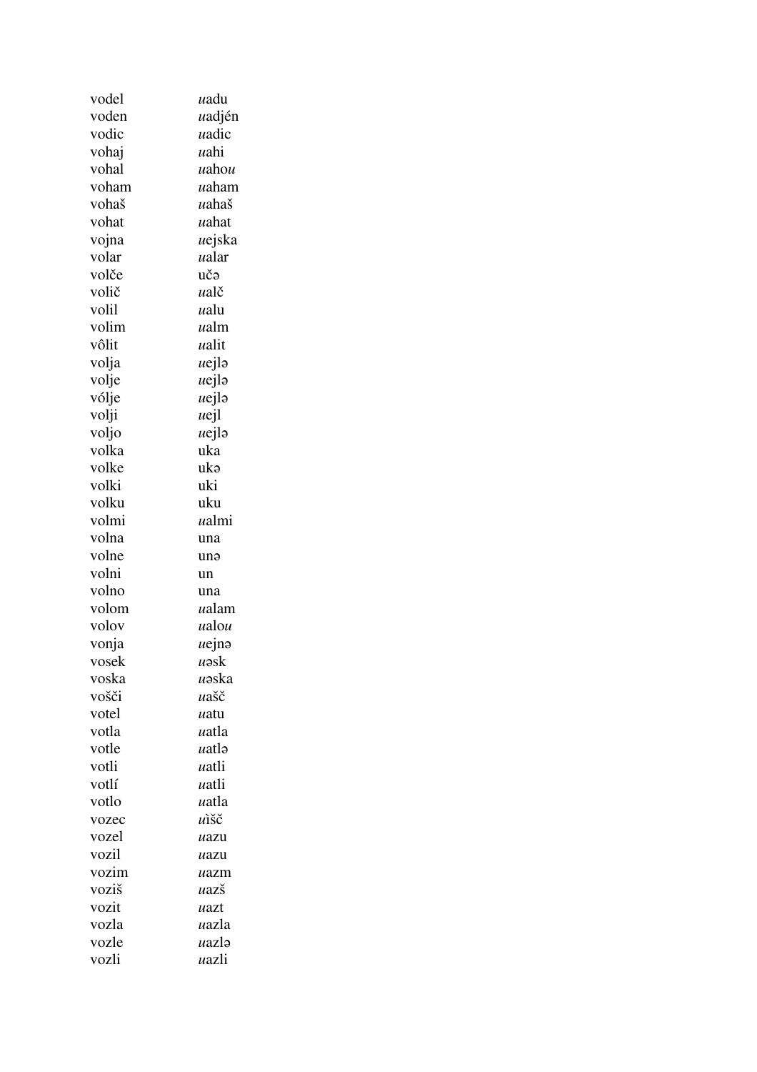| | |
|---|---|
| vodel | *u*adu |
| voden | *u*adjén |
| vodic | *u*adic |
| vohaj | *u*ahi |
| vohal | *u*aho*u* |
| voham | *u*aham |
| vohaš | *u*ahaš |
| vohat | *u*ahat |
| vojna | *u*ejska |
| volar | *u*alar |
| volče | učə |
| volič | *u*alč |
| volil | *u*alu |
| volim | *u*alm |
| vôlit | *u*alit |
| volja | *u*ejlə |
| volje | *u*ejlə |
| vólje | *u*ejlə |
| volji | *u*ejl |
| voljo | *u*ejlə |
| volka | uka |
| volke | ukə |
| volki | uki |
| volku | uku |
| volmi | *u*almi |
| volna | una |
| volne | unə |
| volni | un |
| volno | una |
| volom | *u*alam |
| volov | *u*alo*u* |
| vonja | *u*ejnə |
| vosek | *u*əsk |
| voska | *u*əska |
| vošči | *u*ašč |
| votel | *u*atu |
| votla | *u*atla |
| votle | *u*atlə |
| votli | *u*atli |
| votlí | *u*atli |
| votlo | *u*atla |
| vozec | *u*ìšč |
| vozel | *u*azu |
| vozil | *u*azu |
| vozim | *u*azm |
| voziš | *u*azš |
| vozit | *u*azt |
| vozla | *u*azla |
| vozle | *u*azlə |
| vozli | *u*azli |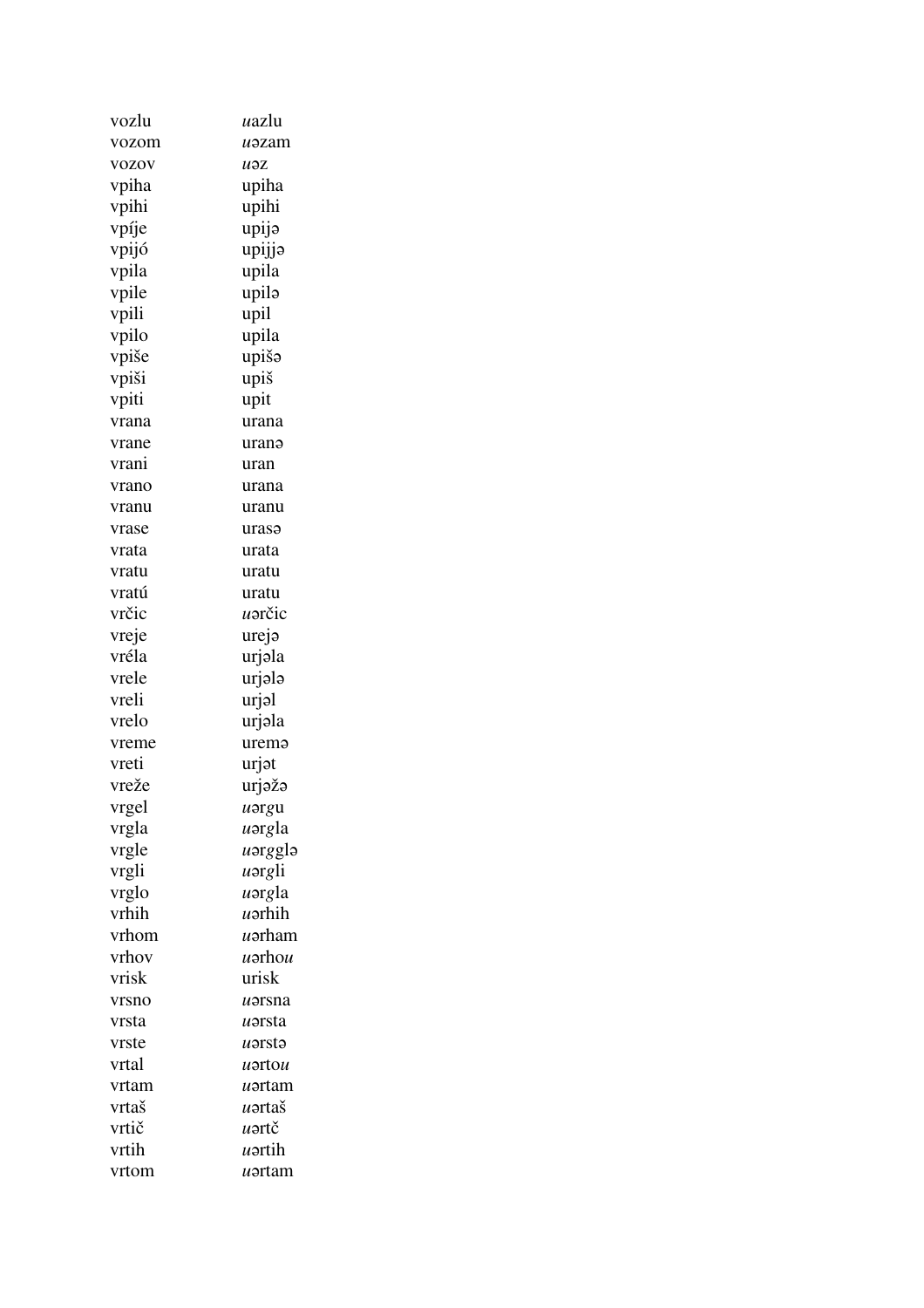| | |
|---|---|
| vozlu | *u*azlu |
| vozom | *u*əzam |
| vozov | *u*əz |
| vpiha | upiha |
| vpihi | upihi |
| vpíje | upijə |
| vpijó | upijjə |
| vpila | upila |
| vpile | upilə |
| vpili | upil |
| vpilo | upila |
| vpiše | upišə |
| vpiši | upiš |
| vpiti | upit |
| vrana | urana |
| vrane | uranə |
| vrani | uran |
| vrano | urana |
| vranu | uranu |
| vrase | urasə |
| vrata | urata |
| vratu | uratu |
| vratú | uratu |
| vrčic | *u*ərčic |
| vreje | urejə |
| vréla | urjəla |
| vrele | urjələ |
| vreli | urjəl |
| vrelo | urjəla |
| vreme | uremə |
| vreti | urjət |
| vreže | urjəžə |
| vrgel | *u*ər*g*u |
| vrgla | *u*ər*g*la |
| vrgle | *u*ər*g*glə |
| vrgli | *u*ər*g*li |
| vrglo | *u*ər*g*la |
| vrhih | *u*ərhih |
| vrhom | *u*ərham |
| vrhov | *u*ərho*u* |
| vrisk | urisk |
| vrsno | *u*ərsna |
| vrsta | *u*ərsta |
| vrste | *u*ərstə |
| vrtal | *u*ərto*u* |
| vrtam | *u*ərtam |
| vrtaš | *u*ərtaš |
| vrtič | *u*ərtč |
| vrtih | *u*ərtih |
| vrtom | *u*ərtam |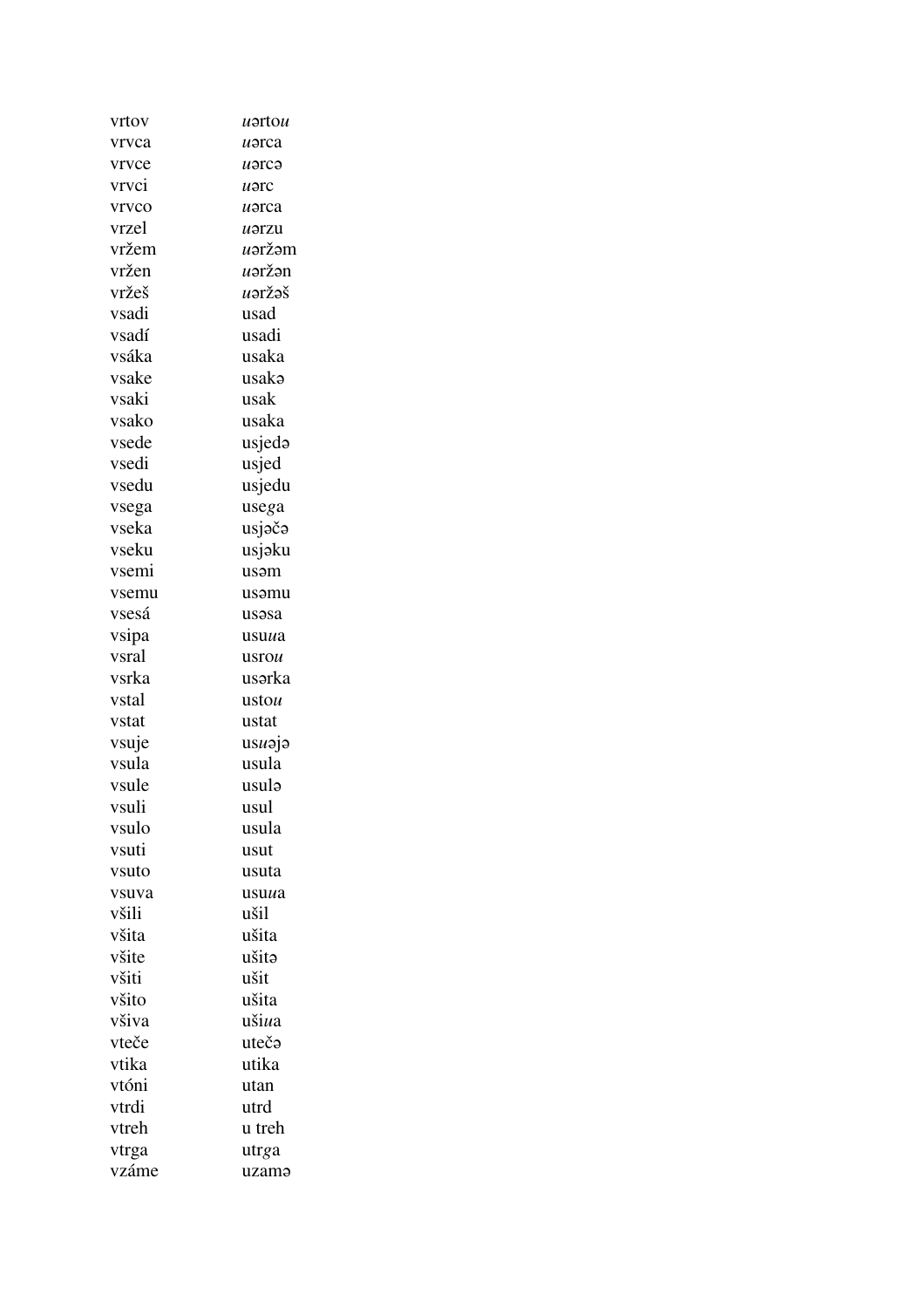| | |
|---|---|
| vrtov | *u*ərto*u* |
| vrvca | *u*ərca |
| vrvce | *u*ərcə |
| vrvci | *u*ərc |
| vrvco | *u*ərca |
| vrzel | *u*ərzu |
| vržem | *u*əržəm |
| vržen | *u*əržən |
| vržeš | *u*əržəš |
| vsadi | usad |
| vsadí | usadi |
| vsáka | usaka |
| vsake | usakə |
| vsaki | usak |
| vsako | usaka |
| vsede | usjedə |
| vsedi | usjed |
| vsedu | usjedu |
| vsega | use*g*a |
| vseka | usjəčə |
| vseku | usjəku |
| vsemi | usəm |
| vsemu | usəmu |
| vsesá | usəsa |
| vsipa | usu*u*a |
| vsral | usro*u* |
| vsrka | usərka |
| vstal | usto*u* |
| vstat | ustat |
| vsuje | us*u*əjə |
| vsula | usula |
| vsule | usulə |
| vsuli | usul |
| vsulo | usula |
| vsuti | usut |
| vsuto | usuta |
| vsuva | usu*u*a |
| všili | ušil |
| všita | ušita |
| všite | ušitə |
| všiti | ušit |
| všito | ušita |
| všiva | uši*u*a |
| vteče | utečə |
| vtika | utika |
| vtóni | utan |
| vtrdi | utrd |
| vtreh | u treh |
| vtrga | utr*g*a |
| vzáme | uzamə |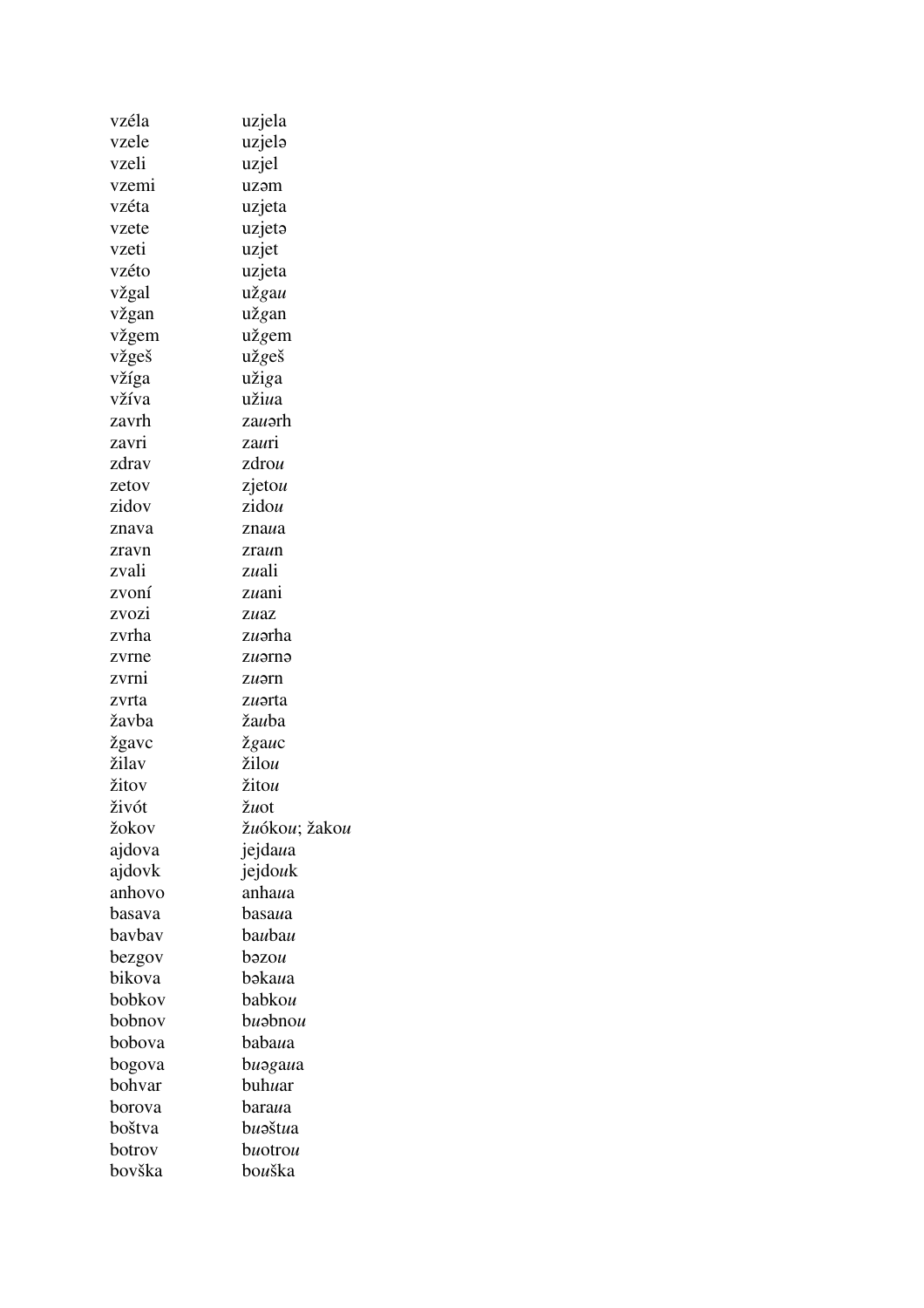| | |
|---|---|
| vzéla | uzjela |
| vzele | uzjelə |
| vzeli | uzjel |
| vzemi | uzəm |
| vzéta | uzjeta |
| vzete | uzjetə |
| vzeti | uzjet |
| vzéto | uzjeta |
| vžgal | už*g*a*u* |
| vžgan | už*g*an |
| vžgem | už*g*em |
| vžgeš | už*g*eš |
| vžíga | uži*g*a |
| vžíva | uži*u*a |
| zavrh | za*u*ərh |
| zavri | za*u*ri |
| zdrav | zdro*u* |
| zetov | zjeto*u* |
| zidov | zido*u* |
| znava | zna*u*a |
| zravn | zra*u*n |
| zvali | z*u*ali |
| zvoní | z*u*ani |
| zvozi | z*u*az |
| zvrha | z*u*ərha |
| zvrne | z*u*ərnə |
| zvrni | z*u*ərn |
| zvrta | z*u*ərta |
| žavba | ža*u*ba |
| žgavc | ž*g*a*u*c |
| žilav | žilo*u* |
| žitov | žito*u* |
| živót | ž*u*ot |
| žokov | ž*u*óko*u*; žako*u* |
| ajdova | jejda*u*a |
| ajdovk | jejdo*u*k |
| anhovo | anha*u*a |
| basava | basa*u*a |
| bavbav | ba*u*ba*u* |
| bezgov | bəzo*u* |
| bikova | bəka*u*a |
| bobkov | babko*u* |
| bobnov | b*u*əbno*u* |
| bobova | baba*u*a |
| bogova | b*u*ə*g*a*u*a |
| bohvar | buh*u*ar |
| borova | bara*u*a |
| boštva | b*u*əšt*u*a |
| botrov | b*u*otro*u* |
| bovška | bo*u*ška |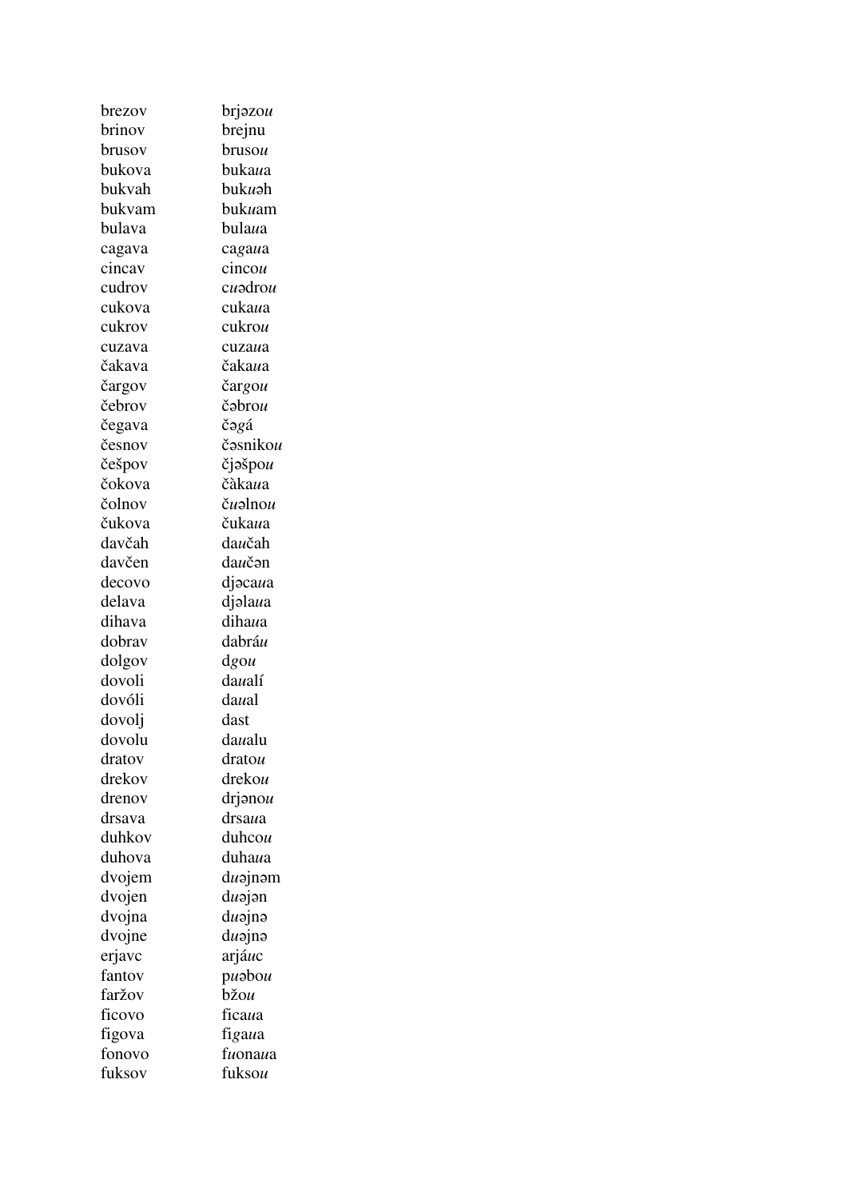| | |
|---|---|
| brezov | brjəzo*u* |
| brinov | brejnu |
| brusov | bruso*u* |
| bukova | buka*u*a |
| bukvah | buk*u*əh |
| bukvam | buk*u*am |
| bulava | bula*u*a |
| cagava | ca*g*a*u*a |
| cincav | cinco*u* |
| cudrov | c*u*ədro*u* |
| cukova | cuka*u*a |
| cukrov | cukro*u* |
| cuzava | cuza*u*a |
| čakava | čaka*u*a |
| čargov | čar*g*o*u* |
| čebrov | čəbro*u* |
| čegava | čə*g*á |
| česnov | čəsniko*u* |
| češpov | čjəšpo*u* |
| čokova | čàka*u*a |
| čolnov | č*u*əlno*u* |
| čukova | čuka*u*a |
| davčah | da*u*čah |
| davčen | da*u*čən |
| decovo | djəca*u*a |
| delava | djəla*u*a |
| dihava | diha*u*a |
| dobrav | dabrá*u* |
| dolgov | d*g*o*u* |
| dovoli | da*u*alí |
| dovóli | da*u*al |
| dovolj | dast |
| dovolu | da*u*alu |
| dratov | drato*u* |
| drekov | dreko*u* |
| drenov | drjəno*u* |
| drsava | drsa*u*a |
| duhkov | duhco*u* |
| duhova | duha*u*a |
| dvojem | d*u*əjnəm |
| dvojen | d*u*əjən |
| dvojna | d*u*əjnə |
| dvojne | d*u*əjnə |
| erjavc | arjá*u*c |
| fantov | p*u*əbo*u* |
| faržov | bžo*u* |
| ficovo | fica*u*a |
| figova | fi*g*a*u*a |
| fonovo | f*u*ona*u*a |
| fuksov | fukso*u* |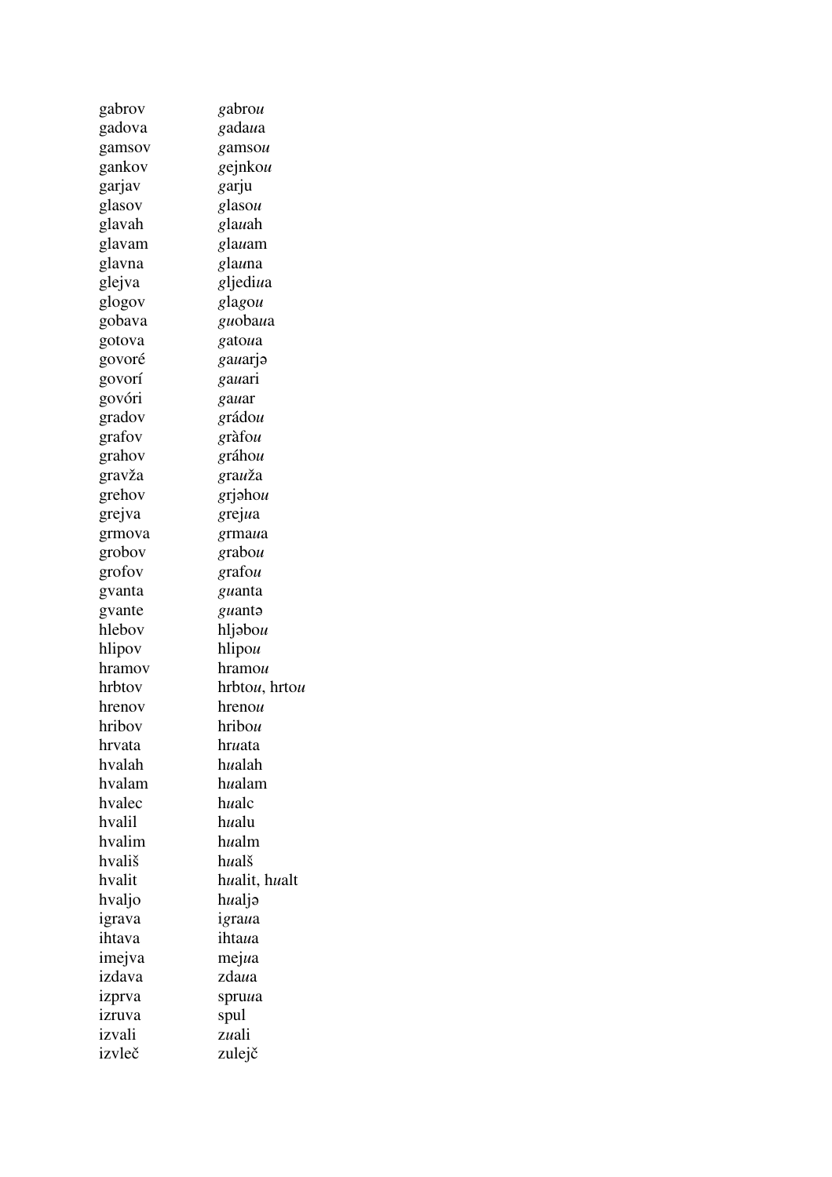| | |
|---|---|
| gabrov | *g*abro*u* |
| gadova | *g*ada*u*a |
| gamsov | *g*amso*u* |
| gankov | *g*ejnko*u* |
| garjav | *g*arju |
| glasov | *g*laso*u* |
| glavah | *g*la*u*ah |
| glavam | *g*la*u*am |
| glavna | *g*la*u*na |
| glejva | *g*ljedi*u*a |
| glogov | *g*la*g*o*u* |
| gobava | *gu*oba*u*a |
| gotova | *g*ato*u*a |
| govoré | *g*a*u*arjə |
| govorí | *g*a*u*ari |
| govóri | *g*a*u*ar |
| gradov | *g*rádo*u* |
| grafov | *g*ràfo*u* |
| grahov | *g*ráho*u* |
| gravža | *g*ra*u*ža |
| grehov | *g*rjəho*u* |
| grejva | *g*rej*u*a |
| grmova | *g*rma*u*a |
| grobov | *g*rabo*u* |
| grofov | *g*rafo*u* |
| gvanta | *gu*anta |
| gvante | *gu*antə |
| hlebov | hljəbo*u* |
| hlipov | hlipo*u* |
| hramov | hramo*u* |
| hrbtov | hrbto*u*, hrto*u* |
| hrenov | hreno*u* |
| hribov | hribo*u* |
| hrvata | hr*u*ata |
| hvalah | h*u*alah |
| hvalam | h*u*alam |
| hvalec | h*u*alc |
| hvalil | h*u*alu |
| hvalim | h*u*alm |
| hvališ | h*u*alš |
| hvalit | h*u*alit, h*u*alt |
| hvaljo | h*u*aljə |
| igrava | i*g*ra*u*a |
| ihtava | ihta*u*a |
| imejva | mej*u*a |
| izdava | zda*u*a |
| izprva | spru*u*a |
| izruva | spul |
| izvali | z*u*ali |
| izvleč | zulejč |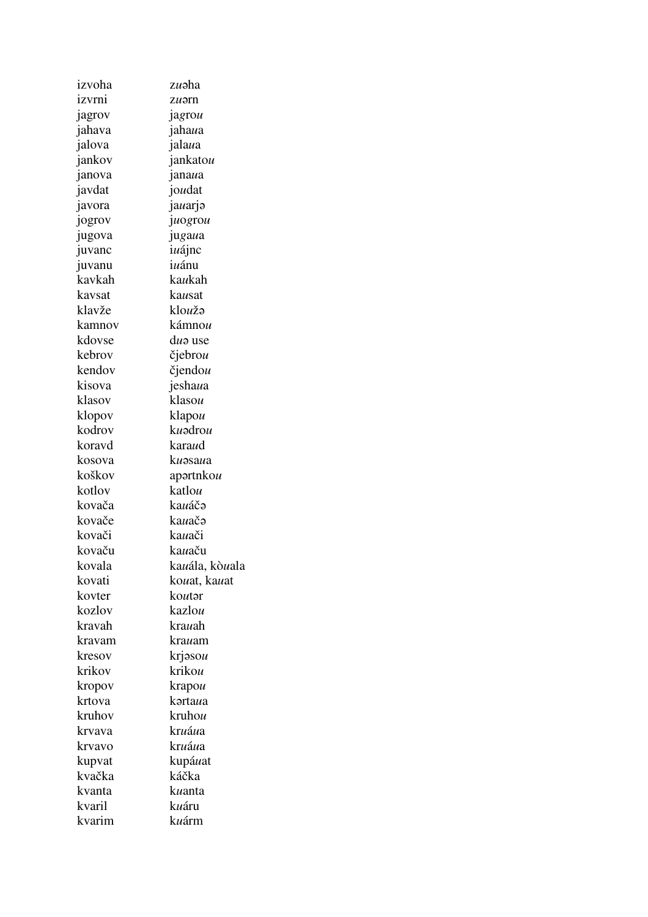| | |
|---|---|
| izvoha | z*u*əha |
| izvrni | z*u*ərn |
| jagrov | jagro*u* |
| jahava | jaha*u*a |
| jalova | jala*u*a |
| jankov | jankato*u* |
| janova | jana*u*a |
| javdat | jo*u*dat |
| javora | ja*u*arjə |
| jogrov | j*u*ogro*u* |
| jugova | juga*u*a |
| juvanc | i*u*ájnc |
| juvanu | i*u*ánu |
| kavkah | ka*u*kah |
| kavsat | ka*u*sat |
| klavže | klo*u*žə |
| kamnov | kámno*u* |
| kdovse | d*u*ə use |
| kebrov | čjebro*u* |
| kendov | čjendo*u* |
| kisova | jesha*u*a |
| klasov | klaso*u* |
| klopov | klapo*u* |
| kodrov | k*u*ədro*u* |
| koravd | kara*u*d |
| kosova | k*u*əsa*u*a |
| koškov | apərtnko*u* |
| kotlov | katlo*u* |
| kovača | ka*u*áčə |
| kovače | ka*u*ačə |
| kovači | ka*u*ači |
| kovaču | ka*u*aču |
| kovala | ka*u*ála, kò*u*ala |
| kovati | ko*u*at, ka*u*at |
| kovter | ko*u*tər |
| kozlov | kazlo*u* |
| kravah | kra*u*ah |
| kravam | kra*u*am |
| kresov | krjəso*u* |
| krikov | kriko*u* |
| kropov | krapo*u* |
| krtova | kərta*u*a |
| kruhov | kruho*u* |
| krvava | kr*u*á*u*a |
| krvavo | kr*u*á*u*a |
| kupvat | kupá*u*at |
| kvačka | káčka |
| kvanta | k*u*anta |
| kvaril | k*u*áru |
| kvarim | k*u*árm |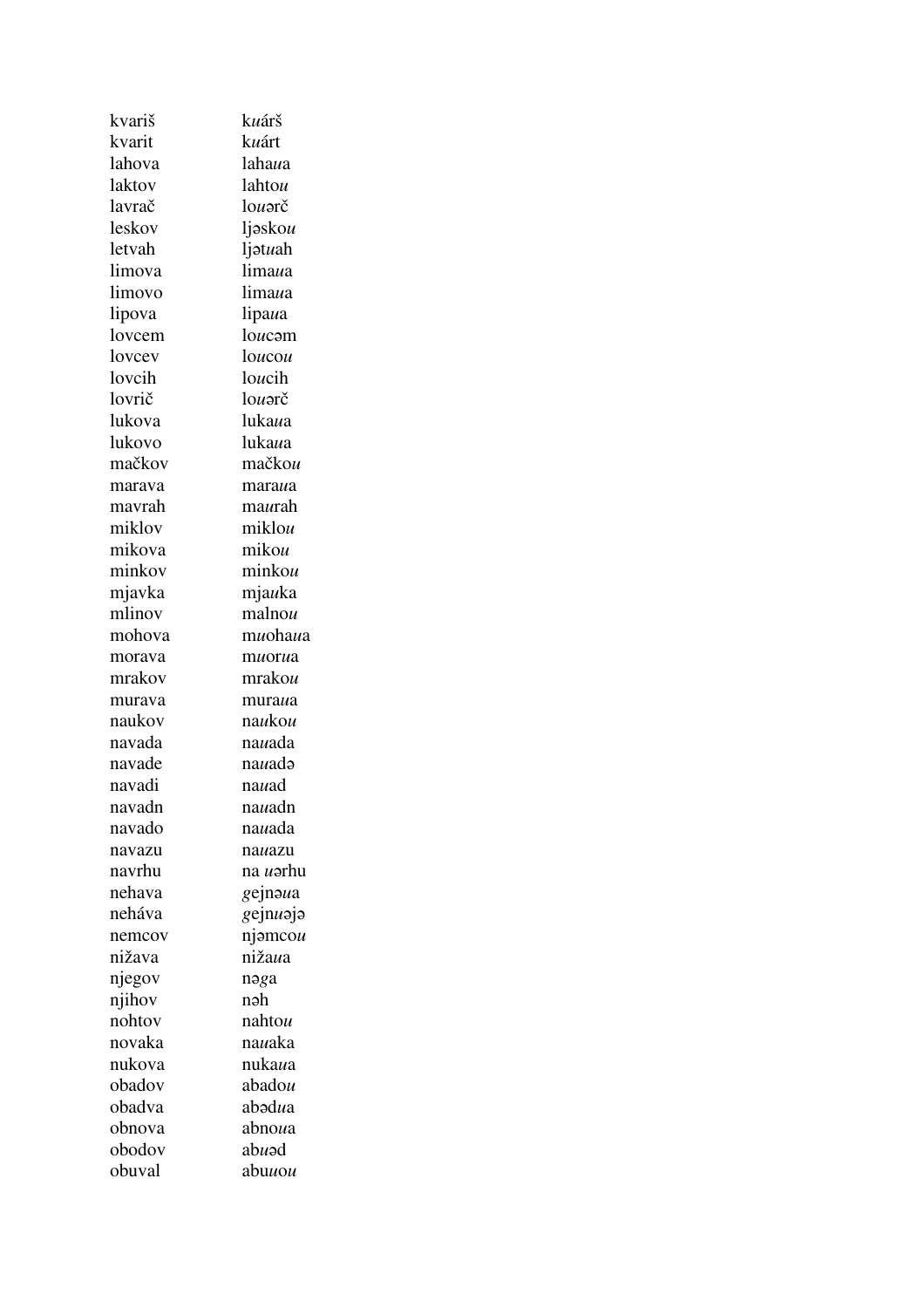| | |
|---|---|
| kvariš | k*u*árš |
| kvarit | k*u*árt |
| lahova | laha*u*a |
| laktov | lahto*u* |
| lavrač | lo*u*ərč |
| leskov | ljəsko*u* |
| letvah | ljət*u*ah |
| limova | lima*u*a |
| limovo | lima*u*a |
| lipova | lipa*u*a |
| lovcem | lo*u*cəm |
| lovcev | lo*u*co*u* |
| lovcih | lo*u*cih |
| lovrič | lo*u*ərč |
| lukova | luka*u*a |
| lukovo | luka*u*a |
| mačkov | mačko*u* |
| marava | mara*u*a |
| mavrah | ma*u*rah |
| miklov | miklo*u* |
| mikova | miko*u* |
| minkov | minko*u* |
| mjavka | mja*u*ka |
| mlinov | malno*u* |
| mohova | m*u*oha*u*a |
| morava | m*u*or*u*a |
| mrakov | mrako*u* |
| murava | mura*u*a |
| naukov | na*u*ko*u* |
| navada | na*u*ada |
| navade | na*u*adə |
| navadi | na*u*ad |
| navadn | na*u*adn |
| navado | na*u*ada |
| navazu | na*u*azu |
| navrhu | na *u*ərhu |
| nehava | *g*ejnə*u*a |
| neháva | *g*ejn*u*əjə |
| nemcov | njəmco*u* |
| nižava | niža*u*a |
| njegov | nə*g*a |
| njihov | nəh |
| nohtov | nahto*u* |
| novaka | na*u*aka |
| nukova | nuka*u*a |
| obadov | abado*u* |
| obadva | abəd*u*a |
| obnova | abno*u*a |
| obodov | ab*u*əd |
| obuval | abu*u*o*u* |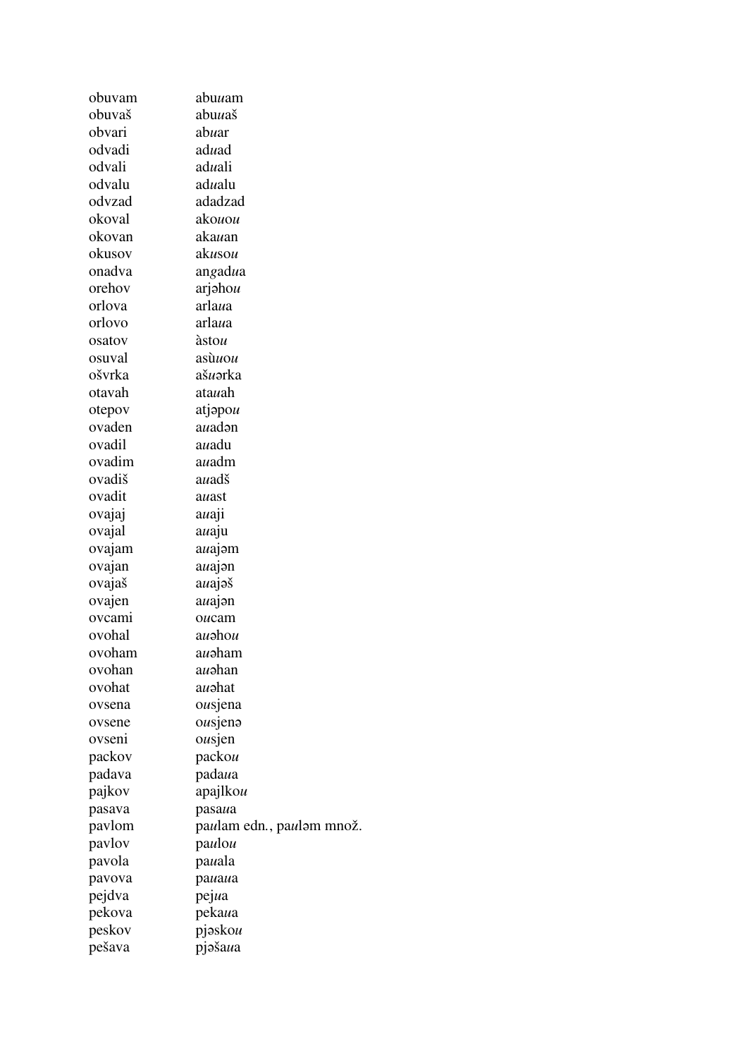| | |
|---|---|
| obuvam | abu*u*am |
| obuvaš | abu*u*aš |
| obvari | ab*u*ar |
| odvadi | ad*u*ad |
| odvali | ad*u*ali |
| odvalu | ad*u*alu |
| odvzad | adadzad |
| okoval | ako*u*o*u* |
| okovan | aka*u*an |
| okusov | ak*u*so*u* |
| onadva | an*g*ad*u*a |
| orehov | arjəho*u* |
| orlova | arla*u*a |
| orlovo | arla*u*a |
| osatov | àsto*u* |
| osuval | asù*u*o*u* |
| ošvrka | aš*u*ərka |
| otavah | ata*u*ah |
| otepov | atjəpo*u* |
| ovaden | a*u*adən |
| ovadil | a*u*adu |
| ovadim | a*u*adm |
| ovadiš | a*u*adš |
| ovadit | a*u*ast |
| ovajaj | a*u*aji |
| ovajal | a*u*aju |
| ovajam | a*u*ajəm |
| ovajan | a*u*ajən |
| ovajaš | a*u*ajəš |
| ovajen | a*u*ajən |
| ovcami | o*u*cam |
| ovohal | a*u*əho*u* |
| ovoham | a*u*əham |
| ovohan | a*u*əhan |
| ovohat | a*u*əhat |
| ovsena | o*u*sjena |
| ovsene | o*u*sjenə |
| ovseni | o*u*sjen |
| packov | packo*u* |
| padava | pada*u*a |
| pajkov | apajlko*u* |
| pasava | pasa*u*a |
| pavlom | pa*u*lam edn., pa*u*ləm množ. |
| pavlov | pa*u*lo*u* |
| pavola | pa*u*ala |
| pavova | pa*u*a*u*a |
| pejdva | pej*u*a |
| pekova | peka*u*a |
| peskov | pjəsko*u* |
| pešava | pjəša*u*a |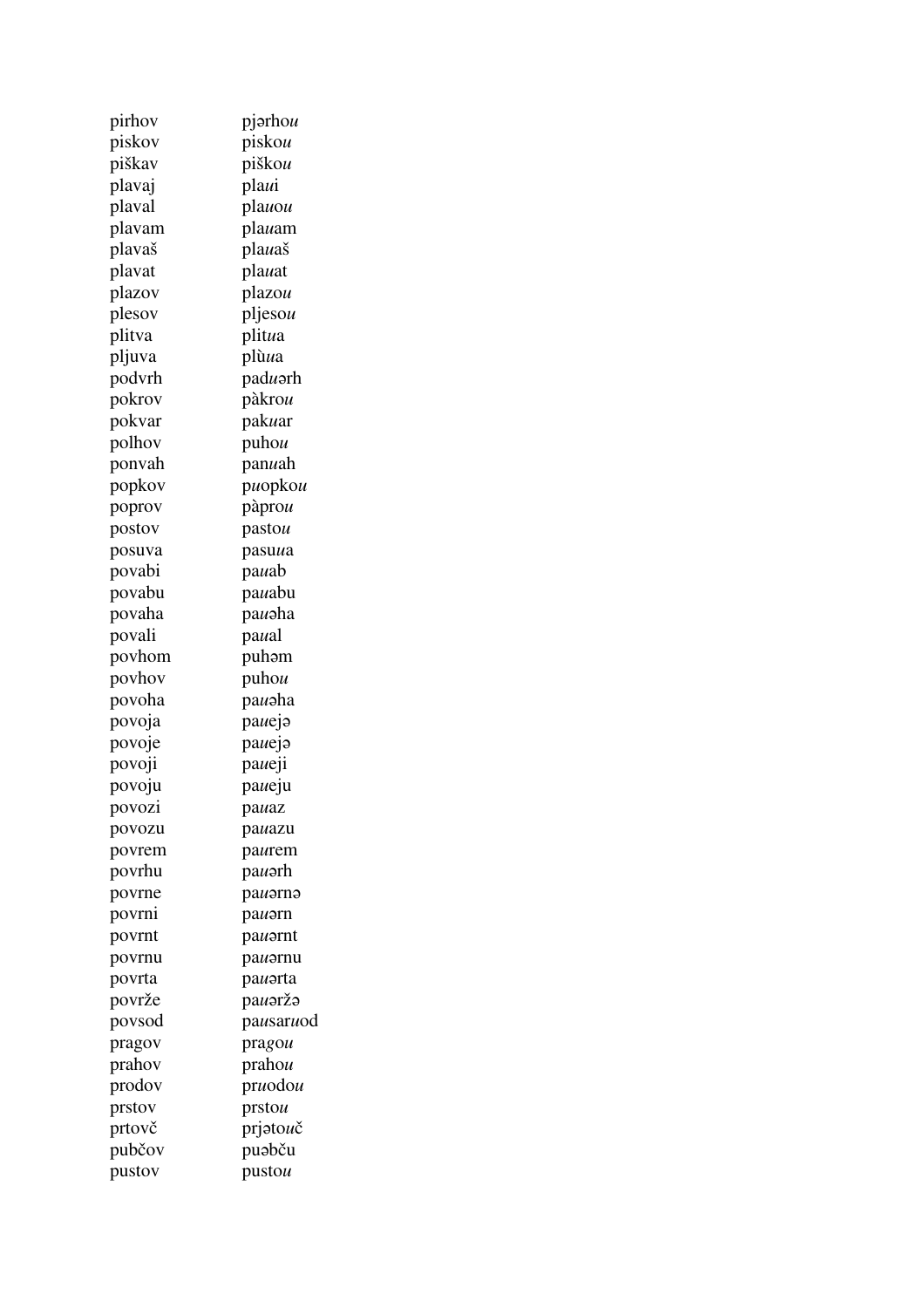| | |
|---|---|
| pirhov | pjərho*u* |
| piskov | pisko*u* |
| piškav | piško*u* |
| plavaj | pla*u*i |
| plaval | pla*u*o*u* |
| plavam | pla*u*am |
| plavaš | pla*u*aš |
| plavat | pla*u*at |
| plazov | plazo*u* |
| plesov | pljeso*u* |
| plitva | plit*u*a |
| pljuva | plù*u*a |
| podvrh | pad*u*ərh |
| pokrov | pàkro*u* |
| pokvar | pak*u*ar |
| polhov | puho*u* |
| ponvah | pan*u*ah |
| popkov | p*u*opko*u* |
| poprov | pàpro*u* |
| postov | pasto*u* |
| posuva | pasu*u*a |
| povabi | pa*u*ab |
| povabu | pa*u*abu |
| povaha | pa*u*əha |
| povali | pa*u*al |
| povhom | puhəm |
| povhov | puho*u* |
| povoha | pa*u*əha |
| povoja | pa*u*ejə |
| povoje | pa*u*ejə |
| povoji | pa*u*eji |
| povoju | pa*u*eju |
| povozi | pa*u*az |
| povozu | pa*u*azu |
| povrem | pa*u*rem |
| povrhu | pa*u*ərh |
| povrne | pa*u*ərnə |
| povrni | pa*u*ərn |
| povrnt | pa*u*ərnt |
| povrnu | pa*u*ərnu |
| povrta | pa*u*ərta |
| povrže | pa*u*əržə |
| povsod | pa*u*sar*u*od |
| pragov | pra*g*o*u* |
| prahov | praho*u* |
| prodov | pr*u*odo*u* |
| prstov | prsto*u* |
| prtovč | prjəto*u*č |
| pubčov | puəbču |
| pustov | pusto*u* |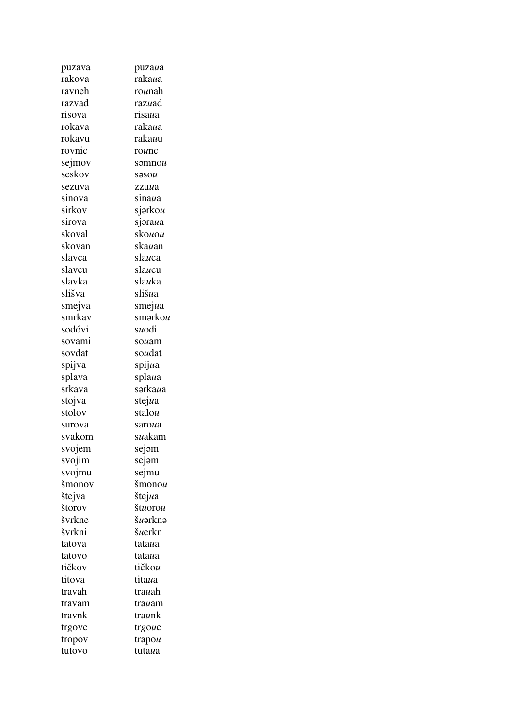| | |
|---|---|
| puzava | puza*u*a |
| rakova | raka*u*a |
| ravneh | ro*u*nah |
| razvad | raz*u*ad |
| risova | risa*u*a |
| rokava | raka*u*a |
| rokavu | raka*u*u |
| rovnic | ro*u*nc |
| sejmov | səmno*u* |
| seskov | səso*u* |
| sezuva | zzu*u*a |
| sinova | sina*u*a |
| sirkov | sjərko*u* |
| sirova | sjəra*u*a |
| skoval | sko*u*o*u* |
| skovan | ska*u*an |
| slavca | sla*u*ca |
| slavcu | sla*u*cu |
| slavka | sla*u*ka |
| slišva | sliš*u*a |
| smejva | smej*u*a |
| smrkav | smərko*u* |
| sodóvi | s*u*odi |
| sovami | so*u*am |
| sovdat | so*u*dat |
| spijva | spij*u*a |
| splava | spla*u*a |
| srkava | sərka*u*a |
| stojva | stej*u*a |
| stolov | stalo*u* |
| surova | saro*u*a |
| svakom | s*u*akam |
| svojem | sejəm |
| svojim | sejəm |
| svojmu | sejmu |
| šmonov | šmono*u* |
| štejva | štej*u*a |
| štorov | št*u*oro*u* |
| švrkne | š*u*ərknə |
| švrkni | š*u*erkn |
| tatova | tata*u*a |
| tatovo | tata*u*a |
| tičkov | tičko*u* |
| titova | tita*u*a |
| travah | tra*u*ah |
| travam | tra*u*am |
| travnk | tra*u*nk |
| trgovc | tr*g*o*u*c |
| tropov | trapo*u* |
| tutovo | tuta*u*a |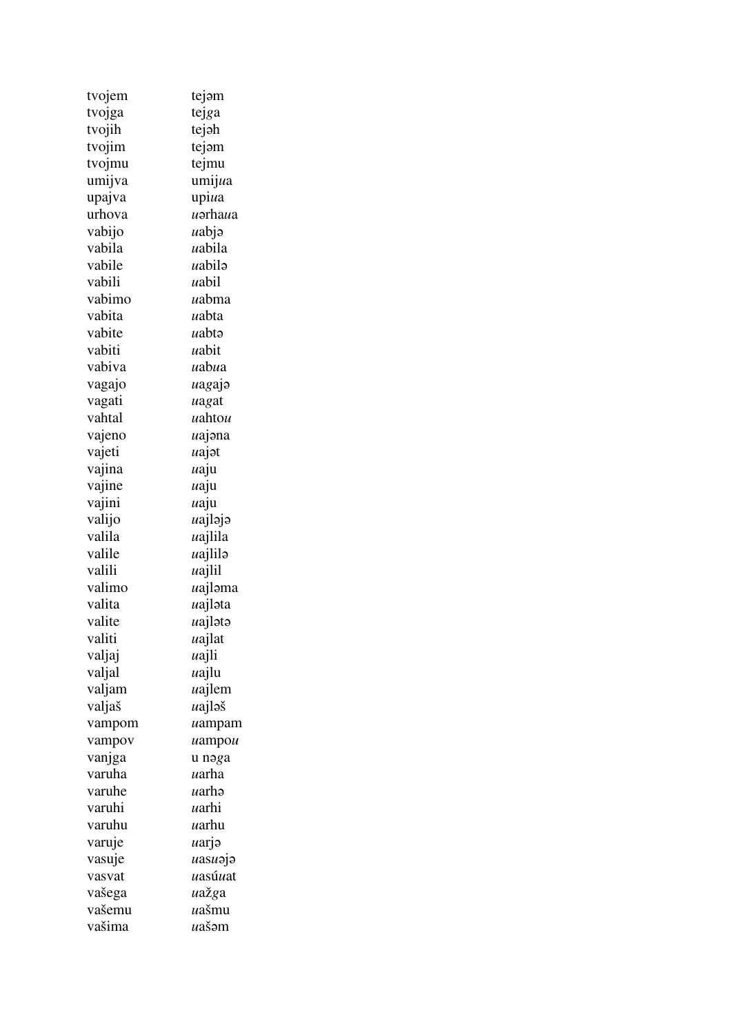| | |
|---|---|
| tvojem | tejəm |
| tvojga | tej*g*a |
| tvojih | tejəh |
| tvojim | tejəm |
| tvojmu | tejmu |
| umijva | umij*u*a |
| upajva | upi*u*a |
| urhova | *u*ərha*u*a |
| vabijo | *u*abjə |
| vabila | *u*abila |
| vabile | *u*abilə |
| vabili | *u*abil |
| vabimo | *u*abma |
| vabita | *u*abta |
| vabite | *u*abtə |
| vabiti | *u*abit |
| vabiva | *u*ab*u*a |
| vagajo | *u*a*g*ajə |
| vagati | *u*a*g*at |
| vahtal | *u*ahto*u* |
| vajeno | *u*ajəna |
| vajeti | *u*ajət |
| vajina | *u*aju |
| vajine | *u*aju |
| vajini | *u*aju |
| valijo | *u*ajləjə |
| valila | *u*ajlila |
| valile | *u*ajlilə |
| valili | *u*ajlil |
| valimo | *u*ajləma |
| valita | *u*ajləta |
| valite | *u*ajlətə |
| valiti | *u*ajlat |
| valjaj | *u*ajli |
| valjal | *u*ajlu |
| valjam | *u*ajlem |
| valjaš | *u*ajləš |
| vampom | *u*ampam |
| vampov | *u*ampo*u* |
| vanjga | u nə*g*a |
| varuha | *u*arha |
| varuhe | *u*arhə |
| varuhi | *u*arhi |
| varuhu | *u*arhu |
| varuje | *u*arjə |
| vasuje | *u*as*u*əjə |
| vasvat | *u*asú*u*at |
| vašega | *u*až*g*a |
| vašemu | *u*ašmu |
| vašima | *u*ašəm |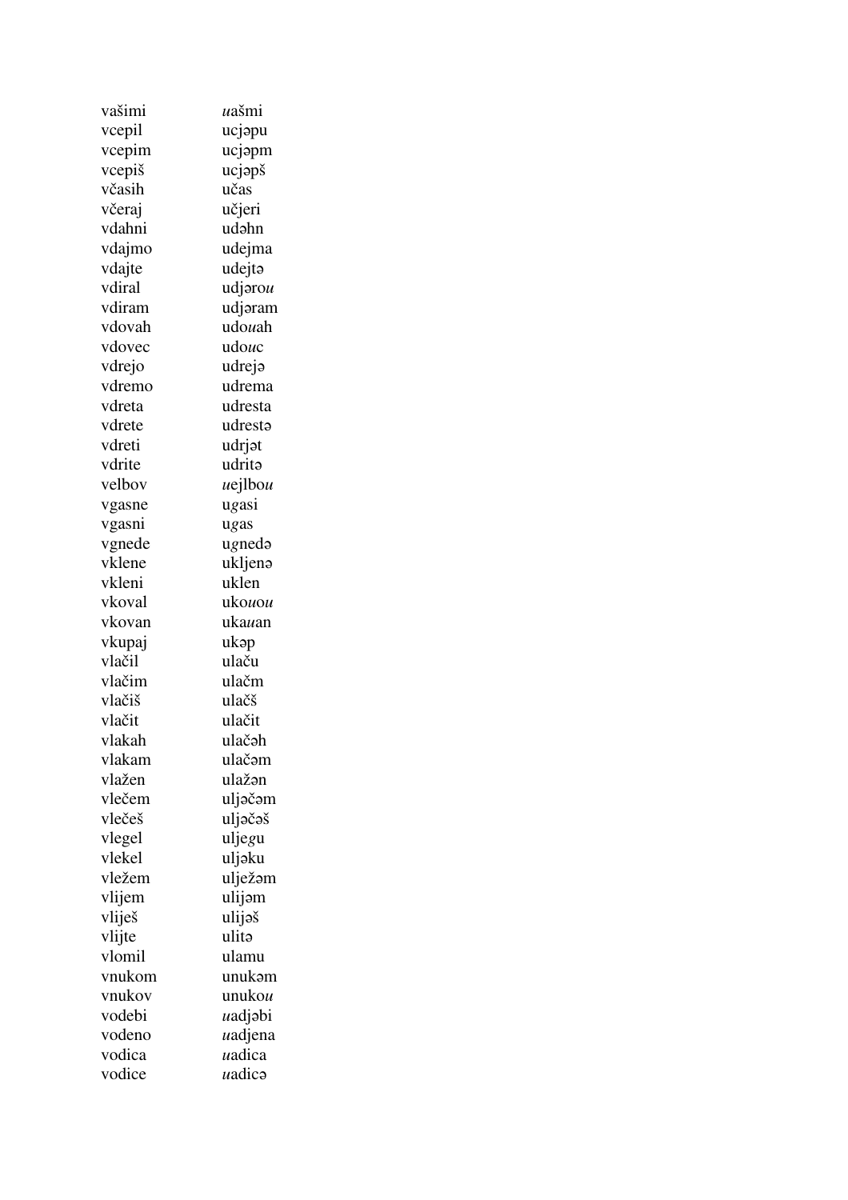| | |
|---|---|
| vašimi | *u*ašmi |
| vcepil | ucjəpu |
| vcepim | ucjəpm |
| vcepiš | ucjəpš |
| včasih | učas |
| včeraj | učjeri |
| vdahni | udəhn |
| vdajmo | udejma |
| vdajte | udejtə |
| vdiral | udjəro*u* |
| vdiram | udjəram |
| vdovah | udo*u*ah |
| vdovec | udo*u*c |
| vdrejo | udrejə |
| vdremo | udrema |
| vdreta | udresta |
| vdrete | udrestə |
| vdreti | udrjət |
| vdrite | udritə |
| velbov | *u*ejlbo*u* |
| vgasne | u*g*asi |
| vgasni | u*g*as |
| vgnede | u*g*nedə |
| vklene | ukljenə |
| vkleni | uklen |
| vkoval | uko*u*o*u* |
| vkovan | uka*u*an |
| vkupaj | ukəp |
| vlačil | ulaču |
| vlačim | ulačm |
| vlačiš | ulačš |
| vlačit | ulačit |
| vlakah | ulačəh |
| vlakam | ulačəm |
| vlažen | ulažən |
| vlečem | uljəčəm |
| vlečeš | uljəčəš |
| vlegel | ulje*g*u |
| vlekel | uljəku |
| vležem | ulježəm |
| vlijem | ulijəm |
| vliješ | ulijəš |
| vlijte | ulitə |
| vlomil | ulamu |
| vnukom | unukəm |
| vnukov | unuko*u* |
| vodebi | *u*adjəbi |
| vodeno | *u*adjena |
| vodica | *u*adica |
| vodice | *u*adicə |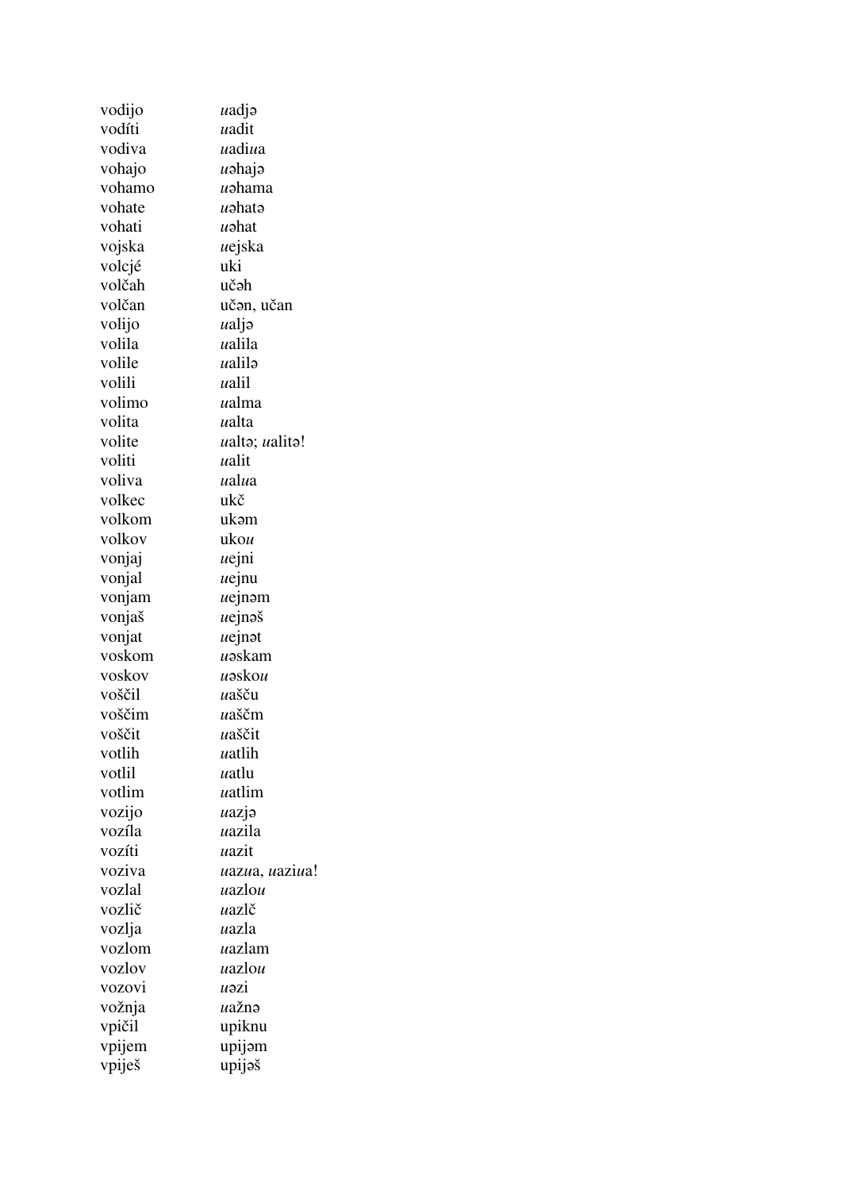| | |
|---|---|
| vodijo | *u*adjə |
| vodíti | *u*adit |
| vodiva | *u*adi*u*a |
| vohajo | *u*əhajə |
| vohamo | *u*əhama |
| vohate | *u*əhatə |
| vohati | *u*əhat |
| vojska | *u*ejska |
| volcjé | uki |
| volčah | učəh |
| volčan | učən, učan |
| volijo | *u*aljə |
| volila | *u*alila |
| volile | *u*alilə |
| volili | *u*alil |
| volimo | *u*alma |
| volita | *u*alta |
| volite | *u*altə; *u*alitə! |
| voliti | *u*alit |
| voliva | *u*al*u*a |
| volkec | ukč |
| volkom | ukəm |
| volkov | uko*u* |
| vonjaj | *u*ejni |
| vonjal | *u*ejnu |
| vonjam | *u*ejnəm |
| vonjaš | *u*ejnəš |
| vonjat | *u*ejnət |
| voskom | *u*əskam |
| voskov | *u*əsko*u* |
| voščil | *u*ašču |
| voščim | *u*aščm |
| voščit | *u*aščit |
| votlih | *u*atlih |
| votlil | *u*atlu |
| votlim | *u*atlim |
| vozijo | *u*azjə |
| vozíla | *u*azila |
| vozíti | *u*azit |
| voziva | *u*az*u*a, *u*azi*u*a! |
| vozlal | *u*azlo*u* |
| vozlič | *u*azlč |
| vozlja | *u*azla |
| vozlom | *u*azlam |
| vozlov | *u*azlo*u* |
| vozovi | *u*əzi |
| vožnja | *u*ažnə |
| vpičil | upiknu |
| vpijem | upijəm |
| vpiješ | upijəš |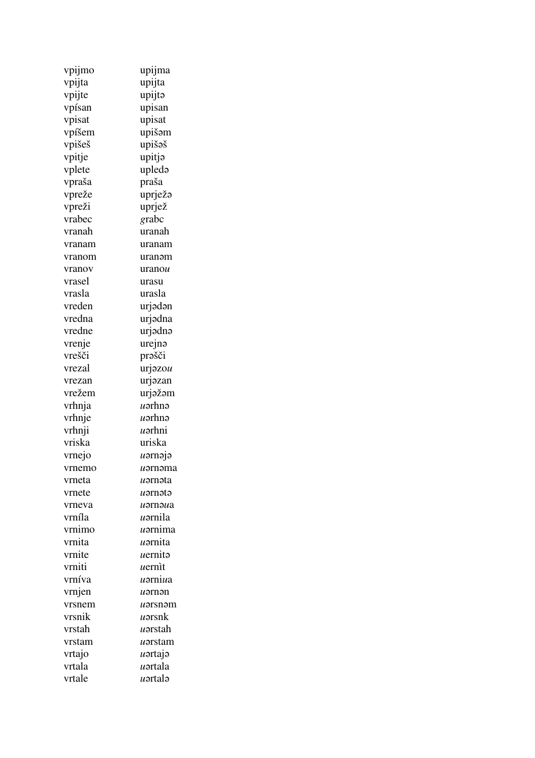| | |
|---|---|
| vpijmo | upijma |
| vpijta | upijta |
| vpijte | upijtə |
| vpísan | upisan |
| vpisat | upisat |
| vpíšem | upišəm |
| vpišeš | upišəš |
| vpitje | upitjə |
| vplete | upledə |
| vpraša | praša |
| vpreže | uprježə |
| vpreži | uprjež |
| vrabec | *g*rabc |
| vranah | uranah |
| vranam | uranam |
| vranom | uranəm |
| vranov | urano*u* |
| vrasel | urasu |
| vrasla | urasla |
| vreden | urjədən |
| vredna | urjədna |
| vredne | urjədnə |
| vrenje | urejnə |
| vrešči | prəšči |
| vrezal | urjəzo*u* |
| vrezan | urjəzan |
| vrežem | urjəžəm |
| vrhnja | *u*ərhnə |
| vrhnje | *u*ərhnə |
| vrhnji | *u*ərhni |
| vriska | uriska |
| vrnejo | *u*ərnəjə |
| vrnemo | *u*ərnəma |
| vrneta | *u*ərnəta |
| vrnete | *u*ərnətə |
| vrneva | *u*ərnə*u*a |
| vrníla | *u*ərnila |
| vrnimo | *u*ərnima |
| vrnita | *u*ərnita |
| vrnite | *u*ernitə |
| vrniti | *u*ernìt |
| vrníva | *u*ərni*u*a |
| vrnjen | *u*ərnən |
| vrsnem | *u*ərsnəm |
| vrsnik | *u*ərsnk |
| vrstah | *u*ərstah |
| vrstam | *u*ərstam |
| vrtajo | *u*ərtajə |
| vrtala | *u*ərtala |
| vrtale | *u*ərtalə |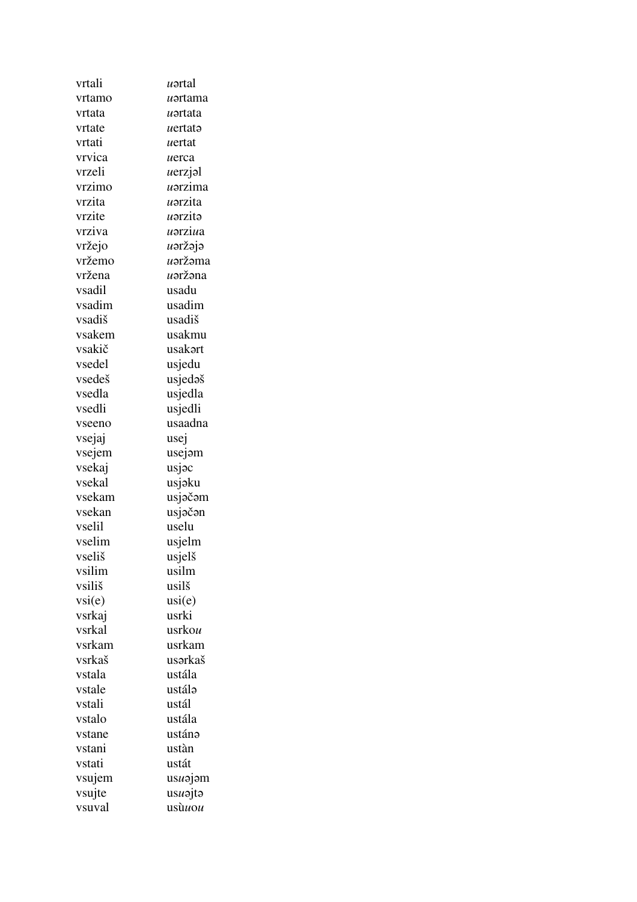| | |
|---|---|
| vrtali | *u*ərtal |
| vrtamo | *u*ərtama |
| vrtata | *u*ərtata |
| vrtate | *u*ertatə |
| vrtati | *u*ertat |
| vrvica | *u*erca |
| vrzeli | *u*erzjəl |
| vrzimo | *u*ərzima |
| vrzita | *u*ərzita |
| vrzite | *u*ərzitə |
| vrziva | *u*ərzi*u*a |
| vržejo | *u*əržəjə |
| vržemo | *u*əržəma |
| vržena | *u*əržəna |
| vsadil | usadu |
| vsadim | usadim |
| vsadiš | usadiš |
| vsakem | usakmu |
| vsakič | usakərt |
| vsedel | usjedu |
| vsedeš | usjedəš |
| vsedla | usjedla |
| vsedli | usjedli |
| vseeno | usaadna |
| vsejaj | usej |
| vsejem | usejəm |
| vsekaj | usjəc |
| vsekal | usjəku |
| vsekam | usjəčəm |
| vsekan | usjəčən |
| vselil | uselu |
| vselim | usjelm |
| vseliš | usjelš |
| vsilim | usilm |
| vsiliš | usilš |
| vsi(e) | usi(e) |
| vsrkaj | usrki |
| vsrkal | usrko*u* |
| vsrkam | usrkam |
| vsrkaš | usərkaš |
| vstala | ustála |
| vstale | ustálə |
| vstali | ustál |
| vstalo | ustála |
| vstane | ustánə |
| vstani | ustàn |
| vstati | ustát |
| vsujem | us*u*əjəm |
| vsujte | us*u*əjtə |
| vsuval | usù*u*o*u* |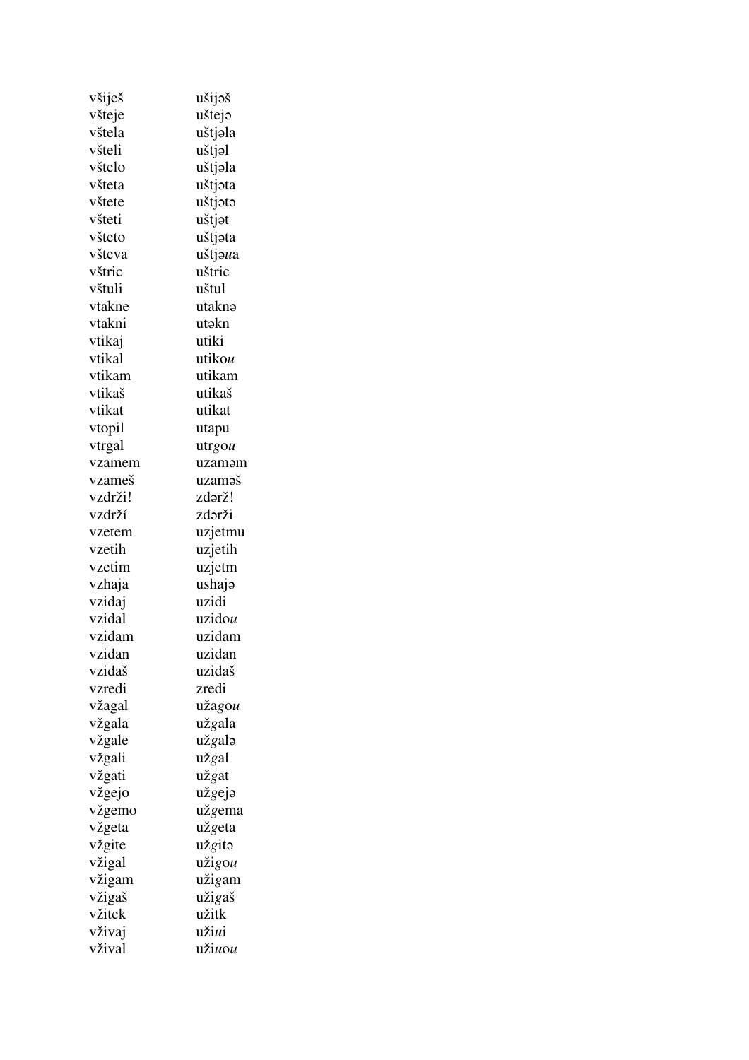| | |
|---|---|
| všiješ | ušijəš |
| všteje | uštejə |
| vštela | uštjəla |
| všteli | uštjəl |
| vštelo | uštjəla |
| všteta | uštjəta |
| vštete | uštjətə |
| všteti | uštjət |
| všteto | uštjəta |
| všteva | uštjə*u*a |
| vštric | uštric |
| vštuli | uštul |
| vtakne | utaknə |
| vtakni | utəkn |
| vtikaj | utiki |
| vtikal | utiko*u* |
| vtikam | utikam |
| vtikaš | utikaš |
| vtikat | utikat |
| vtopil | utapu |
| vtrgal | utr*g*o*u* |
| vzamem | uzaməm |
| vzameš | uzaməš |
| vzdrži! | zdərž! |
| vzdrží | zdərži |
| vzetem | uzjetmu |
| vzetih | uzjetih |
| vzetim | uzjetm |
| vzhaja | ushajə |
| vzidaj | uzidi |
| vzidal | uzido*u* |
| vzidam | uzidam |
| vzidan | uzidan |
| vzidaš | uzidaš |
| vzredi | zredi |
| vžagal | uža*g*o*u* |
| vžgala | už*g*ala |
| vžgale | už*g*alə |
| vžgali | už*g*al |
| vžgati | už*g*at |
| vžgejo | už*g*ejə |
| vžgemo | už*g*ema |
| vžgeta | už*g*eta |
| vžgite | už*g*itə |
| vžigal | uži*g*o*u* |
| vžigam | uži*g*am |
| vžigaš | uži*g*aš |
| vžitek | užitk |
| vživaj | uži*u*i |
| vžival | uži*u*o*u* |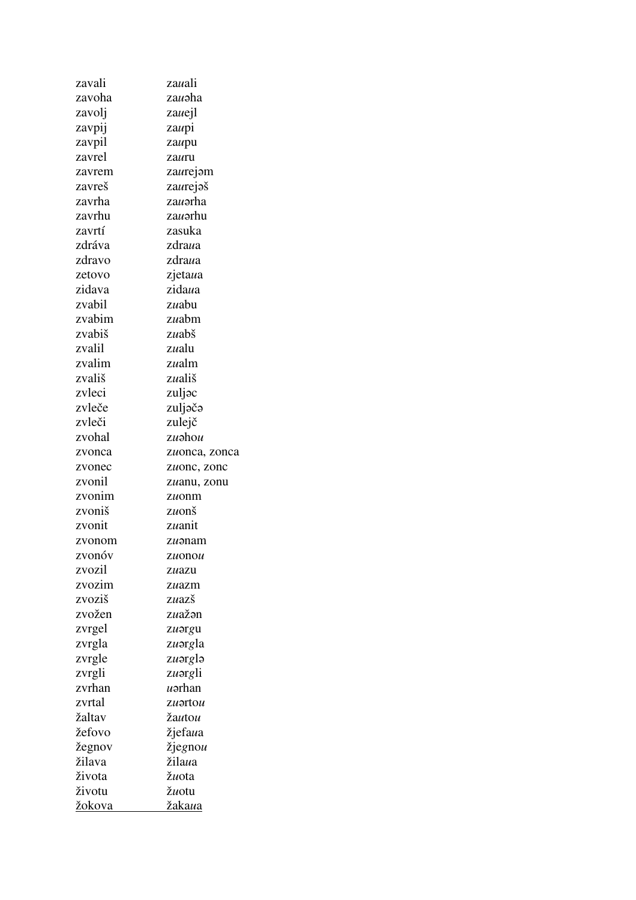| | |
|---|---|
| zavali | za*u*ali |
| zavoha | za*u*əha |
| zavolj | za*u*ejl |
| zavpij | za*u*pi |
| zavpil | za*u*pu |
| zavrel | za*u*ru |
| zavrem | za*u*rejəm |
| zavreš | za*u*rejəš |
| zavrha | za*u*ərha |
| zavrhu | za*u*ərhu |
| zavrtí | zasuka |
| zdráva | zdra*u*a |
| zdravo | zdra*u*a |
| zetovo | zjeta*u*a |
| zidava | zida*u*a |
| zvabil | z*u*abu |
| zvabim | z*u*abm |
| zvabiš | z*u*abš |
| zvalil | z*u*alu |
| zvalim | z*u*alm |
| zvališ | z*u*ališ |
| zvleci | zuljəc |
| zvleče | zuljəčə |
| zvleči | zulejč |
| zvohal | z*u*əho*u* |
| zvonca | z*u*onca, zonca |
| zvonec | z*u*onc, zonc |
| zvonil | z*u*anu, zonu |
| zvonim | z*u*onm |
| zvoniš | z*u*onš |
| zvonit | z*u*anit |
| zvonom | z*u*ənam |
| zvonóv | z*u*ono*u* |
| zvozil | z*u*azu |
| zvozim | z*u*azm |
| zvoziš | z*u*azš |
| zvožen | z*u*ažən |
| zvrgel | z*u*ər*g*u |
| zvrgla | z*u*ər*g*la |
| zvrgle | z*u*ər*g*lə |
| zvrgli | z*u*ər*g*li |
| zvrhan | *u*ərhan |
| zvrtal | z*u*ərto*u* |
| žaltav | ža*u*to*u* |
| žefovo | žjefa*u*a |
| žegnov | žje*g*no*u* |
| žilava | žila*u*a |
| života | ž*u*ota |
| životu | ž*u*otu |
| žokova | žaka*u*a |